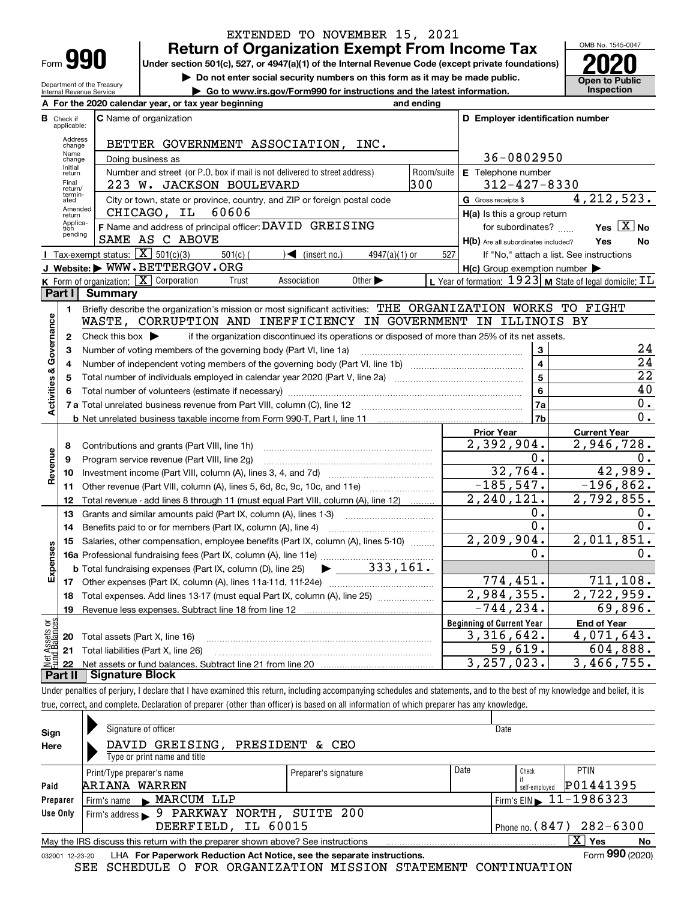EXTENDED TO NOVEMBER 15, 2021

# Form 990 — Return of Organization Exempt From Income Tax (2020)

Under section 501(c), 527, or 4947(a)(1) of the Internal Revenue Code (except private foundations)

▶ Do not enter social security numbers on this form as it may be made public.

▶ Go to www.irs.gov/Form990 for instructions and the latest information.

OMB No. 1545-0047 — Open to Public Inspection

Department of the Treasury, Internal Revenue Service

**A** For the 2020 calendar year, or tax year beginning and ending

**B** Check if applicable: Address change, Name change, Initial return, Final return/terminated, Amended return, Application pending

**C** Name of organization: BETTER GOVERNMENT ASSOCIATION, INC.

Doing business as

Number and street (or P.O. box if mail is not delivered to street address): 223 W. JACKSON BOULEVARD — Room/suite: 300

City or town, state or province, country, and ZIP or foreign postal code: CHICAGO, IL 60606

**D** Employer identification number: 36-0802950

**E** Telephone number: 312-427-8330

**G** Gross receipts $ 4,212,523.

**F** Name and address of principal officer: DAVID GREISING, SAME AS C ABOVE

**H(a)** Is this a group return for subordinates? Yes [X] No

**H(b)** Are all subordinates included? Yes No — If "No," attach a list. See instructions

**H(c)** Group exemption number ▶

**I** Tax-exempt status: [X] 501(c)(3) 501(c) ( ) ◀ (insert no.) 4947(a)(1) or 527

**J** Website: ▶ WWW.BETTERGOV.ORG

**K** Form of organization: [X] Corporation Trust Association Other ▶

**L** Year of formation: 1923 **M** State of legal domicile: IL

## Part I Summary

**Activities & Governance**

1. Briefly describe the organization's mission or most significant activities: THE ORGANIZATION WORKS TO FIGHT WASTE, CORRUPTION AND INEFFICIENCY IN GOVERNMENT IN ILLINOIS BY
2. Check this box ▶ if the organization discontinued its operations or disposed of more than 25% of its net assets.

| Line | Description | No. | Value |
|---|---|---|---|
| 3 | Number of voting members of the governing body (Part VI, line 1a) | 3 | 24 |
| 4 | Number of independent voting members of the governing body (Part VI, line 1b) | 4 | 24 |
| 5 | Total number of individuals employed in calendar year 2020 (Part V, line 2a) | 5 | 22 |
| 6 | Total number of volunteers (estimate if necessary) | 6 | 40 |
| 7a | Total unrelated business revenue from Part VIII, column (C), line 12 | 7a | 0. |
| 7b | Net unrelated business taxable income from Form 990-T, Part I, line 11 | 7b | 0. |

| Line | Description | Prior Year | Current Year |
|---|---|---|---|
| **Revenue** | | | |
| 8 | Contributions and grants (Part VIII, line 1h) | 2,392,904. | 2,946,728. |
| 9 | Program service revenue (Part VIII, line 2g) | 0. | 0. |
| 10 | Investment income (Part VIII, column (A), lines 3, 4, and 7d) | 32,764. | 42,989. |
| 11 | Other revenue (Part VIII, column (A), lines 5, 6d, 8c, 9c, 10c, and 11e) | -185,547. | -196,862. |
| 12 | Total revenue - add lines 8 through 11 (must equal Part VIII, column (A), line 12) | 2,240,121. | 2,792,855. |
| **Expenses** | | | |
| 13 | Grants and similar amounts paid (Part IX, column (A), lines 1-3) | 0. | 0. |
| 14 | Benefits paid to or for members (Part IX, column (A), line 4) | 0. | 0. |
| 15 | Salaries, other compensation, employee benefits (Part IX, column (A), lines 5-10) | 2,209,904. | 2,011,851. |
| 16a | Professional fundraising fees (Part IX, column (A), line 11e) | 0. | 0. |
| b | Total fundraising expenses (Part IX, column (D), line 25) ▶ 333,161. | | |
| 17 | Other expenses (Part IX, column (A), lines 11a-11d, 11f-24e) | 774,451. | 711,108. |
| 18 | Total expenses. Add lines 13-17 (must equal Part IX, column (A), line 25) | 2,984,355. | 2,722,959. |
| 19 | Revenue less expenses. Subtract line 18 from line 12 | -744,234. | 69,896. |
| **Net Assets or Fund Balances** | | **Beginning of Current Year** | **End of Year** |
| 20 | Total assets (Part X, line 16) | 3,316,642. | 4,071,643. |
| 21 | Total liabilities (Part X, line 26) | 59,619. | 604,888. |
| 22 | Net assets or fund balances. Subtract line 21 from line 20 | 3,257,023. | 3,466,755. |

## Part II Signature Block

Under penalties of perjury, I declare that I have examined this return, including accompanying schedules and statements, and to the best of my knowledge and belief, it is true, correct, and complete. Declaration of preparer (other than officer) is based on all information of which preparer has any knowledge.

**Sign Here**

Signature of officer — Date

DAVID GREISING, PRESIDENT & CEO

Type or print name and title

**Paid Preparer Use Only**

| Print/Type preparer's name | Preparer's signature | Date | Check if self-employed | PTIN |
|---|---|---|---|---|
| ARIANA WARREN | | | | P01441395 |

Firm's name ▶ MARCUM LLP — Firm's EIN ▶ 11-1986323

Firm's address ▶ 9 PARKWAY NORTH, SUITE 200, DEERFIELD, IL 60015 — Phone no. (847) 282-6300

May the IRS discuss this return with the preparer shown above? See instructions [X] Yes No

032001 12-23-20 LHA For Paperwork Reduction Act Notice, see the separate instructions. Form 990 (2020)

SEE SCHEDULE O FOR ORGANIZATION MISSION STATEMENT CONTINUATION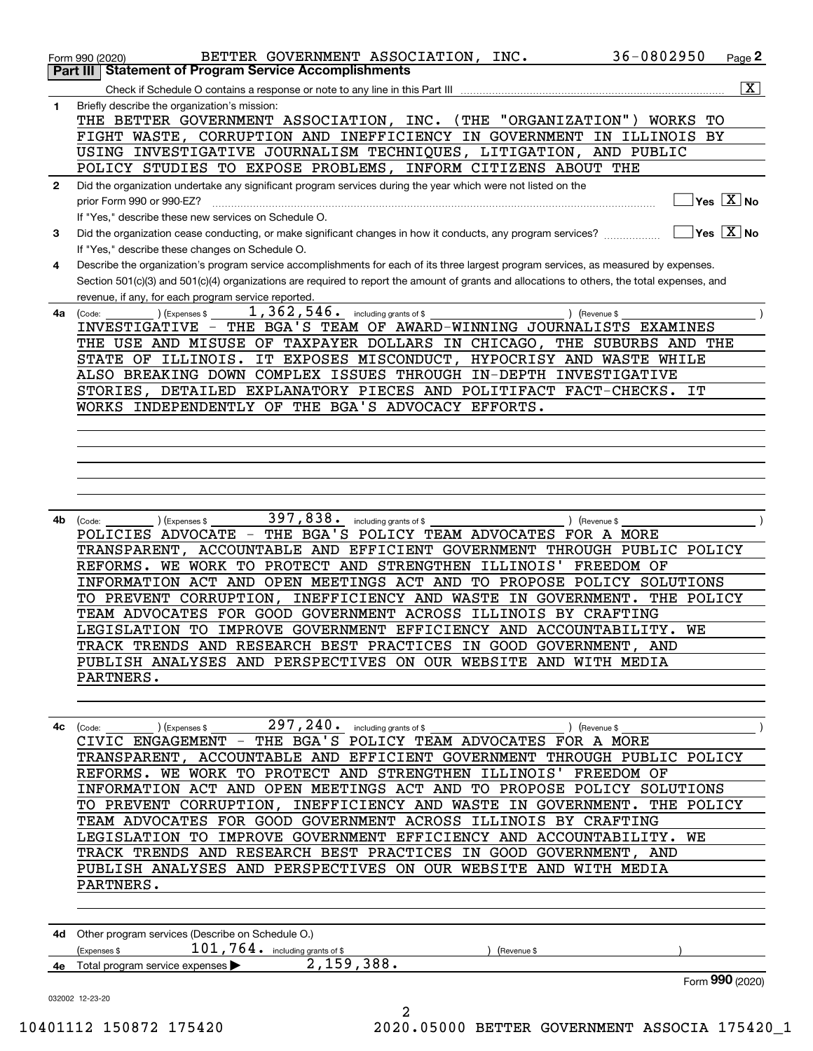Form 990 (2020) BETTER GOVERNMENT ASSOCIATION, INC. 36-0802950 Page **2**

## Part III Statement of Program Service Accomplishments

Check if Schedule O contains a response or note to any line in this Part III .......... [X]

**1** Briefly describe the organization's mission:

THE BETTER GOVERNMENT ASSOCIATION, INC. (THE "ORGANIZATION") WORKS TO FIGHT WASTE, CORRUPTION AND INEFFICIENCY IN GOVERNMENT IN ILLINOIS BY USING INVESTIGATIVE JOURNALISM TECHNIQUES, LITIGATION, AND PUBLIC POLICY STUDIES TO EXPOSE PROBLEMS, INFORM CITIZENS ABOUT THE

**2** Did the organization undertake any significant program services during the year which were not listed on the prior Form 990 or 990-EZ? .......... [ ] Yes [X] No

If "Yes," describe these new services on Schedule O.

**3** Did the organization cease conducting, or make significant changes in how it conducts, any program services? .......... [ ] Yes [X] No

If "Yes," describe these changes on Schedule O.

**4** Describe the organization's program service accomplishments for each of its three largest program services, as measured by expenses. Section 501(c)(3) and 501(c)(4) organizations are required to report the amount of grants and allocations to others, the total expenses, and revenue, if any, for each program service reported.

**4a** (Code: ) (Expenses $ 1,362,546. including grants of $ ) (Revenue $ )

INVESTIGATIVE - THE BGA'S TEAM OF AWARD-WINNING JOURNALISTS EXAMINES THE USE AND MISUSE OF TAXPAYER DOLLARS IN CHICAGO, THE SUBURBS AND THE STATE OF ILLINOIS. IT EXPOSES MISCONDUCT, HYPOCRISY AND WASTE WHILE ALSO BREAKING DOWN COMPLEX ISSUES THROUGH IN-DEPTH INVESTIGATIVE STORIES, DETAILED EXPLANATORY PIECES AND POLITIFACT FACT-CHECKS. IT WORKS INDEPENDENTLY OF THE BGA'S ADVOCACY EFFORTS.

**4b** (Code: ) (Expenses $ 397,838. including grants of $ ) (Revenue $ )

POLICIES ADVOCATE - THE BGA'S POLICY TEAM ADVOCATES FOR A MORE TRANSPARENT, ACCOUNTABLE AND EFFICIENT GOVERNMENT THROUGH PUBLIC POLICY REFORMS. WE WORK TO PROTECT AND STRENGTHEN ILLINOIS' FREEDOM OF INFORMATION ACT AND OPEN MEETINGS ACT AND TO PROPOSE POLICY SOLUTIONS TO PREVENT CORRUPTION, INEFFICIENCY AND WASTE IN GOVERNMENT. THE POLICY TEAM ADVOCATES FOR GOOD GOVERNMENT ACROSS ILLINOIS BY CRAFTING LEGISLATION TO IMPROVE GOVERNMENT EFFICIENCY AND ACCOUNTABILITY. WE TRACK TRENDS AND RESEARCH BEST PRACTICES IN GOOD GOVERNMENT, AND PUBLISH ANALYSES AND PERSPECTIVES ON OUR WEBSITE AND WITH MEDIA PARTNERS.

**4c** (Code: ) (Expenses $ 297,240. including grants of $ ) (Revenue $ )

CIVIC ENGAGEMENT - THE BGA'S POLICY TEAM ADVOCATES FOR A MORE TRANSPARENT, ACCOUNTABLE AND EFFICIENT GOVERNMENT THROUGH PUBLIC POLICY REFORMS. WE WORK TO PROTECT AND STRENGTHEN ILLINOIS' FREEDOM OF INFORMATION ACT AND OPEN MEETINGS ACT AND TO PROPOSE POLICY SOLUTIONS TO PREVENT CORRUPTION, INEFFICIENCY AND WASTE IN GOVERNMENT. THE POLICY TEAM ADVOCATES FOR GOOD GOVERNMENT ACROSS ILLINOIS BY CRAFTING LEGISLATION TO IMPROVE GOVERNMENT EFFICIENCY AND ACCOUNTABILITY. WE TRACK TRENDS AND RESEARCH BEST PRACTICES IN GOOD GOVERNMENT, AND PUBLISH ANALYSES AND PERSPECTIVES ON OUR WEBSITE AND WITH MEDIA PARTNERS.

**4d** Other program services (Describe on Schedule O.)

(Expenses $ 101,764. including grants of $ ) (Revenue $ )

**4e** Total program service expenses ▶ 2,159,388.

Form **990** (2020)

032002 12-23-20

10401112 150872 175420 2020.05000 BETTER GOVERNMENT ASSOCIA 175420_1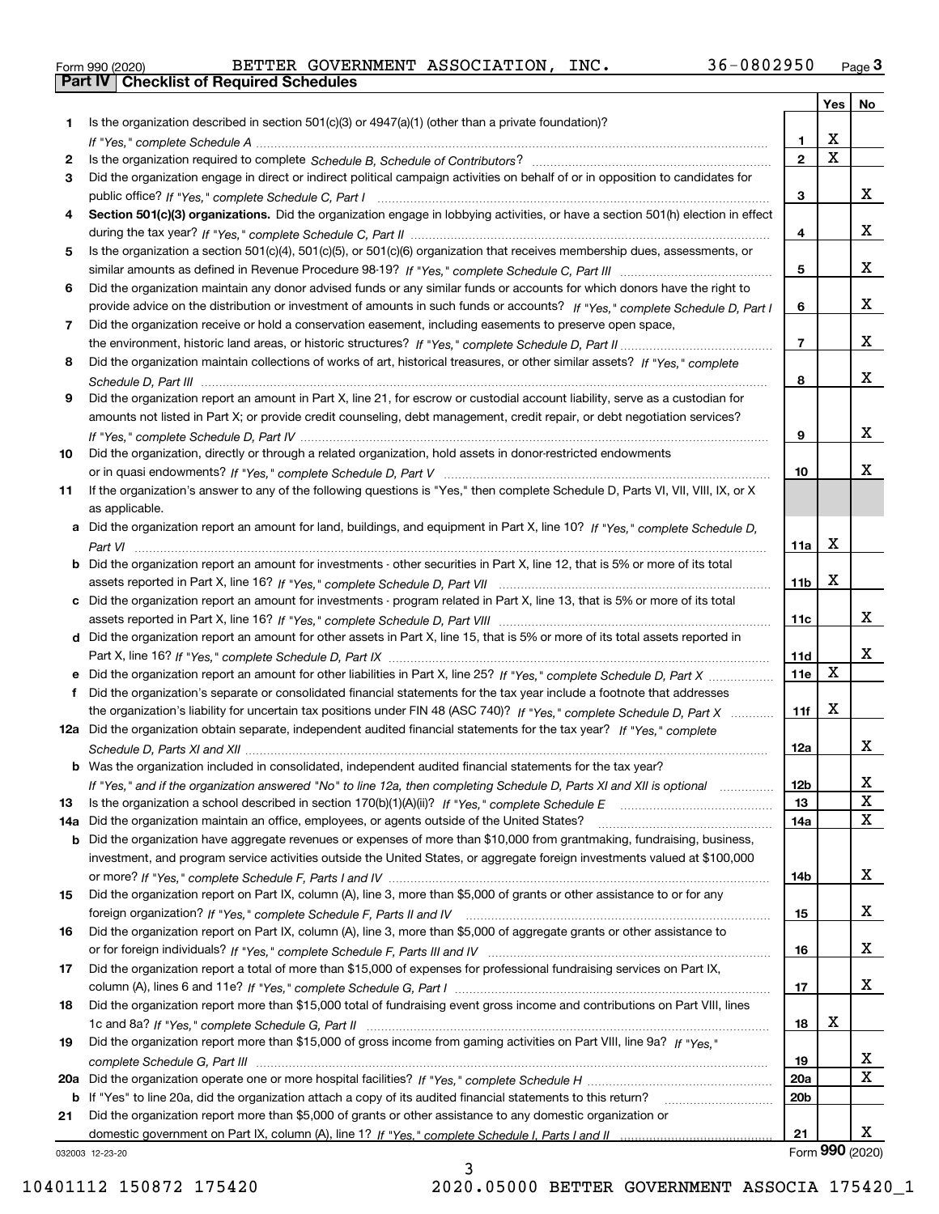Form 990 (2020) BETTER GOVERNMENT ASSOCIATION, INC. 36-0802950 Page 3

## Part IV Checklist of Required Schedules

| | | | Yes | No |
|---|---|---|---|---|
| 1 | Is the organization described in section 501(c)(3) or 4947(a)(1) (other than a private foundation)? *If "Yes," complete Schedule A* | 1 | X | |
| 2 | Is the organization required to complete *Schedule B, Schedule of Contributors*? | 2 | X | |
| 3 | Did the organization engage in direct or indirect political campaign activities on behalf of or in opposition to candidates for public office? *If "Yes," complete Schedule C, Part I* | 3 | | X |
| 4 | **Section 501(c)(3) organizations.** Did the organization engage in lobbying activities, or have a section 501(h) election in effect during the tax year? *If "Yes," complete Schedule C, Part II* | 4 | | X |
| 5 | Is the organization a section 501(c)(4), 501(c)(5), or 501(c)(6) organization that receives membership dues, assessments, or similar amounts as defined in Revenue Procedure 98-19? *If "Yes," complete Schedule C, Part III* | 5 | | X |
| 6 | Did the organization maintain any donor advised funds or any similar funds or accounts for which donors have the right to provide advice on the distribution or investment of amounts in such funds or accounts? *If "Yes," complete Schedule D, Part I* | 6 | | X |
| 7 | Did the organization receive or hold a conservation easement, including easements to preserve open space, the environment, historic land areas, or historic structures? *If "Yes," complete Schedule D, Part II* | 7 | | X |
| 8 | Did the organization maintain collections of works of art, historical treasures, or other similar assets? *If "Yes," complete Schedule D, Part III* | 8 | | X |
| 9 | Did the organization report an amount in Part X, line 21, for escrow or custodial account liability, serve as a custodian for amounts not listed in Part X; or provide credit counseling, debt management, credit repair, or debt negotiation services? *If "Yes," complete Schedule D, Part IV* | 9 | | X |
| 10 | Did the organization, directly or through a related organization, hold assets in donor-restricted endowments or in quasi endowments? *If "Yes," complete Schedule D, Part V* | 10 | | X |
| 11 | If the organization's answer to any of the following questions is "Yes," then complete Schedule D, Parts VI, VII, VIII, IX, or X as applicable. | | | |
| a | Did the organization report an amount for land, buildings, and equipment in Part X, line 10? *If "Yes," complete Schedule D, Part VI* | 11a | X | |
| b | Did the organization report an amount for investments - other securities in Part X, line 12, that is 5% or more of its total assets reported in Part X, line 16? *If "Yes," complete Schedule D, Part VII* | 11b | X | |
| c | Did the organization report an amount for investments - program related in Part X, line 13, that is 5% or more of its total assets reported in Part X, line 16? *If "Yes," complete Schedule D, Part VIII* | 11c | | X |
| d | Did the organization report an amount for other assets in Part X, line 15, that is 5% or more of its total assets reported in Part X, line 16? *If "Yes," complete Schedule D, Part IX* | 11d | | X |
| e | Did the organization report an amount for other liabilities in Part X, line 25? *If "Yes," complete Schedule D, Part X* | 11e | X | |
| f | Did the organization's separate or consolidated financial statements for the tax year include a footnote that addresses the organization's liability for uncertain tax positions under FIN 48 (ASC 740)? *If "Yes," complete Schedule D, Part X* | 11f | X | |
| 12a | Did the organization obtain separate, independent audited financial statements for the tax year? *If "Yes," complete Schedule D, Parts XI and XII* | 12a | | X |
| b | Was the organization included in consolidated, independent audited financial statements for the tax year? *If "Yes," and if the organization answered "No" to line 12a, then completing Schedule D, Parts XI and XII is optional* | 12b | | X |
| 13 | Is the organization a school described in section 170(b)(1)(A)(ii)? *If "Yes," complete Schedule E* | 13 | | X |
| 14a | Did the organization maintain an office, employees, or agents outside of the United States? | 14a | | X |
| b | Did the organization have aggregate revenues or expenses of more than $10,000 from grantmaking, fundraising, business, investment, and program service activities outside the United States, or aggregate foreign investments valued at $100,000 or more? *If "Yes," complete Schedule F, Parts I and IV* | 14b | | X |
| 15 | Did the organization report on Part IX, column (A), line 3, more than $5,000 of grants or other assistance to or for any foreign organization? *If "Yes," complete Schedule F, Parts II and IV* | 15 | | X |
| 16 | Did the organization report on Part IX, column (A), line 3, more than $5,000 of aggregate grants or other assistance to or for foreign individuals? *If "Yes," complete Schedule F, Parts III and IV* | 16 | | X |
| 17 | Did the organization report a total of more than $15,000 of expenses for professional fundraising services on Part IX, column (A), lines 6 and 11e? *If "Yes," complete Schedule G, Part I* | 17 | | X |
| 18 | Did the organization report more than $15,000 total of fundraising event gross income and contributions on Part VIII, lines 1c and 8a? *If "Yes," complete Schedule G, Part II* | 18 | X | |
| 19 | Did the organization report more than $15,000 of gross income from gaming activities on Part VIII, line 9a? *If "Yes," complete Schedule G, Part III* | 19 | | X |
| 20a | Did the organization operate one or more hospital facilities? *If "Yes," complete Schedule H* | 20a | | X |
| b | If "Yes" to line 20a, did the organization attach a copy of its audited financial statements to this return? | 20b | | |
| 21 | Did the organization report more than $5,000 of grants or other assistance to any domestic organization or domestic government on Part IX, column (A), line 1? *If "Yes," complete Schedule I, Parts I and II* | 21 | | X |

032003 12-23-20 Form **990** (2020)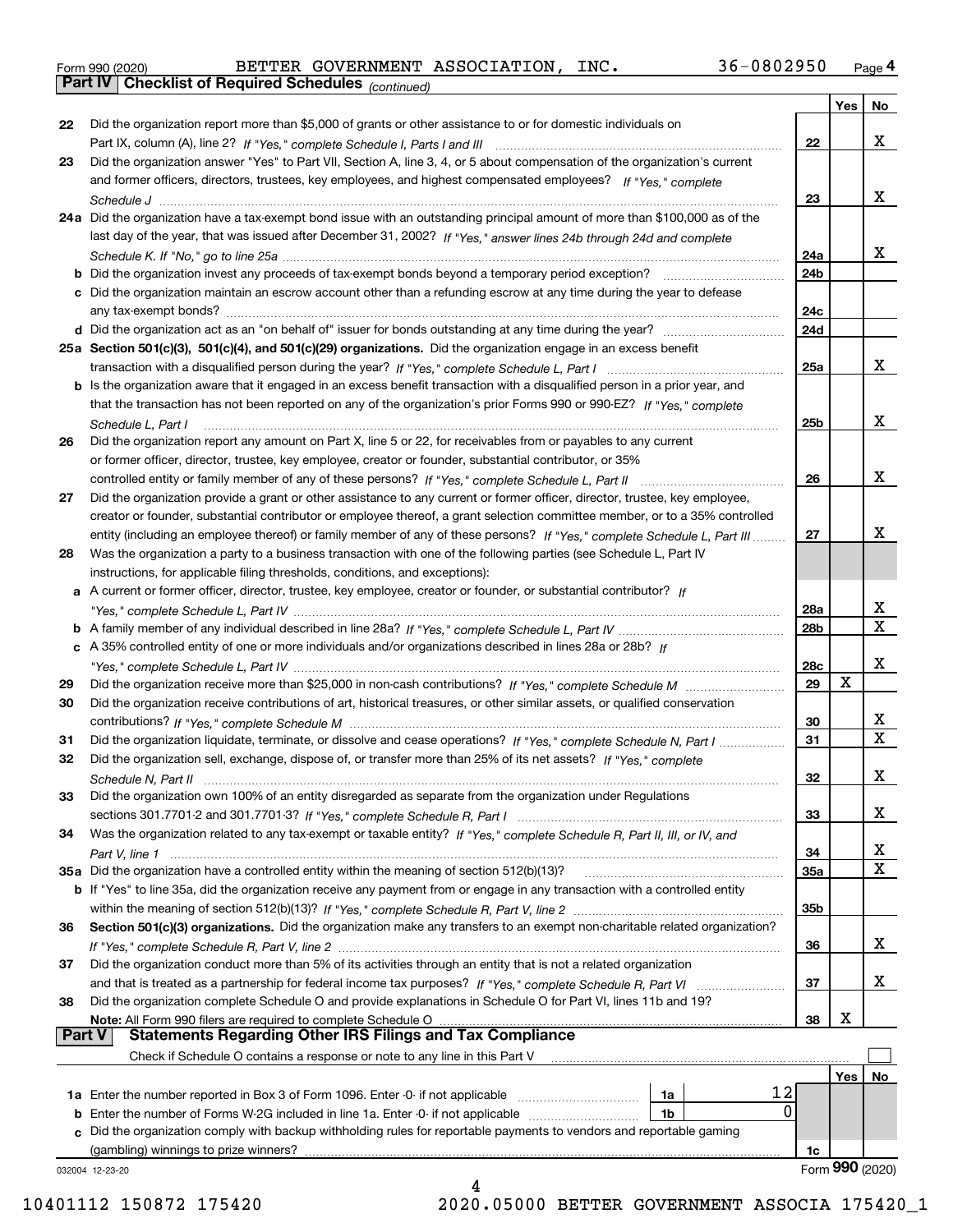Form 990 (2020) BETTER GOVERNMENT ASSOCIATION, INC. 36-0802950 Page 4

**Part IV Checklist of Required Schedules** *(continued)*

| | | | Yes | No |
|---|---|---|---|---|
| 22 | Did the organization report more than $5,000 of grants or other assistance to or for domestic individuals on Part IX, column (A), line 2? *If "Yes," complete Schedule I, Parts I and III* | 22 | | X |
| 23 | Did the organization answer "Yes" to Part VII, Section A, line 3, 4, or 5 about compensation of the organization's current and former officers, directors, trustees, key employees, and highest compensated employees? *If "Yes," complete Schedule J* | 23 | | X |
| 24a | Did the organization have a tax-exempt bond issue with an outstanding principal amount of more than $100,000 as of the last day of the year, that was issued after December 31, 2002? *If "Yes," answer lines 24b through 24d and complete Schedule K. If "No," go to line 25a* | 24a | | X |
| b | Did the organization invest any proceeds of tax-exempt bonds beyond a temporary period exception? | 24b | | |
| c | Did the organization maintain an escrow account other than a refunding escrow at any time during the year to defease any tax-exempt bonds? | 24c | | |
| d | Did the organization act as an "on behalf of" issuer for bonds outstanding at any time during the year? | 24d | | |
| 25a | **Section 501(c)(3), 501(c)(4), and 501(c)(29) organizations.** Did the organization engage in an excess benefit transaction with a disqualified person during the year? *If "Yes," complete Schedule L, Part I* | 25a | | X |
| b | Is the organization aware that it engaged in an excess benefit transaction with a disqualified person in a prior year, and that the transaction has not been reported on any of the organization's prior Forms 990 or 990-EZ? *If "Yes," complete Schedule L, Part I* | 25b | | X |
| 26 | Did the organization report any amount on Part X, line 5 or 22, for receivables from or payables to any current or former officer, director, trustee, key employee, creator or founder, substantial contributor, or 35% controlled entity or family member of any of these persons? *If "Yes," complete Schedule L, Part II* | 26 | | X |
| 27 | Did the organization provide a grant or other assistance to any current or former officer, director, trustee, key employee, creator or founder, substantial contributor or employee thereof, a grant selection committee member, or to a 35% controlled entity (including an employee thereof) or family member of any of these persons? *If "Yes," complete Schedule L, Part III* | 27 | | X |
| 28 | Was the organization a party to a business transaction with one of the following parties (see Schedule L, Part IV instructions, for applicable filing thresholds, conditions, and exceptions): | | | |
| a | A current or former officer, director, trustee, key employee, creator or founder, or substantial contributor? *If "Yes," complete Schedule L, Part IV* | 28a | | X |
| b | A family member of any individual described in line 28a? *If "Yes," complete Schedule L, Part IV* | 28b | | X |
| c | A 35% controlled entity of one or more individuals and/or organizations described in lines 28a or 28b? *If "Yes," complete Schedule L, Part IV* | 28c | | X |
| 29 | Did the organization receive more than $25,000 in non-cash contributions? *If "Yes," complete Schedule M* | 29 | X | |
| 30 | Did the organization receive contributions of art, historical treasures, or other similar assets, or qualified conservation contributions? *If "Yes," complete Schedule M* | 30 | | X |
| 31 | Did the organization liquidate, terminate, or dissolve and cease operations? *If "Yes," complete Schedule N, Part I* | 31 | | X |
| 32 | Did the organization sell, exchange, dispose of, or transfer more than 25% of its net assets? *If "Yes," complete Schedule N, Part II* | 32 | | X |
| 33 | Did the organization own 100% of an entity disregarded as separate from the organization under Regulations sections 301.7701-2 and 301.7701-3? *If "Yes," complete Schedule R, Part I* | 33 | | X |
| 34 | Was the organization related to any tax-exempt or taxable entity? *If "Yes," complete Schedule R, Part II, III, or IV, and Part V, line 1* | 34 | | X |
| 35a | Did the organization have a controlled entity within the meaning of section 512(b)(13)? | 35a | | X |
| b | If "Yes" to line 35a, did the organization receive any payment from or engage in any transaction with a controlled entity within the meaning of section 512(b)(13)? *If "Yes," complete Schedule R, Part V, line 2* | 35b | | |
| 36 | **Section 501(c)(3) organizations.** Did the organization make any transfers to an exempt non-charitable related organization? *If "Yes," complete Schedule R, Part V, line 2* | 36 | | X |
| 37 | Did the organization conduct more than 5% of its activities through an entity that is not a related organization and that is treated as a partnership for federal income tax purposes? *If "Yes," complete Schedule R, Part VI* | 37 | | X |
| 38 | Did the organization complete Schedule O and provide explanations in Schedule O for Part VI, lines 11b and 19? **Note:** All Form 990 filers are required to complete Schedule O | 38 | X | |

**Part V Statements Regarding Other IRS Filings and Tax Compliance**

Check if Schedule O contains a response or note to any line in this Part V ☐

| | | | | | Yes | No |
|---|---|---|---|---|---|---|
| 1a | Enter the number reported in Box 3 of Form 1096. Enter -0- if not applicable | 1a | 12 | | | |
| b | Enter the number of Forms W-2G included in line 1a. Enter -0- if not applicable | 1b | 0 | | | |
| c | Did the organization comply with backup withholding rules for reportable payments to vendors and reportable gaming (gambling) winnings to prize winners? | | | 1c | | |

032004 12-23-20 Form **990** (2020)

10401112 150872 175420 2020.05000 BETTER GOVERNMENT ASSOCIA 175420_1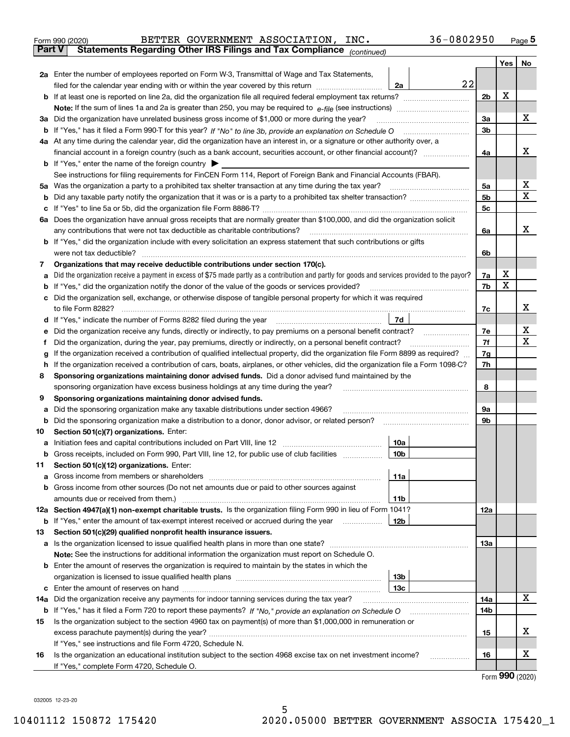Form 990 (2020) BETTER GOVERNMENT ASSOCIATION, INC. 36-0802950 Page 5

**Part V Statements Regarding Other IRS Filings and Tax Compliance** *(continued)*

| | | | | | Yes | No |
|---|---|---|---|---|---|---|
| **2a** | Enter the number of employees reported on Form W-3, Transmittal of Wage and Tax Statements, filed for the calendar year ending with or within the year covered by this return | 2a | 22 | | | |
| **b** | If at least one is reported on line 2a, did the organization file all required federal employment tax returns? | | | 2b | X | |
| | **Note:** If the sum of lines 1a and 2a is greater than 250, you may be required to *e-file* (see instructions) | | | | | |
| **3a** | Did the organization have unrelated business gross income of $1,000 or more during the year? | | | 3a | | X |
| **b** | If "Yes," has it filed a Form 990-T for this year? *If "No" to line 3b, provide an explanation on Schedule O* | | | 3b | | |
| **4a** | At any time during the calendar year, did the organization have an interest in, or a signature or other authority over, a financial account in a foreign country (such as a bank account, securities account, or other financial account)? | | | 4a | | X |
| **b** | If "Yes," enter the name of the foreign country ▶ | | | | | |
| | See instructions for filing requirements for FinCEN Form 114, Report of Foreign Bank and Financial Accounts (FBAR). | | | | | |
| **5a** | Was the organization a party to a prohibited tax shelter transaction at any time during the tax year? | | | 5a | | X |
| **b** | Did any taxable party notify the organization that it was or is a party to a prohibited tax shelter transaction? | | | 5b | | X |
| **c** | If "Yes" to line 5a or 5b, did the organization file Form 8886-T? | | | 5c | | |
| **6a** | Does the organization have annual gross receipts that are normally greater than $100,000, and did the organization solicit any contributions that were not tax deductible as charitable contributions? | | | 6a | | X |
| **b** | If "Yes," did the organization include with every solicitation an express statement that such contributions or gifts were not tax deductible? | | | 6b | | |
| **7** | **Organizations that may receive deductible contributions under section 170(c).** | | | | | |
| **a** | Did the organization receive a payment in excess of $75 made partly as a contribution and partly for goods and services provided to the payor? | | | 7a | X | |
| **b** | If "Yes," did the organization notify the donor of the value of the goods or services provided? | | | 7b | X | |
| **c** | Did the organization sell, exchange, or otherwise dispose of tangible personal property for which it was required to file Form 8282? | | | 7c | | X |
| **d** | If "Yes," indicate the number of Forms 8282 filed during the year | 7d | | | | |
| **e** | Did the organization receive any funds, directly or indirectly, to pay premiums on a personal benefit contract? | | | 7e | | X |
| **f** | Did the organization, during the year, pay premiums, directly or indirectly, on a personal benefit contract? | | | 7f | | X |
| **g** | If the organization received a contribution of qualified intellectual property, did the organization file Form 8899 as required? | | | 7g | | |
| **h** | If the organization received a contribution of cars, boats, airplanes, or other vehicles, did the organization file a Form 1098-C? | | | 7h | | |
| **8** | **Sponsoring organizations maintaining donor advised funds.** Did a donor advised fund maintained by the sponsoring organization have excess business holdings at any time during the year? | | | 8 | | |
| **9** | **Sponsoring organizations maintaining donor advised funds.** | | | | | |
| **a** | Did the sponsoring organization make any taxable distributions under section 4966? | | | 9a | | |
| **b** | Did the sponsoring organization make a distribution to a donor, donor advisor, or related person? | | | 9b | | |
| **10** | **Section 501(c)(7) organizations.** Enter: | | | | | |
| **a** | Initiation fees and capital contributions included on Part VIII, line 12 | 10a | | | | |
| **b** | Gross receipts, included on Form 990, Part VIII, line 12, for public use of club facilities | 10b | | | | |
| **11** | **Section 501(c)(12) organizations.** Enter: | | | | | |
| **a** | Gross income from members or shareholders | 11a | | | | |
| **b** | Gross income from other sources (Do not net amounts due or paid to other sources against amounts due or received from them.) | 11b | | | | |
| **12a** | **Section 4947(a)(1) non-exempt charitable trusts.** Is the organization filing Form 990 in lieu of Form 1041? | | | 12a | | |
| **b** | If "Yes," enter the amount of tax-exempt interest received or accrued during the year | 12b | | | | |
| **13** | **Section 501(c)(29) qualified nonprofit health insurance issuers.** | | | | | |
| **a** | Is the organization licensed to issue qualified health plans in more than one state? | | | 13a | | |
| | **Note:** See the instructions for additional information the organization must report on Schedule O. | | | | | |
| **b** | Enter the amount of reserves the organization is required to maintain by the states in which the organization is licensed to issue qualified health plans | 13b | | | | |
| **c** | Enter the amount of reserves on hand | 13c | | | | |
| **14a** | Did the organization receive any payments for indoor tanning services during the tax year? | | | 14a | | X |
| **b** | If "Yes," has it filed a Form 720 to report these payments? *If "No," provide an explanation on Schedule O* | | | 14b | | |
| **15** | Is the organization subject to the section 4960 tax on payment(s) of more than $1,000,000 in remuneration or excess parachute payment(s) during the year? | | | 15 | | X |
| | If "Yes," see instructions and file Form 4720, Schedule N. | | | | | |
| **16** | Is the organization an educational institution subject to the section 4968 excise tax on net investment income? | | | 16 | | X |
| | If "Yes," complete Form 4720, Schedule O. | | | | | |

Form **990** (2020)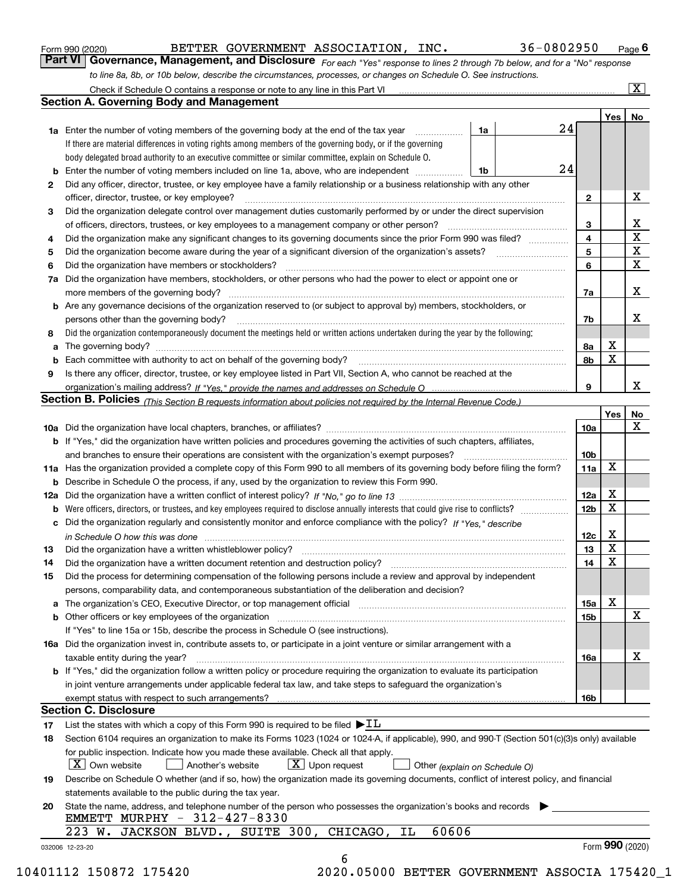Form 990 (2020) BETTER GOVERNMENT ASSOCIATION, INC. 36-0802950 Page 6

**Part VI Governance, Management, and Disclosure** *For each "Yes" response to lines 2 through 7b below, and for a "No" response to line 8a, 8b, or 10b below, describe the circumstances, processes, or changes on Schedule O. See instructions.*

Check if Schedule O contains a response or note to any line in this Part VI ..... [X]

## Section A. Governing Body and Management

| | | | | Yes | No |
|---|---|---|---|---|---|
| **1a** | Enter the number of voting members of the governing body at the end of the tax year ..... **1a** 24 | | | | |
| | If there are material differences in voting rights among members of the governing body, or if the governing body delegated broad authority to an executive committee or similar committee, explain on Schedule O. | | | | |
| **b** | Enter the number of voting members included on line 1a, above, who are independent ..... **1b** 24 | | | | |
| **2** | Did any officer, director, trustee, or key employee have a family relationship or a business relationship with any other officer, director, trustee, or key employee? | **2** | | | X |
| **3** | Did the organization delegate control over management duties customarily performed by or under the direct supervision of officers, directors, trustees, or key employees to a management company or other person? | **3** | | | X |
| **4** | Did the organization make any significant changes to its governing documents since the prior Form 990 was filed? | **4** | | | X |
| **5** | Did the organization become aware during the year of a significant diversion of the organization's assets? | **5** | | | X |
| **6** | Did the organization have members or stockholders? | **6** | | | X |
| **7a** | Did the organization have members, stockholders, or other persons who had the power to elect or appoint one or more members of the governing body? | **7a** | | | X |
| **b** | Are any governance decisions of the organization reserved to (or subject to approval by) members, stockholders, or persons other than the governing body? | **7b** | | | X |
| **8** | Did the organization contemporaneously document the meetings held or written actions undertaken during the year by the following: | | | | |
| **a** | The governing body? | **8a** | | X | |
| **b** | Each committee with authority to act on behalf of the governing body? | **8b** | | X | |
| **9** | Is there any officer, director, trustee, or key employee listed in Part VII, Section A, who cannot be reached at the organization's mailing address? *If "Yes," provide the names and addresses on Schedule O* | **9** | | | X |

## Section B. Policies *(This Section B requests information about policies not required by the Internal Revenue Code.)*

| | | | Yes | No |
|---|---|---|---|---|
| **10a** | Did the organization have local chapters, branches, or affiliates? | **10a** | | X |
| **b** | If "Yes," did the organization have written policies and procedures governing the activities of such chapters, affiliates, and branches to ensure their operations are consistent with the organization's exempt purposes? | **10b** | | |
| **11a** | Has the organization provided a complete copy of this Form 990 to all members of its governing body before filing the form? | **11a** | X | |
| **b** | Describe in Schedule O the process, if any, used by the organization to review this Form 990. | | | |
| **12a** | Did the organization have a written conflict of interest policy? *If "No," go to line 13* | **12a** | X | |
| **b** | Were officers, directors, or trustees, and key employees required to disclose annually interests that could give rise to conflicts? | **12b** | X | |
| **c** | Did the organization regularly and consistently monitor and enforce compliance with the policy? *If "Yes," describe in Schedule O how this was done* | **12c** | X | |
| **13** | Did the organization have a written whistleblower policy? | **13** | X | |
| **14** | Did the organization have a written document retention and destruction policy? | **14** | X | |
| **15** | Did the process for determining compensation of the following persons include a review and approval by independent persons, comparability data, and contemporaneous substantiation of the deliberation and decision? | | | |
| **a** | The organization's CEO, Executive Director, or top management official | **15a** | X | |
| **b** | Other officers or key employees of the organization | **15b** | | X |
| | If "Yes" to line 15a or 15b, describe the process in Schedule O (see instructions). | | | |
| **16a** | Did the organization invest in, contribute assets to, or participate in a joint venture or similar arrangement with a taxable entity during the year? | **16a** | | X |
| **b** | If "Yes," did the organization follow a written policy or procedure requiring the organization to evaluate its participation in joint venture arrangements under applicable federal tax law, and take steps to safeguard the organization's exempt status with respect to such arrangements? | **16b** | | |

## Section C. Disclosure

**17** List the states with which a copy of this Form 990 is required to be filed ▶ IL

**18** Section 6104 requires an organization to make its Forms 1023 (1024 or 1024-A, if applicable), 990, and 990-T (Section 501(c)(3)s only) available for public inspection. Indicate how you made these available. Check all that apply.

[X] Own website [ ] Another's website [X] Upon request [ ] Other *(explain on Schedule O)*

**19** Describe on Schedule O whether (and if so, how) the organization made its governing documents, conflict of interest policy, and financial statements available to the public during the tax year.

**20** State the name, address, and telephone number of the person who possesses the organization's books and records ▶

EMMETT MURPHY - 312-427-8330
223 W. JACKSON BLVD., SUITE 300, CHICAGO, IL 60606

032006 12-23-20 Form **990** (2020)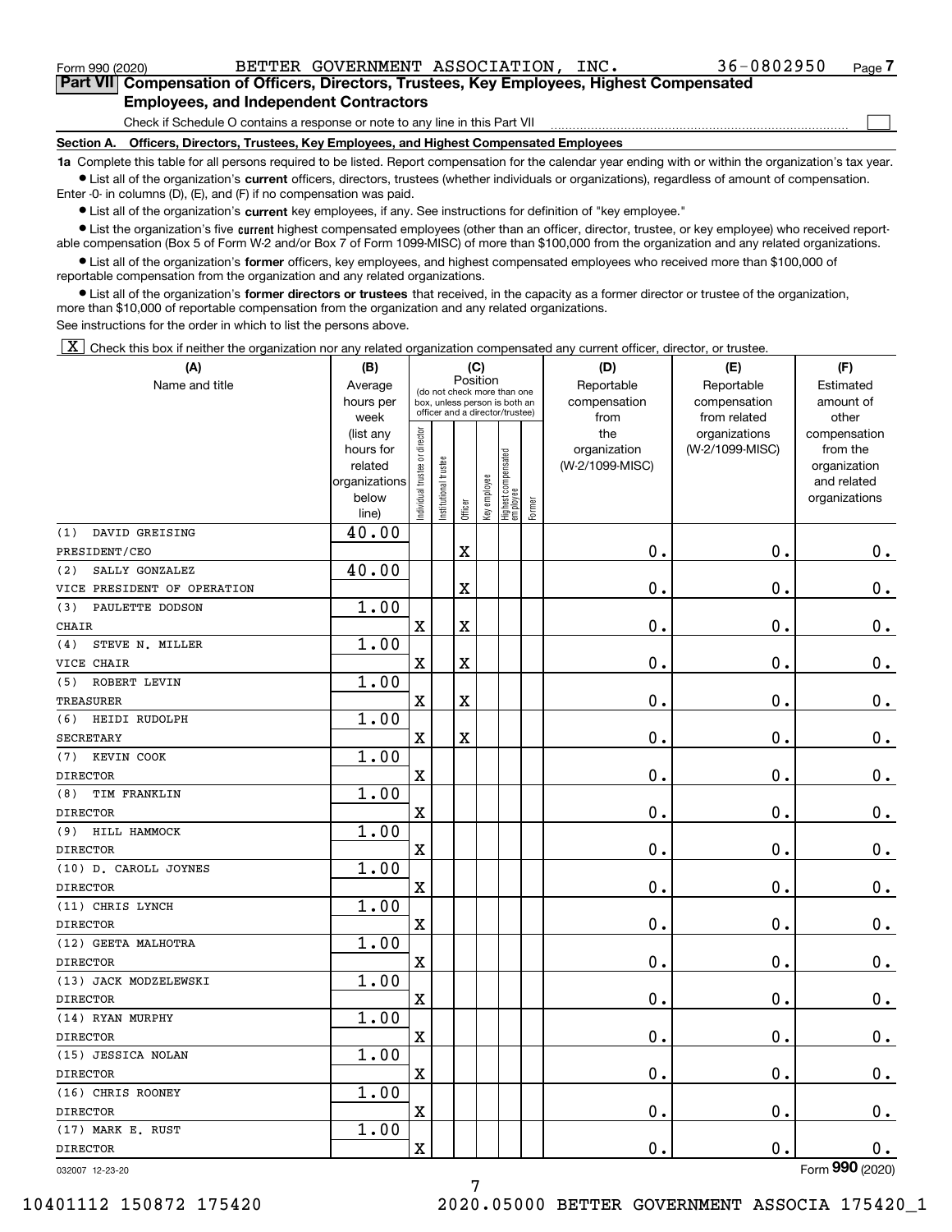Form 990 (2020) BETTER GOVERNMENT ASSOCIATION, INC. 36-0802950 Page 7

## Part VII Compensation of Officers, Directors, Trustees, Key Employees, Highest Compensated Employees, and Independent Contractors

Check if Schedule O contains a response or note to any line in this Part VII ☐

### Section A. Officers, Directors, Trustees, Key Employees, and Highest Compensated Employees

**1a** Complete this table for all persons required to be listed. Report compensation for the calendar year ending with or within the organization's tax year.

- List all of the organization's **current** officers, directors, trustees (whether individuals or organizations), regardless of amount of compensation. Enter -0- in columns (D), (E), and (F) if no compensation was paid.
- List all of the organization's **current** key employees, if any. See instructions for definition of "key employee."
- List the organization's five **current** highest compensated employees (other than an officer, director, trustee, or key employee) who received reportable compensation (Box 5 of Form W-2 and/or Box 7 of Form 1099-MISC) of more than $100,000 from the organization and any related organizations.
- List all of the organization's **former** officers, key employees, and highest compensated employees who received more than $100,000 of reportable compensation from the organization and any related organizations.
- List all of the organization's **former directors or trustees** that received, in the capacity as a former director or trustee of the organization, more than $10,000 of reportable compensation from the organization and any related organizations.

See instructions for the order in which to list the persons above.

☒ Check this box if neither the organization nor any related organization compensated any current officer, director, or trustee.

| (A) Name and title | (B) Average hours per week (list any hours for related organizations below line) | (C) Position: Individual trustee or director | Institutional trustee | Officer | Key employee | Highest compensated employee | Former | (D) Reportable compensation from the organization (W-2/1099-MISC) | (E) Reportable compensation from related organizations (W-2/1099-MISC) | (F) Estimated amount of other compensation from the organization and related organizations |
|---|---|---|---|---|---|---|---|---|---|---|
| (1) DAVID GREISING<br>PRESIDENT/CEO | 40.00 | | | X | | | | 0. | 0. | 0. |
| (2) SALLY GONZALEZ<br>VICE PRESIDENT OF OPERATION | 40.00 | | | X | | | | 0. | 0. | 0. |
| (3) PAULETTE DODSON<br>CHAIR | 1.00 | X | | X | | | | 0. | 0. | 0. |
| (4) STEVE N. MILLER<br>VICE CHAIR | 1.00 | X | | X | | | | 0. | 0. | 0. |
| (5) ROBERT LEVIN<br>TREASURER | 1.00 | X | | X | | | | 0. | 0. | 0. |
| (6) HEIDI RUDOLPH<br>SECRETARY | 1.00 | X | | X | | | | 0. | 0. | 0. |
| (7) KEVIN COOK<br>DIRECTOR | 1.00 | X | | | | | | 0. | 0. | 0. |
| (8) TIM FRANKLIN<br>DIRECTOR | 1.00 | X | | | | | | 0. | 0. | 0. |
| (9) HILL HAMMOCK<br>DIRECTOR | 1.00 | X | | | | | | 0. | 0. | 0. |
| (10) D. CAROLL JOYNES<br>DIRECTOR | 1.00 | X | | | | | | 0. | 0. | 0. |
| (11) CHRIS LYNCH<br>DIRECTOR | 1.00 | X | | | | | | 0. | 0. | 0. |
| (12) GEETA MALHOTRA<br>DIRECTOR | 1.00 | X | | | | | | 0. | 0. | 0. |
| (13) JACK MODZELEWSKI<br>DIRECTOR | 1.00 | X | | | | | | 0. | 0. | 0. |
| (14) RYAN MURPHY<br>DIRECTOR | 1.00 | X | | | | | | 0. | 0. | 0. |
| (15) JESSICA NOLAN<br>DIRECTOR | 1.00 | X | | | | | | 0. | 0. | 0. |
| (16) CHRIS ROONEY<br>DIRECTOR | 1.00 | X | | | | | | 0. | 0. | 0. |
| (17) MARK E. RUST<br>DIRECTOR | 1.00 | X | | | | | | 0. | 0. | 0. |

032007 12-23-20 Form 990 (2020)

10401112 150872 175420 2020.05000 BETTER GOVERNMENT ASSOCIA 175420_1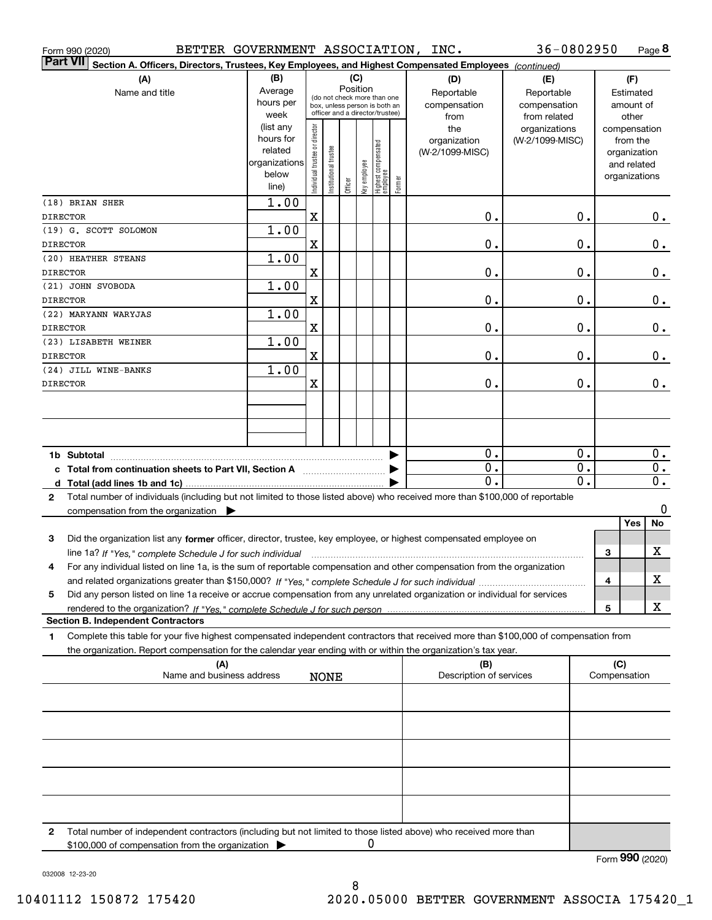Form 990 (2020) BETTER GOVERNMENT ASSOCIATION, INC. 36-0802950 Page 8

**Part VII Section A. Officers, Directors, Trustees, Key Employees, and Highest Compensated Employees** *(continued)*

| (A) Name and title | (B) Average hours per week (list any hours for related organizations below line) | (C) Position: Individual trustee or director | Institutional trustee | Officer | Key employee | Highest compensated employee | Former | (D) Reportable compensation from the organization (W-2/1099-MISC) | (E) Reportable compensation from related organizations (W-2/1099-MISC) | (F) Estimated amount of other compensation from the organization and related organizations |
|---|---|---|---|---|---|---|---|---|---|---|
| (18) BRIAN SHER<br>DIRECTOR | 1.00 | X | | | | | | 0. | 0. | 0. |
| (19) G. SCOTT SOLOMON<br>DIRECTOR | 1.00 | X | | | | | | 0. | 0. | 0. |
| (20) HEATHER STEANS<br>DIRECTOR | 1.00 | X | | | | | | 0. | 0. | 0. |
| (21) JOHN SVOBODA<br>DIRECTOR | 1.00 | X | | | | | | 0. | 0. | 0. |
| (22) MARYANN WARYJAS<br>DIRECTOR | 1.00 | X | | | | | | 0. | 0. | 0. |
| (23) LISABETH WEINER<br>DIRECTOR | 1.00 | X | | | | | | 0. | 0. | 0. |
| (24) JILL WINE-BANKS<br>DIRECTOR | 1.00 | X | | | | | | 0. | 0. | 0. |
| **1b Subtotal** | | | | | | | | 0. | 0. | 0. |
| **c Total from continuation sheets to Part VII, Section A** | | | | | | | | 0. | 0. | 0. |
| **d Total (add lines 1b and 1c)** | | | | | | | | 0. | 0. | 0. |

**2** Total number of individuals (including but not limited to those listed above) who received more than $100,000 of reportable compensation from the organization ▶ 0

| | | Yes | No |
|---|---|---|---|
| **3** Did the organization list any **former** officer, director, trustee, key employee, or highest compensated employee on line 1a? *If "Yes," complete Schedule J for such individual* | 3 | | X |
| **4** For any individual listed on line 1a, is the sum of reportable compensation and other compensation from the organization and related organizations greater than $150,000? *If "Yes," complete Schedule J for such individual* | 4 | | X |
| **5** Did any person listed on line 1a receive or accrue compensation from any unrelated organization or individual for services rendered to the organization? *If "Yes," complete Schedule J for such person* | 5 | | X |

**Section B. Independent Contractors**

**1** Complete this table for your five highest compensated independent contractors that received more than $100,000 of compensation from the organization. Report compensation for the calendar year ending with or within the organization's tax year.

| (A) Name and business address | (B) Description of services | (C) Compensation |
|---|---|---|
| NONE | | |
| | | |
| | | |
| | | |
| | | |

**2** Total number of independent contractors (including but not limited to those listed above) who received more than $100,000 of compensation from the organization ▶ 0

Form **990** (2020)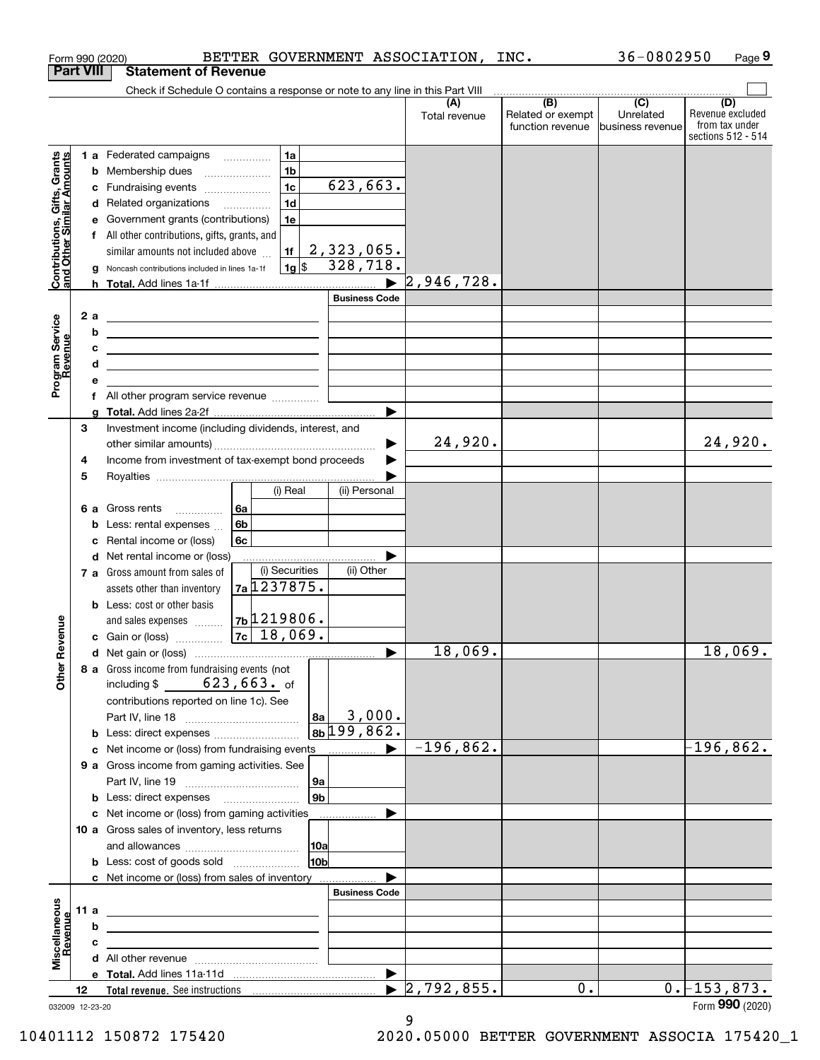Form 990 (2020) BETTER GOVERNMENT ASSOCIATION, INC. 36-0802950 Page 9

**Part VIII Statement of Revenue**

Check if Schedule O contains a response or note to any line in this Part VIII

| | | | (A) Total revenue | (B) Related or exempt function revenue | (C) Unrelated business revenue | (D) Revenue excluded from tax under sections 512 - 514 |
|---|---|---|---|---|---|---|
| **Contributions, Gifts, Grants and Other Similar Amounts** | 1 a Federated campaigns | 1a | | | | |
| | b Membership dues | 1b | | | | |
| | c Fundraising events | 1c 623,663. | | | | |
| | d Related organizations | 1d | | | | |
| | e Government grants (contributions) | 1e | | | | |
| | f All other contributions, gifts, grants, and similar amounts not included above | 1f 2,323,065. | | | | |
| | g Noncash contributions included in lines 1a-1f | 1g $ 328,718. | | | | |
| | h **Total.** Add lines 1a-1f | | 2,946,728. | | | |
| **Program Service Revenue** | | Business Code | | | | |
| | 2 a | | | | | |
| | b | | | | | |
| | c | | | | | |
| | d | | | | | |
| | e | | | | | |
| | f All other program service revenue | | | | | |
| | g **Total.** Add lines 2a-2f | | | | | |
| **Other Revenue** | 3 Investment income (including dividends, interest, and other similar amounts) | | 24,920. | | | 24,920. |
| | 4 Income from investment of tax-exempt bond proceeds | | | | | |
| | 5 Royalties | | | | | |
| | | (i) Real / (ii) Personal | | | | |
| | 6 a Gross rents | 6a | | | | |
| | b Less: rental expenses | 6b | | | | |
| | c Rental income or (loss) | 6c | | | | |
| | d Net rental income or (loss) | | | | | |
| | | (i) Securities / (ii) Other | | | | |
| | 7 a Gross amount from sales of assets other than inventory | 7a 1237875. | | | | |
| | b Less: cost or other basis and sales expenses | 7b 1219806. | | | | |
| | c Gain or (loss) | 7c 18,069. | | | | |
| | d Net gain or (loss) | | 18,069. | | | 18,069. |
| | 8 a Gross income from fundraising events (not including $ 623,663. of contributions reported on line 1c). See Part IV, line 18 | 8a 3,000. | | | | |
| | b Less: direct expenses | 8b 199,862. | | | | |
| | c Net income or (loss) from fundraising events | | -196,862. | | | -196,862. |
| | 9 a Gross income from gaming activities. See Part IV, line 19 | 9a | | | | |
| | b Less: direct expenses | 9b | | | | |
| | c Net income or (loss) from gaming activities | | | | | |
| | 10 a Gross sales of inventory, less returns and allowances | 10a | | | | |
| | b Less: cost of goods sold | 10b | | | | |
| | c Net income or (loss) from sales of inventory | | | | | |
| **Miscellaneous Revenue** | | Business Code | | | | |
| | 11 a | | | | | |
| | b | | | | | |
| | c | | | | | |
| | d All other revenue | | | | | |
| | e **Total.** Add lines 11a-11d | | | | | |
| | 12 **Total revenue.** See instructions | | 2,792,855. | 0. | 0. | -153,873. |

032009 12-23-20

Form **990** (2020)

10401112 150872 175420 2020.05000 BETTER GOVERNMENT ASSOCIA 175420_1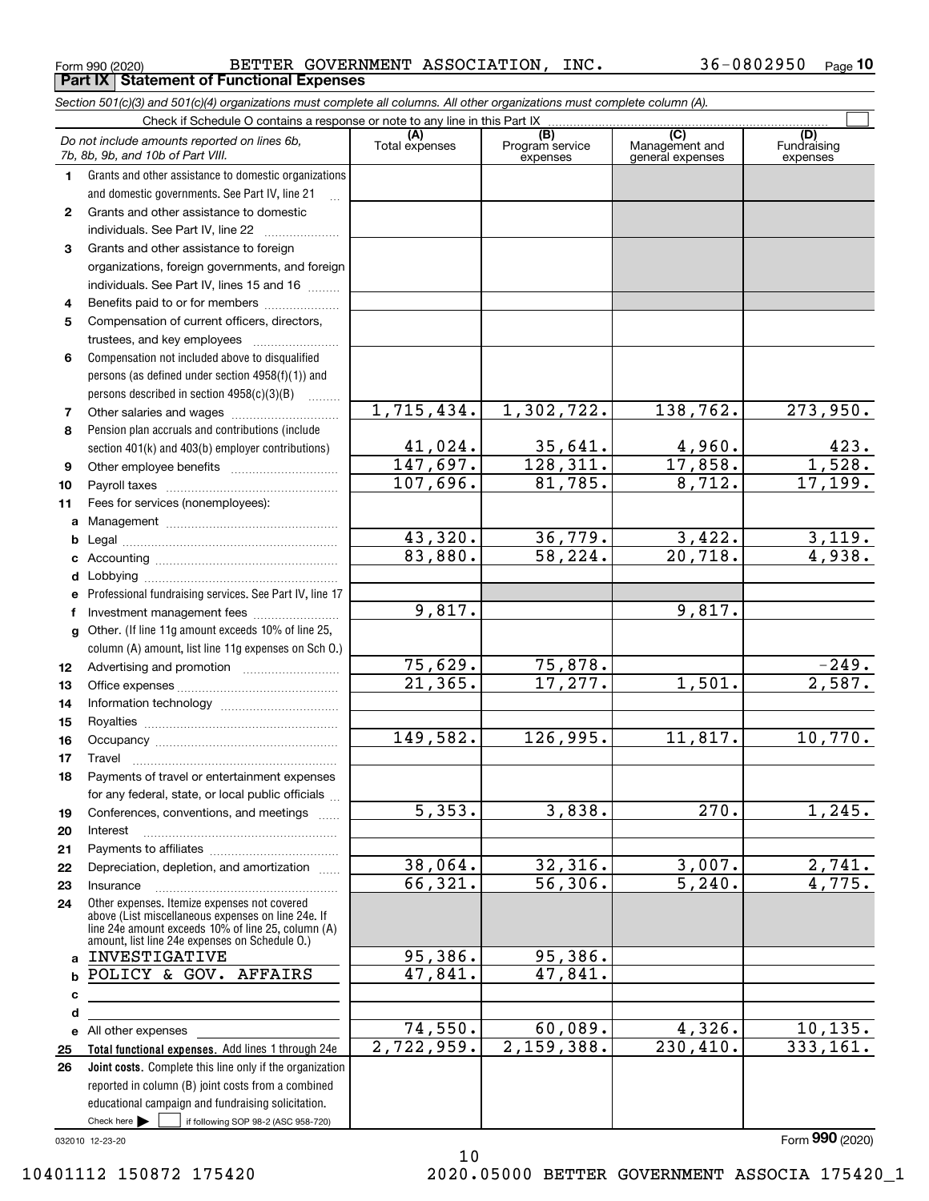Form 990 (2020) BETTER GOVERNMENT ASSOCIATION, INC. 36-0802950 Page 10

## Part IX Statement of Functional Expenses

*Section 501(c)(3) and 501(c)(4) organizations must complete all columns. All other organizations must complete column (A).*

Check if Schedule O contains a response or note to any line in this Part IX ☐

| | *Do not include amounts reported on lines 6b, 7b, 8b, 9b, and 10b of Part VIII.* | (A) Total expenses | (B) Program service expenses | (C) Management and general expenses | (D) Fundraising expenses |
|---|---|---|---|---|---|
| 1 | Grants and other assistance to domestic organizations and domestic governments. See Part IV, line 21 | | | | |
| 2 | Grants and other assistance to domestic individuals. See Part IV, line 22 | | | | |
| 3 | Grants and other assistance to foreign organizations, foreign governments, and foreign individuals. See Part IV, lines 15 and 16 | | | | |
| 4 | Benefits paid to or for members | | | | |
| 5 | Compensation of current officers, directors, trustees, and key employees | | | | |
| 6 | Compensation not included above to disqualified persons (as defined under section 4958(f)(1)) and persons described in section 4958(c)(3)(B) | | | | |
| 7 | Other salaries and wages | 1,715,434. | 1,302,722. | 138,762. | 273,950. |
| 8 | Pension plan accruals and contributions (include section 401(k) and 403(b) employer contributions) | 41,024. | 35,641. | 4,960. | 423. |
| 9 | Other employee benefits | 147,697. | 128,311. | 17,858. | 1,528. |
| 10 | Payroll taxes | 107,696. | 81,785. | 8,712. | 17,199. |
| 11 | Fees for services (nonemployees): | | | | |
| a | Management | | | | |
| b | Legal | 43,320. | 36,779. | 3,422. | 3,119. |
| c | Accounting | 83,880. | 58,224. | 20,718. | 4,938. |
| d | Lobbying | | | | |
| e | Professional fundraising services. See Part IV, line 17 | | | | |
| f | Investment management fees | 9,817. | | 9,817. | |
| g | Other. (If line 11g amount exceeds 10% of line 25, column (A) amount, list line 11g expenses on Sch O.) | | | | |
| 12 | Advertising and promotion | 75,629. | 75,878. | | -249. |
| 13 | Office expenses | 21,365. | 17,277. | 1,501. | 2,587. |
| 14 | Information technology | | | | |
| 15 | Royalties | | | | |
| 16 | Occupancy | 149,582. | 126,995. | 11,817. | 10,770. |
| 17 | Travel | | | | |
| 18 | Payments of travel or entertainment expenses for any federal, state, or local public officials | | | | |
| 19 | Conferences, conventions, and meetings | 5,353. | 3,838. | 270. | 1,245. |
| 20 | Interest | | | | |
| 21 | Payments to affiliates | | | | |
| 22 | Depreciation, depletion, and amortization | 38,064. | 32,316. | 3,007. | 2,741. |
| 23 | Insurance | 66,321. | 56,306. | 5,240. | 4,775. |
| 24 | Other expenses. Itemize expenses not covered above (List miscellaneous expenses on line 24e. If line 24e amount exceeds 10% of line 25, column (A) amount, list line 24e expenses on Schedule O.) | | | | |
| a | INVESTIGATIVE | 95,386. | 95,386. | | |
| b | POLICY & GOV. AFFAIRS | 47,841. | 47,841. | | |
| c | | | | | |
| d | | | | | |
| e | All other expenses | 74,550. | 60,089. | 4,326. | 10,135. |
| 25 | **Total functional expenses.** Add lines 1 through 24e | 2,722,959. | 2,159,388. | 230,410. | 333,161. |
| 26 | **Joint costs.** Complete this line only if the organization reported in column (B) joint costs from a combined educational campaign and fundraising solicitation. Check here ☐ if following SOP 98-2 (ASC 958-720) | | | | |

032010 12-23-20 Form **990** (2020)

10401112 150872 175420 2020.05000 BETTER GOVERNMENT ASSOCIA 175420_1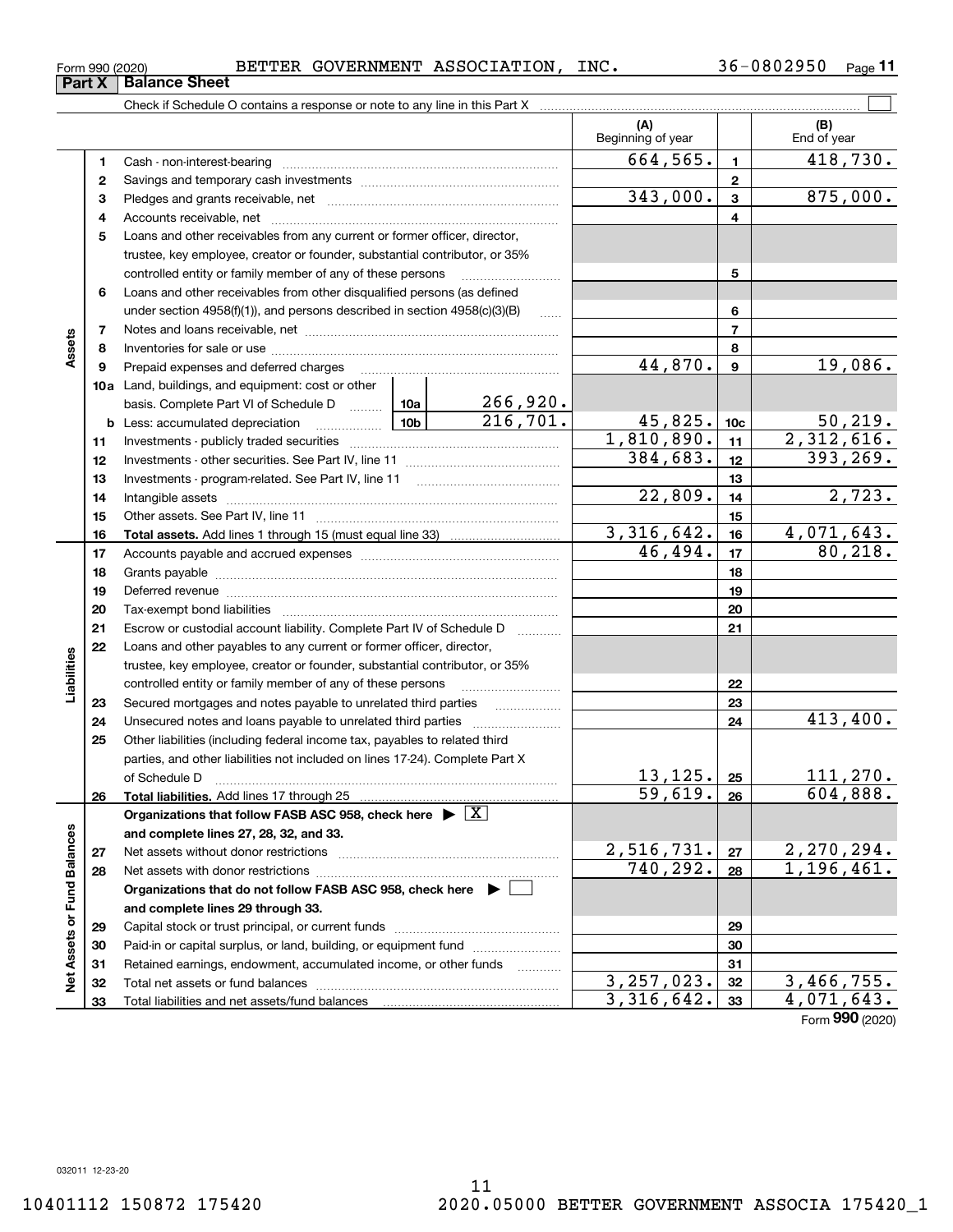Form 990 (2020) BETTER GOVERNMENT ASSOCIATION, INC. 36-0802950 Page 11

**Part X Balance Sheet**

Check if Schedule O contains a response or note to any line in this Part X

| | | | (A) Beginning of year | | (B) End of year |
|---|---|---|---|---|---|
| Assets | 1 | Cash - non-interest-bearing | 664,565. | 1 | 418,730. |
| | 2 | Savings and temporary cash investments | | 2 | |
| | 3 | Pledges and grants receivable, net | 343,000. | 3 | 875,000. |
| | 4 | Accounts receivable, net | | 4 | |
| | 5 | Loans and other receivables from any current or former officer, director, trustee, key employee, creator or founder, substantial contributor, or 35% controlled entity or family member of any of these persons | | 5 | |
| | 6 | Loans and other receivables from other disqualified persons (as defined under section 4958(f)(1)), and persons described in section 4958(c)(3)(B) | | 6 | |
| | 7 | Notes and loans receivable, net | | 7 | |
| | 8 | Inventories for sale or use | | 8 | |
| | 9 | Prepaid expenses and deferred charges | 44,870. | 9 | 19,086. |
| | 10a | Land, buildings, and equipment: cost or other basis. Complete Part VI of Schedule D 10a 266,920. | | | |
| | b | Less: accumulated depreciation 10b 216,701. | 45,825. | 10c | 50,219. |
| | 11 | Investments - publicly traded securities | 1,810,890. | 11 | 2,312,616. |
| | 12 | Investments - other securities. See Part IV, line 11 | 384,683. | 12 | 393,269. |
| | 13 | Investments - program-related. See Part IV, line 11 | | 13 | |
| | 14 | Intangible assets | 22,809. | 14 | 2,723. |
| | 15 | Other assets. See Part IV, line 11 | | 15 | |
| | 16 | **Total assets.** Add lines 1 through 15 (must equal line 33) | 3,316,642. | 16 | 4,071,643. |
| Liabilities | 17 | Accounts payable and accrued expenses | 46,494. | 17 | 80,218. |
| | 18 | Grants payable | | 18 | |
| | 19 | Deferred revenue | | 19 | |
| | 20 | Tax-exempt bond liabilities | | 20 | |
| | 21 | Escrow or custodial account liability. Complete Part IV of Schedule D | | 21 | |
| | 22 | Loans and other payables to any current or former officer, director, trustee, key employee, creator or founder, substantial contributor, or 35% controlled entity or family member of any of these persons | | 22 | |
| | 23 | Secured mortgages and notes payable to unrelated third parties | | 23 | |
| | 24 | Unsecured notes and loans payable to unrelated third parties | | 24 | 413,400. |
| | 25 | Other liabilities (including federal income tax, payables to related third parties, and other liabilities not included on lines 17-24). Complete Part X of Schedule D | 13,125. | 25 | 111,270. |
| | 26 | **Total liabilities.** Add lines 17 through 25 | 59,619. | 26 | 604,888. |
| Net Assets or Fund Balances | | **Organizations that follow FASB ASC 958, check here** [X] **and complete lines 27, 28, 32, and 33.** | | | |
| | 27 | Net assets without donor restrictions | 2,516,731. | 27 | 2,270,294. |
| | 28 | Net assets with donor restrictions | 740,292. | 28 | 1,196,461. |
| | | **Organizations that do not follow FASB ASC 958, check here** [ ] **and complete lines 29 through 33.** | | | |
| | 29 | Capital stock or trust principal, or current funds | | 29 | |
| | 30 | Paid-in or capital surplus, or land, building, or equipment fund | | 30 | |
| | 31 | Retained earnings, endowment, accumulated income, or other funds | | 31 | |
| | 32 | Total net assets or fund balances | 3,257,023. | 32 | 3,466,755. |
| | 33 | Total liabilities and net assets/fund balances | 3,316,642. | 33 | 4,071,643. |

Form 990 (2020)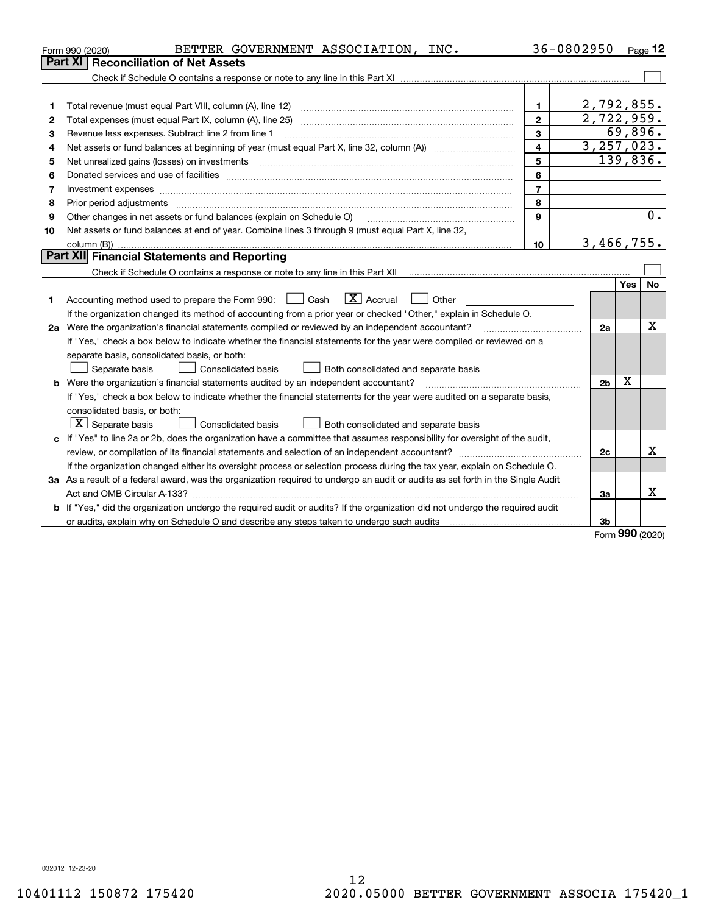Form 990 (2020) BETTER GOVERNMENT ASSOCIATION, INC. 36-0802950 Page 12

## Part XI Reconciliation of Net Assets

Check if Schedule O contains a response or note to any line in this Part XI ☐

| | | | |
|---|---|---|---|
| 1 | Total revenue (must equal Part VIII, column (A), line 12) | 1 | 2,792,855. |
| 2 | Total expenses (must equal Part IX, column (A), line 25) | 2 | 2,722,959. |
| 3 | Revenue less expenses. Subtract line 2 from line 1 | 3 | 69,896. |
| 4 | Net assets or fund balances at beginning of year (must equal Part X, line 32, column (A)) | 4 | 3,257,023. |
| 5 | Net unrealized gains (losses) on investments | 5 | 139,836. |
| 6 | Donated services and use of facilities | 6 | |
| 7 | Investment expenses | 7 | |
| 8 | Prior period adjustments | 8 | |
| 9 | Other changes in net assets or fund balances (explain on Schedule O) | 9 | 0. |
| 10 | Net assets or fund balances at end of year. Combine lines 3 through 9 (must equal Part X, line 32, column (B)) | 10 | 3,466,755. |

## Part XII Financial Statements and Reporting

Check if Schedule O contains a response or note to any line in this Part XII ☐

| | | | Yes | No |
|---|---|---|---|---|
| 1 | Accounting method used to prepare the Form 990: ☐ Cash ☒ Accrual ☐ Other<br>If the organization changed its method of accounting from a prior year or checked "Other," explain in Schedule O. | | | |
| 2a | Were the organization's financial statements compiled or reviewed by an independent accountant? | 2a | | X |
| | If "Yes," check a box below to indicate whether the financial statements for the year were compiled or reviewed on a separate basis, consolidated basis, or both:<br>☐ Separate basis ☐ Consolidated basis ☐ Both consolidated and separate basis | | | |
| b | Were the organization's financial statements audited by an independent accountant? | 2b | X | |
| | If "Yes," check a box below to indicate whether the financial statements for the year were audited on a separate basis, consolidated basis, or both:<br>☒ Separate basis ☐ Consolidated basis ☐ Both consolidated and separate basis | | | |
| c | If "Yes" to line 2a or 2b, does the organization have a committee that assumes responsibility for oversight of the audit, review, or compilation of its financial statements and selection of an independent accountant? | 2c | | X |
| | If the organization changed either its oversight process or selection process during the tax year, explain on Schedule O. | | | |
| 3a | As a result of a federal award, was the organization required to undergo an audit or audits as set forth in the Single Audit Act and OMB Circular A-133? | 3a | | X |
| b | If "Yes," did the organization undergo the required audit or audits? If the organization did not undergo the required audit or audits, explain why on Schedule O and describe any steps taken to undergo such audits | 3b | | |

Form 990 (2020)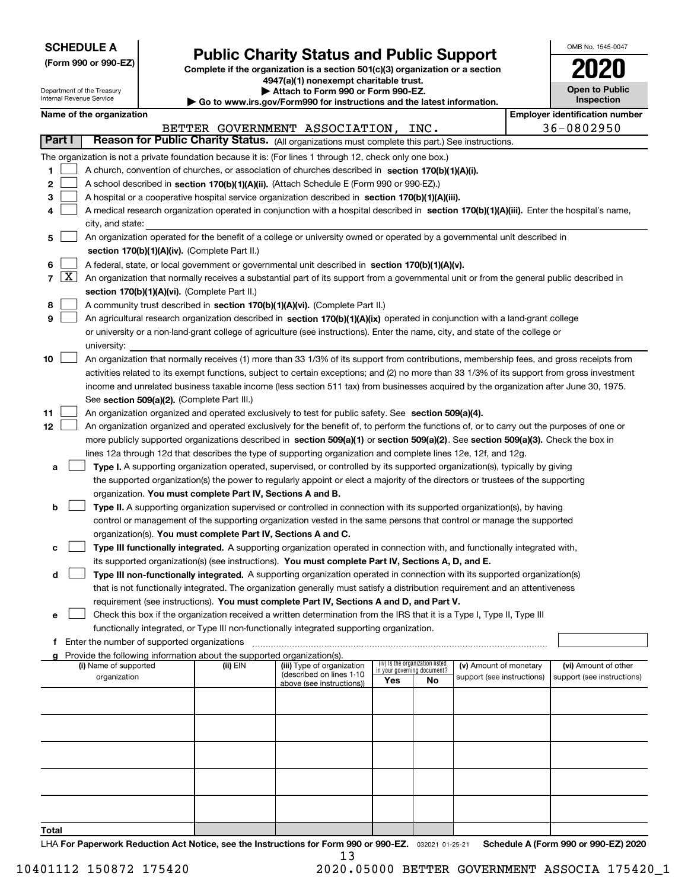**SCHEDULE A**
**(Form 990 or 990-EZ)**

Department of the Treasury
Internal Revenue Service

# Public Charity Status and Public Support

**Complete if the organization is a section 501(c)(3) organization or a section 4947(a)(1) nonexempt charitable trust.**
**▶ Attach to Form 990 or Form 990-EZ.**
**▶ Go to www.irs.gov/Form990 for instructions and the latest information.**

OMB No. 1545-0047
**2020**
**Open to Public Inspection**

**Name of the organization:** BETTER GOVERNMENT ASSOCIATION, INC.
**Employer identification number:** 36-0802950

## Part I Reason for Public Charity Status. (All organizations must complete this part.) See instructions.

The organization is not a private foundation because it is: (For lines 1 through 12, check only one box.)

1. [ ] A church, convention of churches, or association of churches described in **section 170(b)(1)(A)(i).**
2. [ ] A school described in **section 170(b)(1)(A)(ii).** (Attach Schedule E (Form 990 or 990-EZ).)
3. [ ] A hospital or a cooperative hospital service organization described in **section 170(b)(1)(A)(iii).**
4. [ ] A medical research organization operated in conjunction with a hospital described in **section 170(b)(1)(A)(iii).** Enter the hospital's name, city, and state:
5. [ ] An organization operated for the benefit of a college or university owned or operated by a governmental unit described in **section 170(b)(1)(A)(iv).** (Complete Part II.)
6. [ ] A federal, state, or local government or governmental unit described in **section 170(b)(1)(A)(v).**
7. [X] An organization that normally receives a substantial part of its support from a governmental unit or from the general public described in **section 170(b)(1)(A)(vi).** (Complete Part II.)
8. [ ] A community trust described in **section 170(b)(1)(A)(vi).** (Complete Part II.)
9. [ ] An agricultural research organization described in **section 170(b)(1)(A)(ix)** operated in conjunction with a land-grant college or university or a non-land-grant college of agriculture (see instructions). Enter the name, city, and state of the college or university:
10. [ ] An organization that normally receives (1) more than 33 1/3% of its support from contributions, membership fees, and gross receipts from activities related to its exempt functions, subject to certain exceptions; and (2) no more than 33 1/3% of its support from gross investment income and unrelated business taxable income (less section 511 tax) from businesses acquired by the organization after June 30, 1975. See **section 509(a)(2).** (Complete Part III.)
11. [ ] An organization organized and operated exclusively to test for public safety. See **section 509(a)(4).**
12. [ ] An organization organized and operated exclusively for the benefit of, to perform the functions of, or to carry out the purposes of one or more publicly supported organizations described in **section 509(a)(1)** or **section 509(a)(2)**. See **section 509(a)(3).** Check the box in lines 12a through 12d that describes the type of supporting organization and complete lines 12e, 12f, and 12g.
   - **a** [ ] **Type I.** A supporting organization operated, supervised, or controlled by its supported organization(s), typically by giving the supported organization(s) the power to regularly appoint or elect a majority of the directors or trustees of the supporting organization. **You must complete Part IV, Sections A and B.**
   - **b** [ ] **Type II.** A supporting organization supervised or controlled in connection with its supported organization(s), by having control or management of the supporting organization vested in the same persons that control or manage the supported organization(s). **You must complete Part IV, Sections A and C.**
   - **c** [ ] **Type III functionally integrated.** A supporting organization operated in connection with, and functionally integrated with, its supported organization(s) (see instructions). **You must complete Part IV, Sections A, D, and E.**
   - **d** [ ] **Type III non-functionally integrated.** A supporting organization operated in connection with its supported organization(s) that is not functionally integrated. The organization generally must satisfy a distribution requirement and an attentiveness requirement (see instructions). **You must complete Part IV, Sections A and D, and Part V.**
   - **e** [ ] Check this box if the organization received a written determination from the IRS that it is a Type I, Type II, Type III functionally integrated, or Type III non-functionally integrated supporting organization.
   - **f** Enter the number of supported organizations
   - **g** Provide the following information about the supported organization(s).

| (i) Name of supported organization | (ii) EIN | (iii) Type of organization (described on lines 1-10 above (see instructions)) | (iv) Is the organization listed in your governing document? Yes | No | (v) Amount of monetary support (see instructions) | (vi) Amount of other support (see instructions) |
|---|---|---|---|---|---|---|
| | | | | | | |
| | | | | | | |
| | | | | | | |
| | | | | | | |
| | | | | | | |
| **Total** | | | | | | |

LHA **For Paperwork Reduction Act Notice, see the Instructions for Form 990 or 990-EZ.** 032021 01-25-21 **Schedule A (Form 990 or 990-EZ) 2020**

10401112 150872 175420 2020.05000 BETTER GOVERNMENT ASSOCIA 175420_1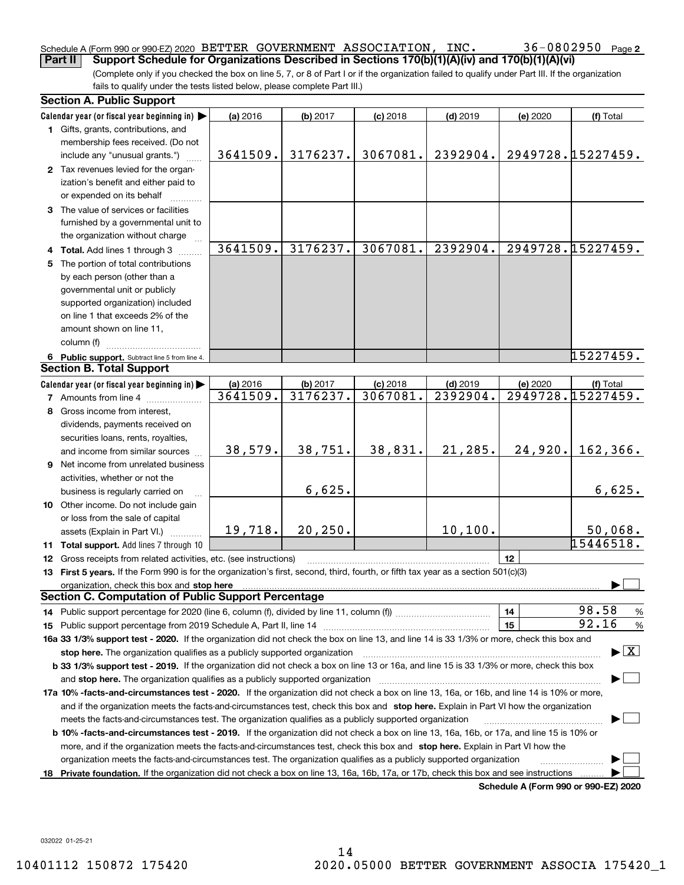Schedule A (Form 990 or 990-EZ) 2020 BETTER GOVERNMENT ASSOCIATION, INC. 36-0802950 Page 2

**Part II Support Schedule for Organizations Described in Sections 170(b)(1)(A)(iv) and 170(b)(1)(A)(vi)**

(Complete only if you checked the box on line 5, 7, or 8 of Part I or if the organization failed to qualify under Part III. If the organization fails to qualify under the tests listed below, please complete Part III.)

### Section A. Public Support

| Calendar year (or fiscal year beginning in) | (a) 2016 | (b) 2017 | (c) 2018 | (d) 2019 | (e) 2020 | (f) Total |
|---|---|---|---|---|---|---|
| 1 Gifts, grants, contributions, and membership fees received. (Do not include any "unusual grants.") | 3641509. | 3176237. | 3067081. | 2392904. | 2949728. | 15227459. |
| 2 Tax revenues levied for the organization's benefit and either paid to or expended on its behalf | | | | | | |
| 3 The value of services or facilities furnished by a governmental unit to the organization without charge | | | | | | |
| 4 Total. Add lines 1 through 3 | 3641509. | 3176237. | 3067081. | 2392904. | 2949728. | 15227459. |
| 5 The portion of total contributions by each person (other than a governmental unit or publicly supported organization) included on line 1 that exceeds 2% of the amount shown on line 11, column (f) | | | | | | |
| 6 Public support. Subtract line 5 from line 4. | | | | | | 15227459. |

### Section B. Total Support

| Calendar year (or fiscal year beginning in) | (a) 2016 | (b) 2017 | (c) 2018 | (d) 2019 | (e) 2020 | (f) Total |
|---|---|---|---|---|---|---|
| 7 Amounts from line 4 | 3641509. | 3176237. | 3067081. | 2392904. | 2949728. | 15227459. |
| 8 Gross income from interest, dividends, payments received on securities loans, rents, royalties, and income from similar sources | 38,579. | 38,751. | 38,831. | 21,285. | 24,920. | 162,366. |
| 9 Net income from unrelated business activities, whether or not the business is regularly carried on | | 6,625. | | | | 6,625. |
| 10 Other income. Do not include gain or loss from the sale of capital assets (Explain in Part VI.) | 19,718. | 20,250. | | 10,100. | | 50,068. |
| 11 Total support. Add lines 7 through 10 | | | | | | 15446518. |

12 Gross receipts from related activities, etc. (see instructions) | 12 |

13 **First 5 years.** If the Form 990 is for the organization's first, second, third, fourth, or fifth tax year as a section 501(c)(3) organization, check this box and **stop here** ☐

### Section C. Computation of Public Support Percentage

14 Public support percentage for 2020 (line 6, column (f), divided by line 11, column (f)) | 14 | 98.58 %

15 Public support percentage from 2019 Schedule A, Part II, line 14 | 15 | 92.16 %

**16a 33 1/3% support test - 2020.** If the organization did not check the box on line 13, and line 14 is 33 1/3% or more, check this box and **stop here.** The organization qualifies as a publicly supported organization ☒

**b 33 1/3% support test - 2019.** If the organization did not check a box on line 13 or 16a, and line 15 is 33 1/3% or more, check this box and **stop here.** The organization qualifies as a publicly supported organization ☐

**17a 10% -facts-and-circumstances test - 2020.** If the organization did not check a box on line 13, 16a, or 16b, and line 14 is 10% or more, and if the organization meets the facts-and-circumstances test, check this box and **stop here.** Explain in Part VI how the organization meets the facts-and-circumstances test. The organization qualifies as a publicly supported organization ☐

**b 10% -facts-and-circumstances test - 2019.** If the organization did not check a box on line 13, 16a, 16b, or 17a, and line 15 is 10% or more, and if the organization meets the facts-and-circumstances test, check this box and **stop here.** Explain in Part VI how the organization meets the facts-and-circumstances test. The organization qualifies as a publicly supported organization ☐

**18 Private foundation.** If the organization did not check a box on line 13, 16a, 16b, 17a, or 17b, check this box and see instructions ☐

**Schedule A (Form 990 or 990-EZ) 2020**

032022 01-25-21

10401112 150872 175420 2020.05000 BETTER GOVERNMENT ASSOCIA 175420_1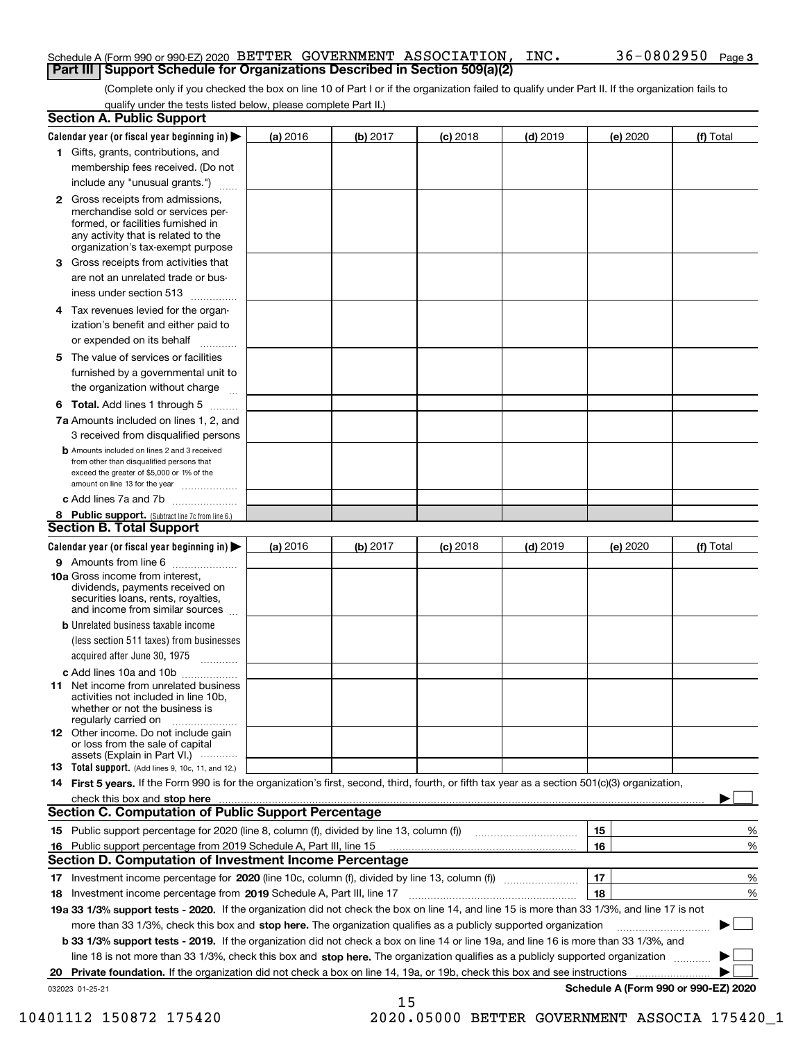Schedule A (Form 990 or 990-EZ) 2020 BETTER GOVERNMENT ASSOCIATION, INC. 36-0802950 Page 3

## Part III Support Schedule for Organizations Described in Section 509(a)(2)

(Complete only if you checked the box on line 10 of Part I or if the organization failed to qualify under Part II. If the organization fails to qualify under the tests listed below, please complete Part II.)

### Section A. Public Support

| Calendar year (or fiscal year beginning in) ▶ | (a) 2016 | (b) 2017 | (c) 2018 | (d) 2019 | (e) 2020 | (f) Total |
|---|---|---|---|---|---|---|
| **1** Gifts, grants, contributions, and membership fees received. (Do not include any "unusual grants.") | | | | | | |
| **2** Gross receipts from admissions, merchandise sold or services performed, or facilities furnished in any activity that is related to the organization's tax-exempt purpose | | | | | | |
| **3** Gross receipts from activities that are not an unrelated trade or business under section 513 | | | | | | |
| **4** Tax revenues levied for the organization's benefit and either paid to or expended on its behalf | | | | | | |
| **5** The value of services or facilities furnished by a governmental unit to the organization without charge | | | | | | |
| **6 Total.** Add lines 1 through 5 | | | | | | |
| **7a** Amounts included on lines 1, 2, and 3 received from disqualified persons | | | | | | |
| **b** Amounts included on lines 2 and 3 received from other than disqualified persons that exceed the greater of $5,000 or 1% of the amount on line 13 for the year | | | | | | |
| **c** Add lines 7a and 7b | | | | | | |
| **8 Public support.** (Subtract line 7c from line 6.) | | | | | | |

### Section B. Total Support

| Calendar year (or fiscal year beginning in) ▶ | (a) 2016 | (b) 2017 | (c) 2018 | (d) 2019 | (e) 2020 | (f) Total |
|---|---|---|---|---|---|---|
| **9** Amounts from line 6 | | | | | | |
| **10a** Gross income from interest, dividends, payments received on securities loans, rents, royalties, and income from similar sources | | | | | | |
| **b** Unrelated business taxable income (less section 511 taxes) from businesses acquired after June 30, 1975 | | | | | | |
| **c** Add lines 10a and 10b | | | | | | |
| **11** Net income from unrelated business activities not included in line 10b, whether or not the business is regularly carried on | | | | | | |
| **12** Other income. Do not include gain or loss from the sale of capital assets (Explain in Part VI.) | | | | | | |
| **13 Total support.** (Add lines 9, 10c, 11, and 12.) | | | | | | |

**14 First 5 years.** If the Form 990 is for the organization's first, second, third, fourth, or fifth tax year as a section 501(c)(3) organization, check this box and **stop here** ▶ ☐

### Section C. Computation of Public Support Percentage

| | | | |
|---|---|---|---|
| **15** | Public support percentage for 2020 (line 8, column (f), divided by line 13, column (f)) | 15 | % |
| **16** | Public support percentage from 2019 Schedule A, Part III, line 15 | 16 | % |

### Section D. Computation of Investment Income Percentage

| | | | |
|---|---|---|---|
| **17** | Investment income percentage for **2020** (line 10c, column (f), divided by line 13, column (f)) | 17 | % |
| **18** | Investment income percentage from **2019** Schedule A, Part III, line 17 | 18 | % |

**19a 33 1/3% support tests - 2020.** If the organization did not check the box on line 14, and line 15 is more than 33 1/3%, and line 17 is not more than 33 1/3%, check this box and **stop here.** The organization qualifies as a publicly supported organization ▶ ☐

**b 33 1/3% support tests - 2019.** If the organization did not check a box on line 14 or line 19a, and line 16 is more than 33 1/3%, and line 18 is not more than 33 1/3%, check this box and **stop here.** The organization qualifies as a publicly supported organization ▶ ☐

**20 Private foundation.** If the organization did not check a box on line 14, 19a, or 19b, check this box and see instructions ▶ ☐

032023 01-25-21

**Schedule A (Form 990 or 990-EZ) 2020**

10401112 150872 175420 2020.05000 BETTER GOVERNMENT ASSOCIA 175420_1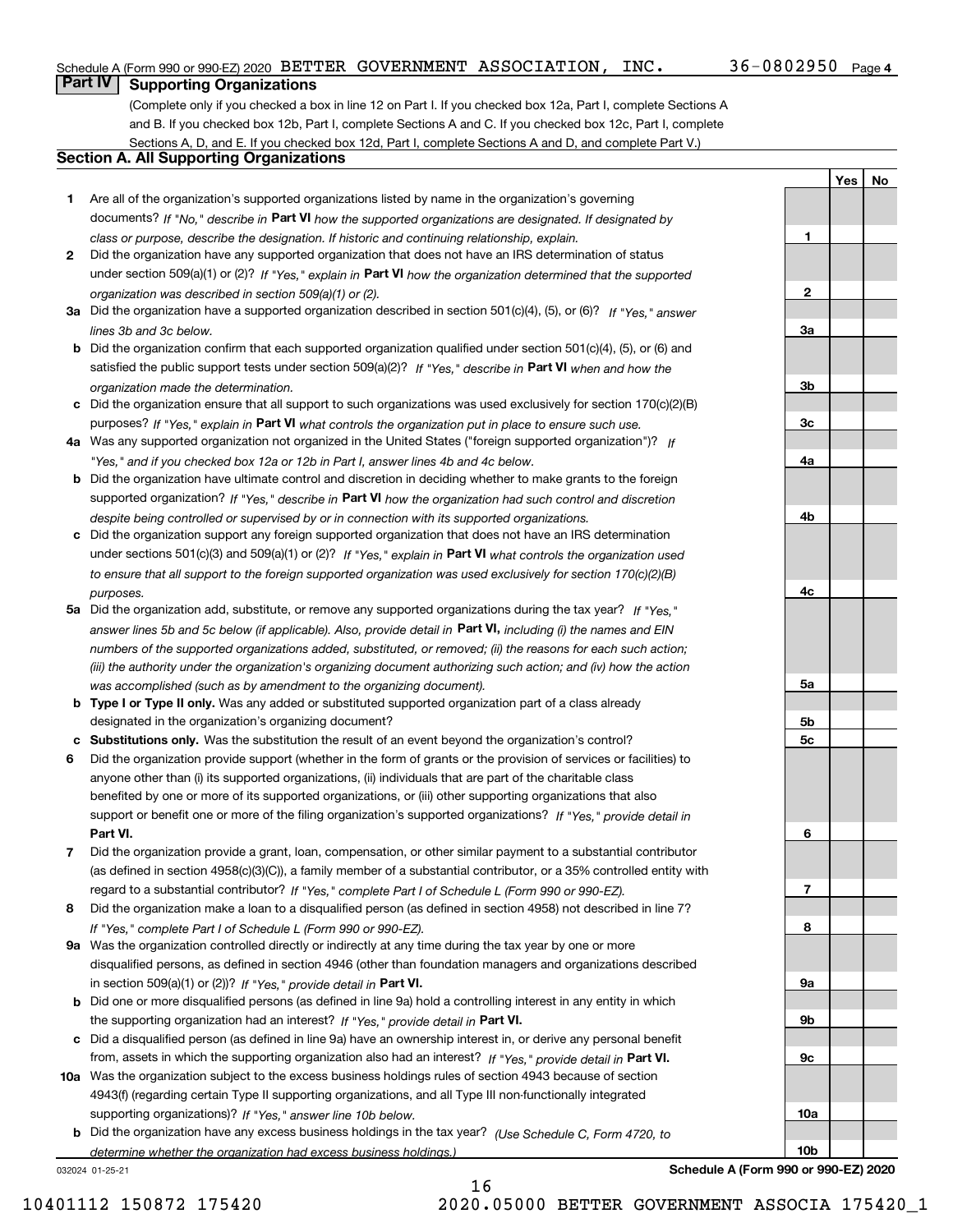Schedule A (Form 990 or 990-EZ) 2020 BETTER GOVERNMENT ASSOCIATION, INC. 36-0802950 Page **4**

## Part IV Supporting Organizations

(Complete only if you checked a box in line 12 on Part I. If you checked box 12a, Part I, complete Sections A and B. If you checked box 12b, Part I, complete Sections A and C. If you checked box 12c, Part I, complete Sections A, D, and E. If you checked box 12d, Part I, complete Sections A and D, and complete Part V.)

### Section A. All Supporting Organizations

| | | Line | Yes | No |
|---|---|---|---|---|
| **1** | Are all of the organization's supported organizations listed by name in the organization's governing documents? *If "No," describe in* **Part VI** *how the supported organizations are designated. If designated by class or purpose, describe the designation. If historic and continuing relationship, explain.* | **1** | | |
| **2** | Did the organization have any supported organization that does not have an IRS determination of status under section 509(a)(1) or (2)? *If "Yes," explain in* **Part VI** *how the organization determined that the supported organization was described in section 509(a)(1) or (2).* | **2** | | |
| **3a** | Did the organization have a supported organization described in section 501(c)(4), (5), or (6)? *If "Yes," answer lines 3b and 3c below.* | **3a** | | |
| **b** | Did the organization confirm that each supported organization qualified under section 501(c)(4), (5), or (6) and satisfied the public support tests under section 509(a)(2)? *If "Yes," describe in* **Part VI** *when and how the organization made the determination.* | **3b** | | |
| **c** | Did the organization ensure that all support to such organizations was used exclusively for section 170(c)(2)(B) purposes? *If "Yes," explain in* **Part VI** *what controls the organization put in place to ensure such use.* | **3c** | | |
| **4a** | Was any supported organization not organized in the United States ("foreign supported organization")? *If "Yes," and if you checked box 12a or 12b in Part I, answer lines 4b and 4c below.* | **4a** | | |
| **b** | Did the organization have ultimate control and discretion in deciding whether to make grants to the foreign supported organization? *If "Yes," describe in* **Part VI** *how the organization had such control and discretion despite being controlled or supervised by or in connection with its supported organizations.* | **4b** | | |
| **c** | Did the organization support any foreign supported organization that does not have an IRS determination under sections 501(c)(3) and 509(a)(1) or (2)? *If "Yes," explain in* **Part VI** *what controls the organization used to ensure that all support to the foreign supported organization was used exclusively for section 170(c)(2)(B) purposes.* | **4c** | | |
| **5a** | Did the organization add, substitute, or remove any supported organizations during the tax year? *If "Yes," answer lines 5b and 5c below (if applicable). Also, provide detail in* **Part VI,** *including (i) the names and EIN numbers of the supported organizations added, substituted, or removed; (ii) the reasons for each such action; (iii) the authority under the organization's organizing document authorizing such action; and (iv) how the action was accomplished (such as by amendment to the organizing document).* | **5a** | | |
| **b** | **Type I or Type II only.** Was any added or substituted supported organization part of a class already designated in the organization's organizing document? | **5b** | | |
| **c** | **Substitutions only.** Was the substitution the result of an event beyond the organization's control? | **5c** | | |
| **6** | Did the organization provide support (whether in the form of grants or the provision of services or facilities) to anyone other than (i) its supported organizations, (ii) individuals that are part of the charitable class benefited by one or more of its supported organizations, or (iii) other supporting organizations that also support or benefit one or more of the filing organization's supported organizations? *If "Yes," provide detail in* **Part VI.** | **6** | | |
| **7** | Did the organization provide a grant, loan, compensation, or other similar payment to a substantial contributor (as defined in section 4958(c)(3)(C)), a family member of a substantial contributor, or a 35% controlled entity with regard to a substantial contributor? *If "Yes," complete Part I of Schedule L (Form 990 or 990-EZ).* | **7** | | |
| **8** | Did the organization make a loan to a disqualified person (as defined in section 4958) not described in line 7? *If "Yes," complete Part I of Schedule L (Form 990 or 990-EZ).* | **8** | | |
| **9a** | Was the organization controlled directly or indirectly at any time during the tax year by one or more disqualified persons, as defined in section 4946 (other than foundation managers and organizations described in section 509(a)(1) or (2))? *If "Yes," provide detail in* **Part VI.** | **9a** | | |
| **b** | Did one or more disqualified persons (as defined in line 9a) hold a controlling interest in any entity in which the supporting organization had an interest? *If "Yes," provide detail in* **Part VI.** | **9b** | | |
| **c** | Did a disqualified person (as defined in line 9a) have an ownership interest in, or derive any personal benefit from, assets in which the supporting organization also had an interest? *If "Yes," provide detail in* **Part VI.** | **9c** | | |
| **10a** | Was the organization subject to the excess business holdings rules of section 4943 because of section 4943(f) (regarding certain Type II supporting organizations, and all Type III non-functionally integrated supporting organizations)? *If "Yes," answer line 10b below.* | **10a** | | |
| **b** | Did the organization have any excess business holdings in the tax year? *(Use Schedule C, Form 4720, to determine whether the organization had excess business holdings.)* | **10b** | | |

032024 01-25-21 **Schedule A (Form 990 or 990-EZ) 2020**

10401112 150872 175420 2020.05000 BETTER GOVERNMENT ASSOCIA 175420_1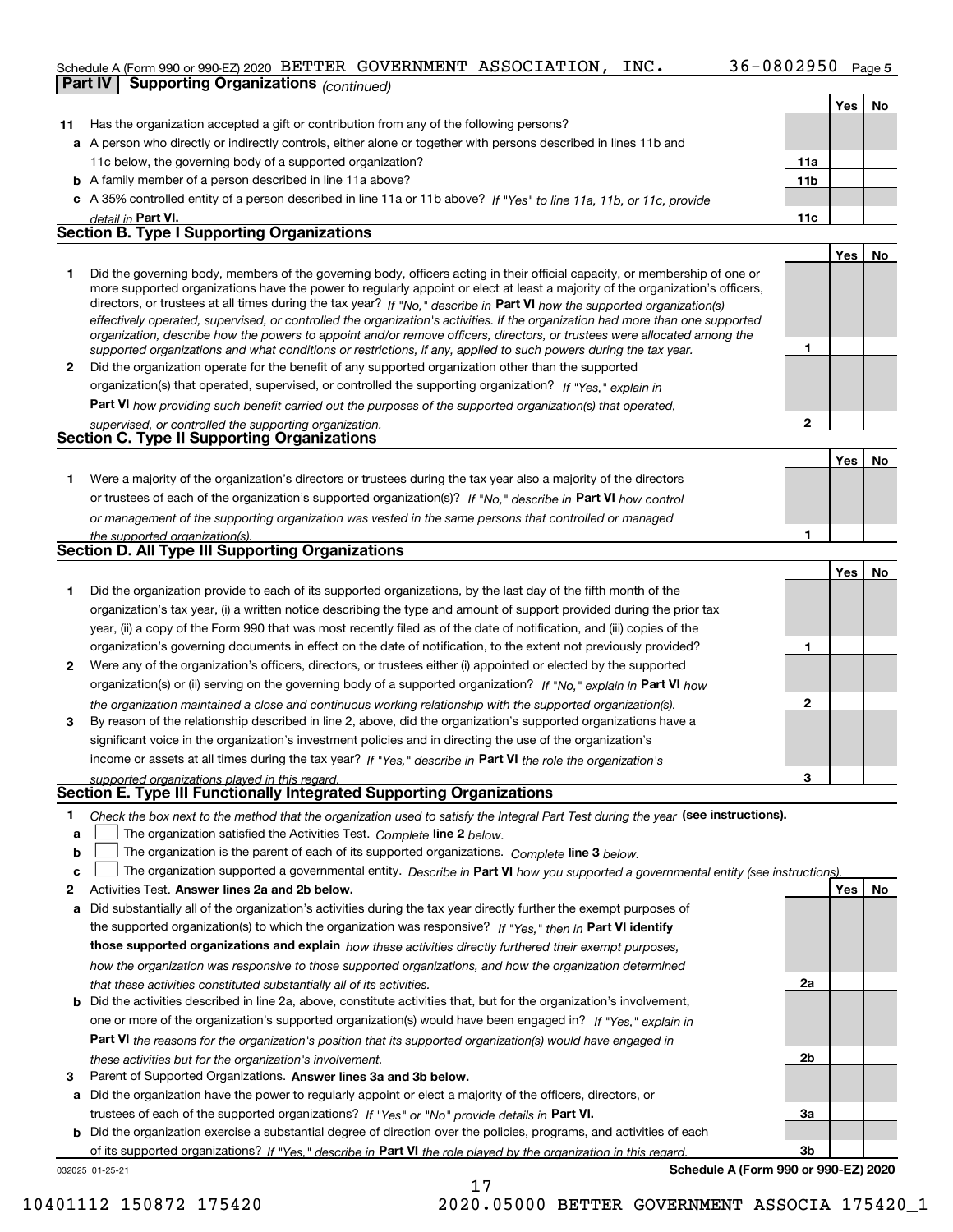Schedule A (Form 990 or 990-EZ) 2020 BETTER GOVERNMENT ASSOCIATION, INC. 36-0802950 Page 5

**Part IV Supporting Organizations** *(continued)*

| | | | Yes | No |
|---|---|---|---|---|
| **11** | Has the organization accepted a gift or contribution from any of the following persons? | | | |
| **a** | A person who directly or indirectly controls, either alone or together with persons described in lines 11b and 11c below, the governing body of a supported organization? | **11a** | | |
| **b** | A family member of a person described in line 11a above? | **11b** | | |
| **c** | A 35% controlled entity of a person described in line 11a or 11b above? *If "Yes" to line 11a, 11b, or 11c, provide detail in* **Part VI.** | **11c** | | |

## Section B. Type I Supporting Organizations

| | | | Yes | No |
|---|---|---|---|---|
| **1** | Did the governing body, members of the governing body, officers acting in their official capacity, or membership of one or more supported organizations have the power to regularly appoint or elect at least a majority of the organization's officers, directors, or trustees at all times during the tax year? *If "No," describe in* **Part VI** *how the supported organization(s) effectively operated, supervised, or controlled the organization's activities. If the organization had more than one supported organization, describe how the powers to appoint and/or remove officers, directors, or trustees were allocated among the supported organizations and what conditions or restrictions, if any, applied to such powers during the tax year.* | **1** | | |
| **2** | Did the organization operate for the benefit of any supported organization other than the supported organization(s) that operated, supervised, or controlled the supporting organization? *If "Yes," explain in* **Part VI** *how providing such benefit carried out the purposes of the supported organization(s) that operated, supervised, or controlled the supporting organization.* | **2** | | |

## Section C. Type II Supporting Organizations

| | | | Yes | No |
|---|---|---|---|---|
| **1** | Were a majority of the organization's directors or trustees during the tax year also a majority of the directors or trustees of each of the organization's supported organization(s)? *If "No," describe in* **Part VI** *how control or management of the supporting organization was vested in the same persons that controlled or managed the supported organization(s).* | **1** | | |

## Section D. All Type III Supporting Organizations

| | | | Yes | No |
|---|---|---|---|---|
| **1** | Did the organization provide to each of its supported organizations, by the last day of the fifth month of the organization's tax year, (i) a written notice describing the type and amount of support provided during the prior tax year, (ii) a copy of the Form 990 that was most recently filed as of the date of notification, and (iii) copies of the organization's governing documents in effect on the date of notification, to the extent not previously provided? | **1** | | |
| **2** | Were any of the organization's officers, directors, or trustees either (i) appointed or elected by the supported organization(s) or (ii) serving on the governing body of a supported organization? *If "No," explain in* **Part VI** *how the organization maintained a close and continuous working relationship with the supported organization(s).* | **2** | | |
| **3** | By reason of the relationship described in line 2, above, did the organization's supported organizations have a significant voice in the organization's investment policies and in directing the use of the organization's income or assets at all times during the tax year? *If "Yes," describe in* **Part VI** *the role the organization's supported organizations played in this regard.* | **3** | | |

## Section E. Type III Functionally Integrated Supporting Organizations

**1** *Check the box next to the method that the organization used to satisfy the Integral Part Test during the year* **(see instructions).**

**a** ☐ The organization satisfied the Activities Test. *Complete* **line 2** *below.*

**b** ☐ The organization is the parent of each of its supported organizations. *Complete* **line 3** *below.*

**c** ☐ The organization supported a governmental entity. *Describe in* **Part VI** *how you supported a governmental entity (see instructions).*

| | | | Yes | No |
|---|---|---|---|---|
| **2** | Activities Test. **Answer lines 2a and 2b below.** | | | |
| **a** | Did substantially all of the organization's activities during the tax year directly further the exempt purposes of the supported organization(s) to which the organization was responsive? *If "Yes," then in* **Part VI identify those supported organizations and explain** *how these activities directly furthered their exempt purposes, how the organization was responsive to those supported organizations, and how the organization determined that these activities constituted substantially all of its activities.* | **2a** | | |
| **b** | Did the activities described in line 2a, above, constitute activities that, but for the organization's involvement, one or more of the organization's supported organization(s) would have been engaged in? *If "Yes," explain in* **Part VI** *the reasons for the organization's position that its supported organization(s) would have engaged in these activities but for the organization's involvement.* | **2b** | | |
| **3** | Parent of Supported Organizations. **Answer lines 3a and 3b below.** | | | |
| **a** | Did the organization have the power to regularly appoint or elect a majority of the officers, directors, or trustees of each of the supported organizations? *If "Yes" or "No" provide details in* **Part VI.** | **3a** | | |
| **b** | Did the organization exercise a substantial degree of direction over the policies, programs, and activities of each of its supported organizations? *If "Yes," describe in* **Part VI** *the role played by the organization in this regard.* | **3b** | | |

032025 01-25-21 **Schedule A (Form 990 or 990-EZ) 2020**

10401112 150872 175420 2020.05000 BETTER GOVERNMENT ASSOCIA 175420_1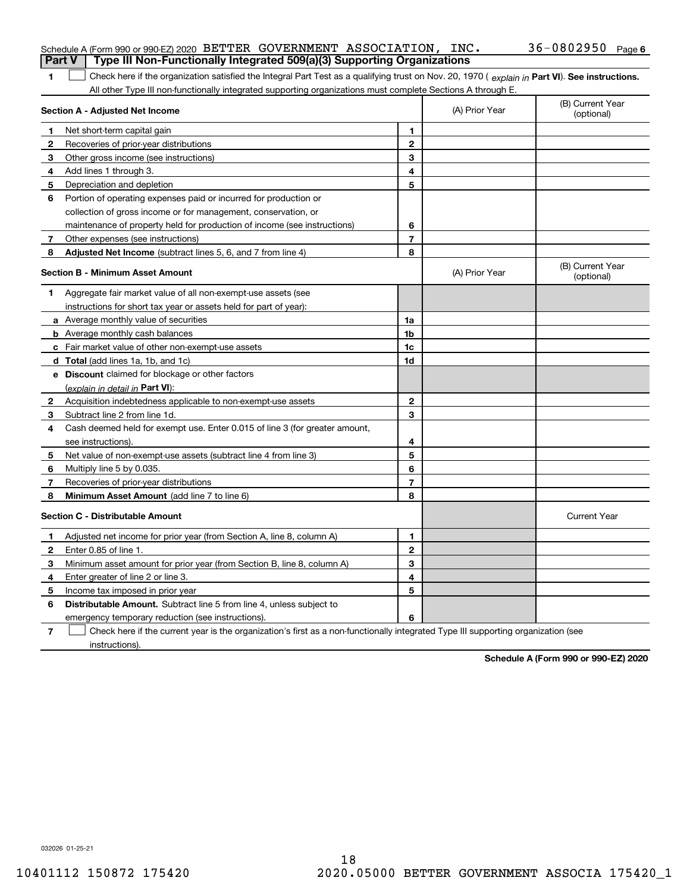Schedule A (Form 990 or 990-EZ) 2020 BETTER GOVERNMENT ASSOCIATION, INC. 36-0802950 Page 6

**Part V | Type III Non-Functionally Integrated 509(a)(3) Supporting Organizations**

**1** ☐ Check here if the organization satisfied the Integral Part Test as a qualifying trust on Nov. 20, 1970 ( *explain in* **Part VI**). **See instructions.** All other Type III non-functionally integrated supporting organizations must complete Sections A through E.

| **Section A - Adjusted Net Income** | | | (A) Prior Year | (B) Current Year (optional) |
|---|---|---|---|---|
| **1** | Net short-term capital gain | **1** | | |
| **2** | Recoveries of prior-year distributions | **2** | | |
| **3** | Other gross income (see instructions) | **3** | | |
| **4** | Add lines 1 through 3. | **4** | | |
| **5** | Depreciation and depletion | **5** | | |
| **6** | Portion of operating expenses paid or incurred for production or collection of gross income or for management, conservation, or maintenance of property held for production of income (see instructions) | **6** | | |
| **7** | Other expenses (see instructions) | **7** | | |
| **8** | **Adjusted Net Income** (subtract lines 5, 6, and 7 from line 4) | **8** | | |

| **Section B - Minimum Asset Amount** | | | (A) Prior Year | (B) Current Year (optional) |
|---|---|---|---|---|
| **1** | Aggregate fair market value of all non-exempt-use assets (see instructions for short tax year or assets held for part of year): | | | |
| **a** | Average monthly value of securities | **1a** | | |
| **b** | Average monthly cash balances | **1b** | | |
| **c** | Fair market value of other non-exempt-use assets | **1c** | | |
| **d** | **Total** (add lines 1a, 1b, and 1c) | **1d** | | |
| **e** | **Discount** claimed for blockage or other factors (*explain in detail in* **Part VI**): | | | |
| **2** | Acquisition indebtedness applicable to non-exempt-use assets | **2** | | |
| **3** | Subtract line 2 from line 1d. | **3** | | |
| **4** | Cash deemed held for exempt use. Enter 0.015 of line 3 (for greater amount, see instructions). | **4** | | |
| **5** | Net value of non-exempt-use assets (subtract line 4 from line 3) | **5** | | |
| **6** | Multiply line 5 by 0.035. | **6** | | |
| **7** | Recoveries of prior-year distributions | **7** | | |
| **8** | **Minimum Asset Amount** (add line 7 to line 6) | **8** | | |

| **Section C - Distributable Amount** | | | | Current Year |
|---|---|---|---|---|
| **1** | Adjusted net income for prior year (from Section A, line 8, column A) | **1** | | |
| **2** | Enter 0.85 of line 1. | **2** | | |
| **3** | Minimum asset amount for prior year (from Section B, line 8, column A) | **3** | | |
| **4** | Enter greater of line 2 or line 3. | **4** | | |
| **5** | Income tax imposed in prior year | **5** | | |
| **6** | **Distributable Amount.** Subtract line 5 from line 4, unless subject to emergency temporary reduction (see instructions). | **6** | | |

**7** ☐ Check here if the current year is the organization's first as a non-functionally integrated Type III supporting organization (see instructions).

**Schedule A (Form 990 or 990-EZ) 2020**

032026 01-25-21

10401112 150872 175420 2020.05000 BETTER GOVERNMENT ASSOCIA 175420_1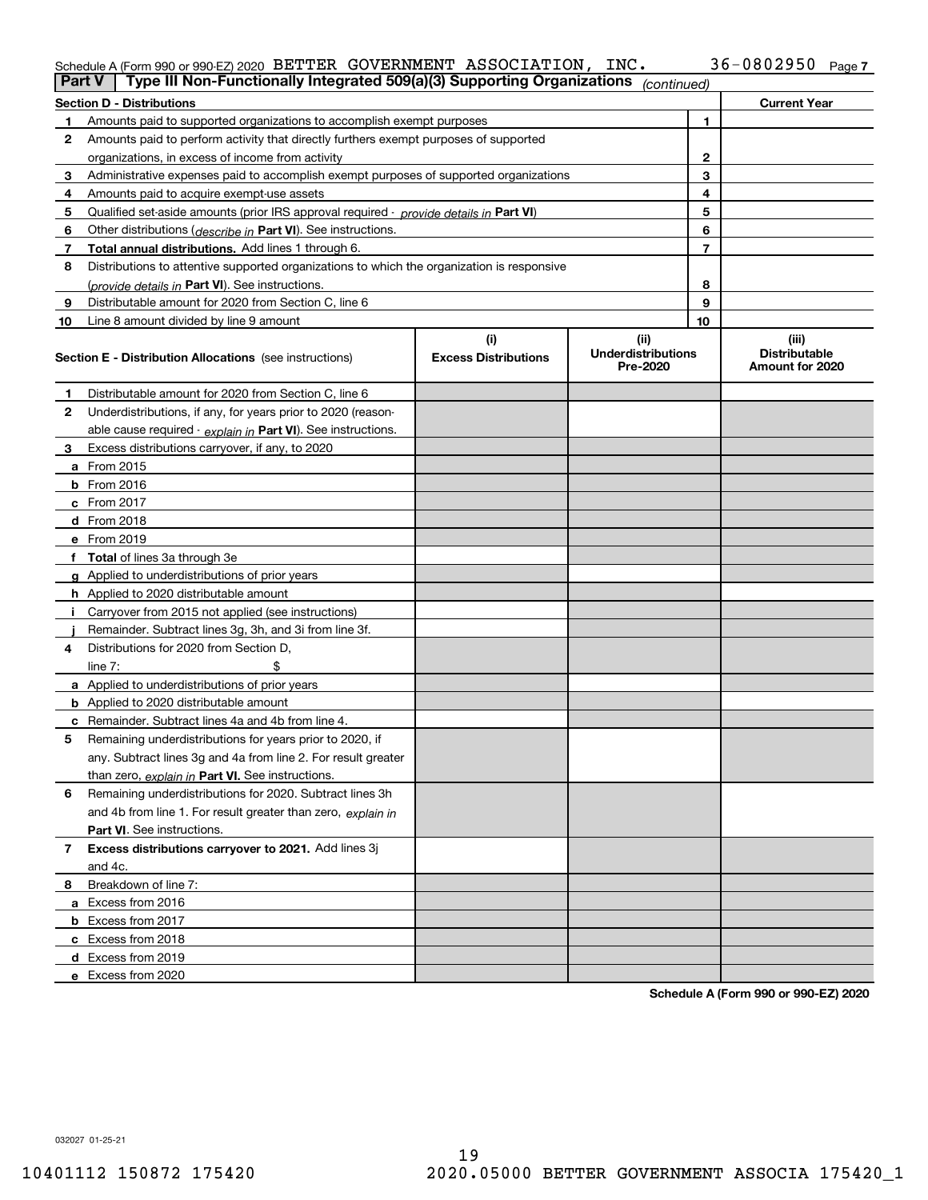Schedule A (Form 990 or 990-EZ) 2020 BETTER GOVERNMENT ASSOCIATION, INC. 36-0802950 Page 7

**Part V** | **Type III Non-Functionally Integrated 509(a)(3) Supporting Organizations** *(continued)*

| Section D - Distributions | | | Current Year |
|---|---|---|---|
| 1 | Amounts paid to supported organizations to accomplish exempt purposes | 1 | |
| 2 | Amounts paid to perform activity that directly furthers exempt purposes of supported organizations, in excess of income from activity | 2 | |
| 3 | Administrative expenses paid to accomplish exempt purposes of supported organizations | 3 | |
| 4 | Amounts paid to acquire exempt-use assets | 4 | |
| 5 | Qualified set-aside amounts (prior IRS approval required - *provide details in* **Part VI**) | 5 | |
| 6 | Other distributions (*describe in* **Part VI**). See instructions. | 6 | |
| 7 | **Total annual distributions.** Add lines 1 through 6. | 7 | |
| 8 | Distributions to attentive supported organizations to which the organization is responsive (*provide details in* **Part VI**). See instructions. | 8 | |
| 9 | Distributable amount for 2020 from Section C, line 6 | 9 | |
| 10 | Line 8 amount divided by line 9 amount | 10 | |

| Section E - Distribution Allocations (see instructions) | (i) Excess Distributions | (ii) Underdistributions Pre-2020 | (iii) Distributable Amount for 2020 |
|---|---|---|---|
| **1** Distributable amount for 2020 from Section C, line 6 | | | |
| **2** Underdistributions, if any, for years prior to 2020 (reasonable cause required - *explain in* **Part VI**). See instructions. | | | |
| **3** Excess distributions carryover, if any, to 2020 | | | |
| **a** From 2015 | | | |
| **b** From 2016 | | | |
| **c** From 2017 | | | |
| **d** From 2018 | | | |
| **e** From 2019 | | | |
| **f** **Total** of lines 3a through 3e | | | |
| **g** Applied to underdistributions of prior years | | | |
| **h** Applied to 2020 distributable amount | | | |
| **i** Carryover from 2015 not applied (see instructions) | | | |
| **j** Remainder. Subtract lines 3g, 3h, and 3i from line 3f. | | | |
| **4** Distributions for 2020 from Section D, line 7: $ | | | |
| **a** Applied to underdistributions of prior years | | | |
| **b** Applied to 2020 distributable amount | | | |
| **c** Remainder. Subtract lines 4a and 4b from line 4. | | | |
| **5** Remaining underdistributions for years prior to 2020, if any. Subtract lines 3g and 4a from line 2. For result greater than zero, *explain in* **Part VI.** See instructions. | | | |
| **6** Remaining underdistributions for 2020. Subtract lines 3h and 4b from line 1. For result greater than zero, *explain in* **Part VI**. See instructions. | | | |
| **7** **Excess distributions carryover to 2021.** Add lines 3j and 4c. | | | |
| **8** Breakdown of line 7: | | | |
| **a** Excess from 2016 | | | |
| **b** Excess from 2017 | | | |
| **c** Excess from 2018 | | | |
| **d** Excess from 2019 | | | |
| **e** Excess from 2020 | | | |

**Schedule A (Form 990 or 990-EZ) 2020**

032027 01-25-21

10401112 150872 175420 2020.05000 BETTER GOVERNMENT ASSOCIA 175420_1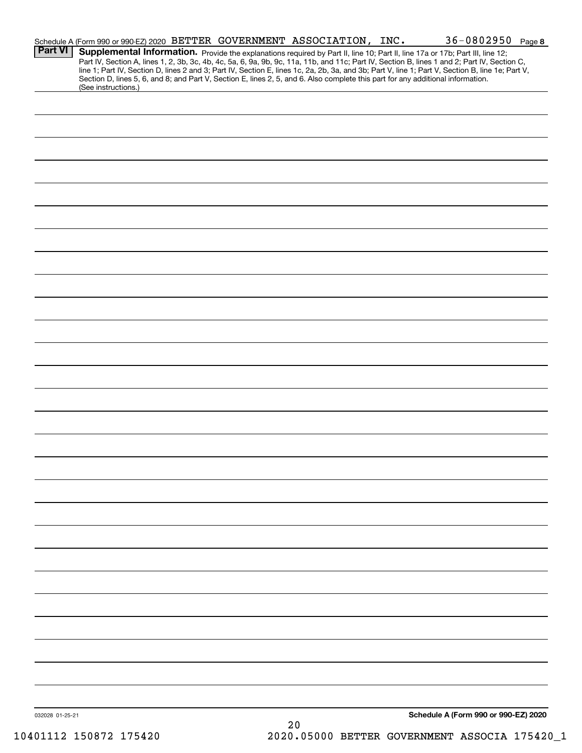Schedule A (Form 990 or 990-EZ) 2020 BETTER GOVERNMENT ASSOCIATION, INC. 36-0802950 Page **8**

## Part VI Supplemental Information.

Provide the explanations required by Part II, line 10; Part II, line 17a or 17b; Part III, line 12; Part IV, Section A, lines 1, 2, 3b, 3c, 4b, 4c, 5a, 6, 9a, 9b, 9c, 11a, 11b, and 11c; Part IV, Section B, lines 1 and 2; Part IV, Section C, line 1; Part IV, Section D, lines 2 and 3; Part IV, Section E, lines 1c, 2a, 2b, 3a, and 3b; Part V, line 1; Part V, Section B, line 1e; Part V, Section D, lines 5, 6, and 8; and Part V, Section E, lines 2, 5, and 6. Also complete this part for any additional information. (See instructions.)

032028 01-25-21

**Schedule A (Form 990 or 990-EZ) 2020**

10401112 150872 175420 2020.05000 BETTER GOVERNMENT ASSOCIA 175420_1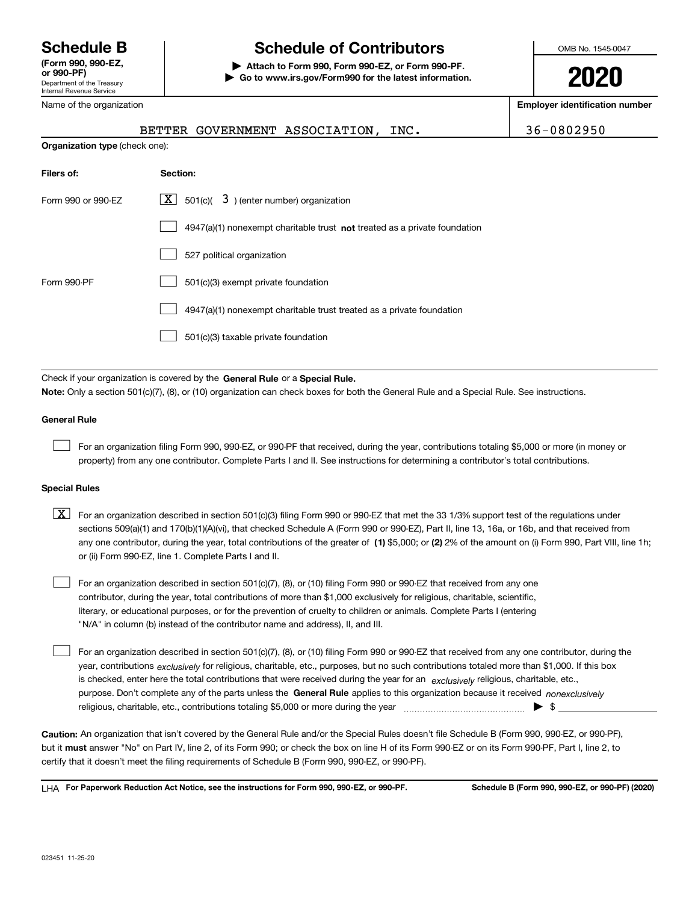# Schedule B

**(Form 990, 990-EZ, or 990-PF)**

Department of the Treasury
Internal Revenue Service

# Schedule of Contributors

**▶ Attach to Form 990, Form 990-EZ, or Form 990-PF.**
**▶ Go to www.irs.gov/Form990 for the latest information.**

OMB No. 1545-0047

**2020**

| Name of the organization | Employer identification number |
|---|---|
| BETTER GOVERNMENT ASSOCIATION, INC. | 36-0802950 |

**Organization type** (check one):

| **Filers of:** | **Section:** |
|---|---|
| Form 990 or 990-EZ | [X] 501(c)( 3 ) (enter number) organization |
| | [ ] 4947(a)(1) nonexempt charitable trust **not** treated as a private foundation |
| | [ ] 527 political organization |
| Form 990-PF | [ ] 501(c)(3) exempt private foundation |
| | [ ] 4947(a)(1) nonexempt charitable trust treated as a private foundation |
| | [ ] 501(c)(3) taxable private foundation |

Check if your organization is covered by the **General Rule** or a **Special Rule.**

**Note:** Only a section 501(c)(7), (8), or (10) organization can check boxes for both the General Rule and a Special Rule. See instructions.

**General Rule**

[ ] For an organization filing Form 990, 990-EZ, or 990-PF that received, during the year, contributions totaling $5,000 or more (in money or property) from any one contributor. Complete Parts I and II. See instructions for determining a contributor's total contributions.

**Special Rules**

[X] For an organization described in section 501(c)(3) filing Form 990 or 990-EZ that met the 33 1/3% support test of the regulations under sections 509(a)(1) and 170(b)(1)(A)(vi), that checked Schedule A (Form 990 or 990-EZ), Part II, line 13, 16a, or 16b, and that received from any one contributor, during the year, total contributions of the greater of **(1)** $5,000; or **(2)** 2% of the amount on (i) Form 990, Part VIII, line 1h; or (ii) Form 990-EZ, line 1. Complete Parts I and II.

[ ] For an organization described in section 501(c)(7), (8), or (10) filing Form 990 or 990-EZ that received from any one contributor, during the year, total contributions of more than $1,000 exclusively for religious, charitable, scientific, literary, or educational purposes, or for the prevention of cruelty to children or animals. Complete Parts I (entering "N/A" in column (b) instead of the contributor name and address), II, and III.

[ ] For an organization described in section 501(c)(7), (8), or (10) filing Form 990 or 990-EZ that received from any one contributor, during the year, contributions *exclusively* for religious, charitable, etc., purposes, but no such contributions totaled more than $1,000. If this box is checked, enter here the total contributions that were received during the year for an *exclusively* religious, charitable, etc., purpose. Don't complete any of the parts unless the **General Rule** applies to this organization because it received *nonexclusively* religious, charitable, etc., contributions totaling $5,000 or more during the year ▶ $

**Caution:** An organization that isn't covered by the General Rule and/or the Special Rules doesn't file Schedule B (Form 990, 990-EZ, or 990-PF), but it **must** answer "No" on Part IV, line 2, of its Form 990; or check the box on line H of its Form 990-EZ or on its Form 990-PF, Part I, line 2, to certify that it doesn't meet the filing requirements of Schedule B (Form 990, 990-EZ, or 990-PF).

LHA **For Paperwork Reduction Act Notice, see the instructions for Form 990, 990-EZ, or 990-PF.** **Schedule B (Form 990, 990-EZ, or 990-PF) (2020)**

023451 11-25-20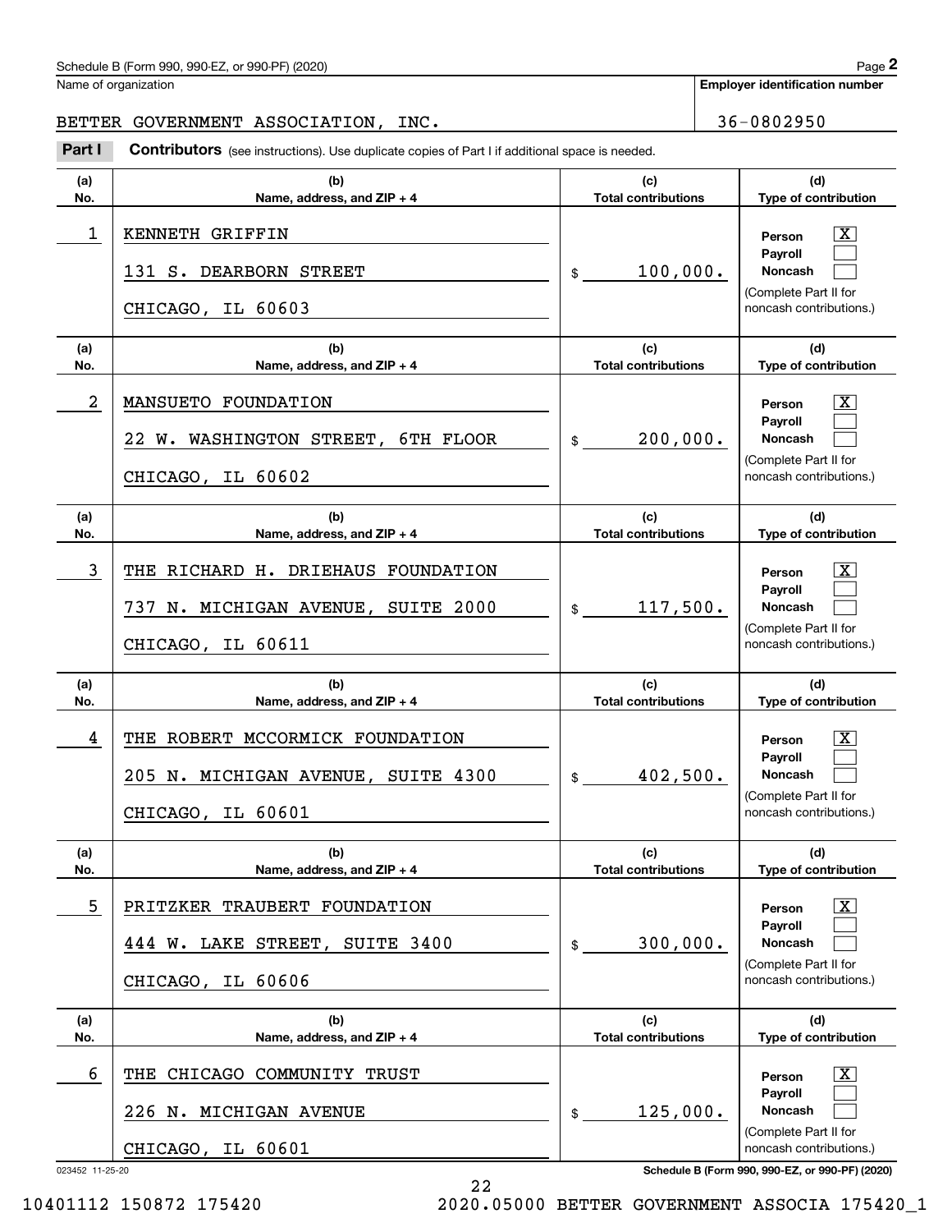Schedule B (Form 990, 990-EZ, or 990-PF) (2020)

Name of organization: BETTER GOVERNMENT ASSOCIATION, INC.

**Employer identification number:** 36-0802950

**Part I** **Contributors** (see instructions). Use duplicate copies of Part I if additional space is needed.

| (a) No. | (b) Name, address, and ZIP + 4 | (c) Total contributions | (d) Type of contribution |
|---|---|---|---|
| 1 | KENNETH GRIFFIN<br>131 S. DEARBORN STREET<br>CHICAGO, IL 60603 | $ 100,000. | Person [X]<br>Payroll [ ]<br>Noncash [ ]<br>(Complete Part II for noncash contributions.) |
| 2 | MANSUETO FOUNDATION<br>22 W. WASHINGTON STREET, 6TH FLOOR<br>CHICAGO, IL 60602 | $ 200,000. | Person [X]<br>Payroll [ ]<br>Noncash [ ]<br>(Complete Part II for noncash contributions.) |
| 3 | THE RICHARD H. DRIEHAUS FOUNDATION<br>737 N. MICHIGAN AVENUE, SUITE 2000<br>CHICAGO, IL 60611 | $ 117,500. | Person [X]<br>Payroll [ ]<br>Noncash [ ]<br>(Complete Part II for noncash contributions.) |
| 4 | THE ROBERT MCCORMICK FOUNDATION<br>205 N. MICHIGAN AVENUE, SUITE 4300<br>CHICAGO, IL 60601 | $ 402,500. | Person [X]<br>Payroll [ ]<br>Noncash [ ]<br>(Complete Part II for noncash contributions.) |
| 5 | PRITZKER TRAUBERT FOUNDATION<br>444 W. LAKE STREET, SUITE 3400<br>CHICAGO, IL 60606 | $ 300,000. | Person [X]<br>Payroll [ ]<br>Noncash [ ]<br>(Complete Part II for noncash contributions.) |
| 6 | THE CHICAGO COMMUNITY TRUST<br>226 N. MICHIGAN AVENUE<br>CHICAGO, IL 60601 | $ 125,000. | Person [X]<br>Payroll [ ]<br>Noncash [ ]<br>(Complete Part II for noncash contributions.) |

023452 11-25-20

10401112 150872 175420 2020.05000 BETTER GOVERNMENT ASSOCIA 175420_1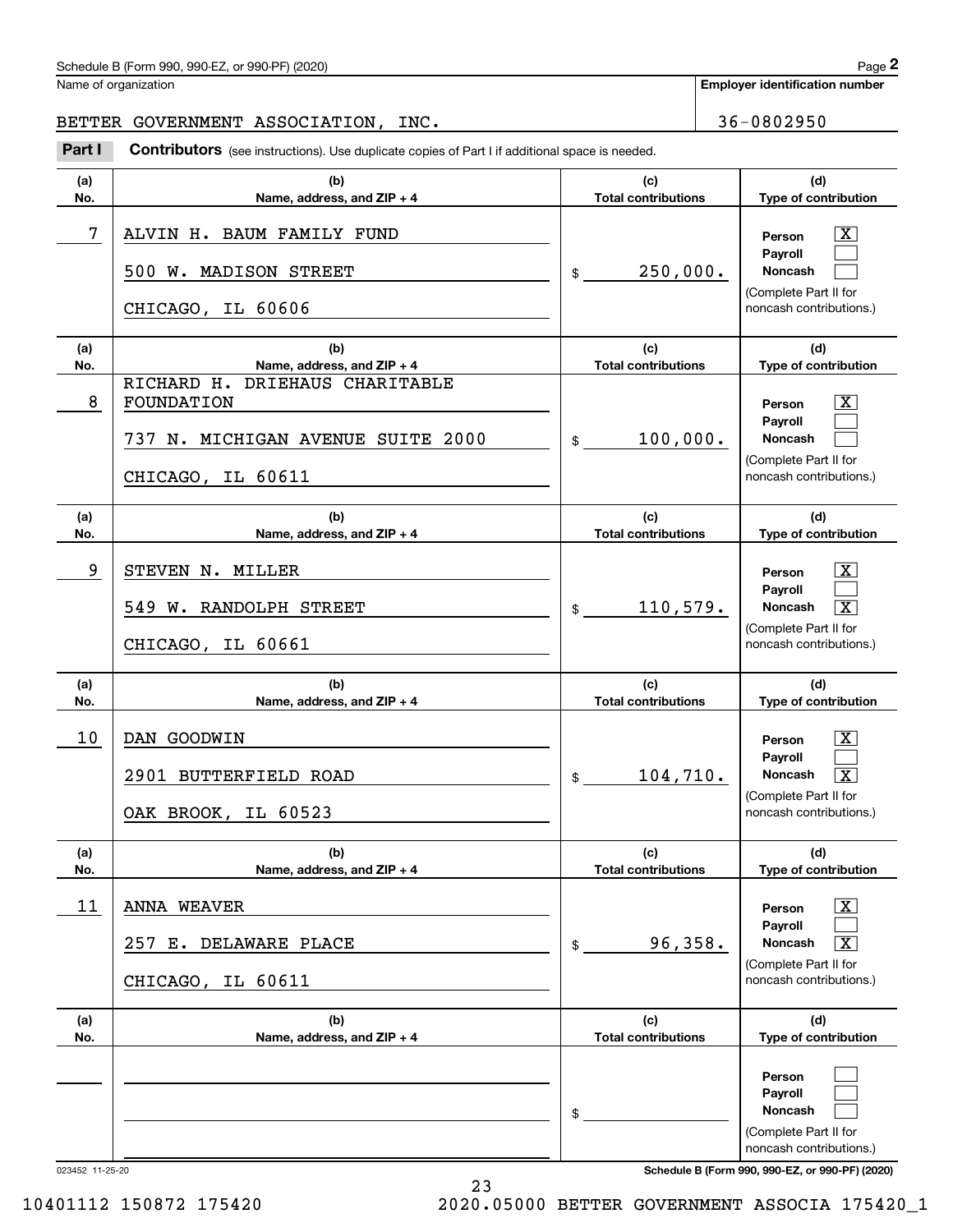Schedule B (Form 990, 990-EZ, or 990-PF) (2020)

Name of organization: BETTER GOVERNMENT ASSOCIATION, INC.

Employer identification number: 36-0802950

**Part I** **Contributors** (see instructions). Use duplicate copies of Part I if additional space is needed.

| (a) No. | (b) Name, address, and ZIP + 4 | (c) Total contributions | (d) Type of contribution |
|---|---|---|---|
| 7 | ALVIN H. BAUM FAMILY FUND<br>500 W. MADISON STREET<br>CHICAGO, IL 60606 | $ 250,000. | Person [X]<br>Payroll [ ]<br>Noncash [ ]<br>(Complete Part II for noncash contributions.) |
| 8 | RICHARD H. DRIEHAUS CHARITABLE FOUNDATION<br>737 N. MICHIGAN AVENUE SUITE 2000<br>CHICAGO, IL 60611 | $ 100,000. | Person [X]<br>Payroll [ ]<br>Noncash [ ]<br>(Complete Part II for noncash contributions.) |
| 9 | STEVEN N. MILLER<br>549 W. RANDOLPH STREET<br>CHICAGO, IL 60661 | $ 110,579. | Person [X]<br>Payroll [ ]<br>Noncash [X]<br>(Complete Part II for noncash contributions.) |
| 10 | DAN GOODWIN<br>2901 BUTTERFIELD ROAD<br>OAK BROOK, IL 60523 | $ 104,710. | Person [X]<br>Payroll [ ]<br>Noncash [X]<br>(Complete Part II for noncash contributions.) |
| 11 | ANNA WEAVER<br>257 E. DELAWARE PLACE<br>CHICAGO, IL 60611 | $ 96,358. | Person [X]<br>Payroll [ ]<br>Noncash [X]<br>(Complete Part II for noncash contributions.) |
| | | $ | Person [ ]<br>Payroll [ ]<br>Noncash [ ]<br>(Complete Part II for noncash contributions.) |

023452 11-25-20

Schedule B (Form 990, 990-EZ, or 990-PF) (2020)

10401112 150872 175420 2020.05000 BETTER GOVERNMENT ASSOCIA 175420_1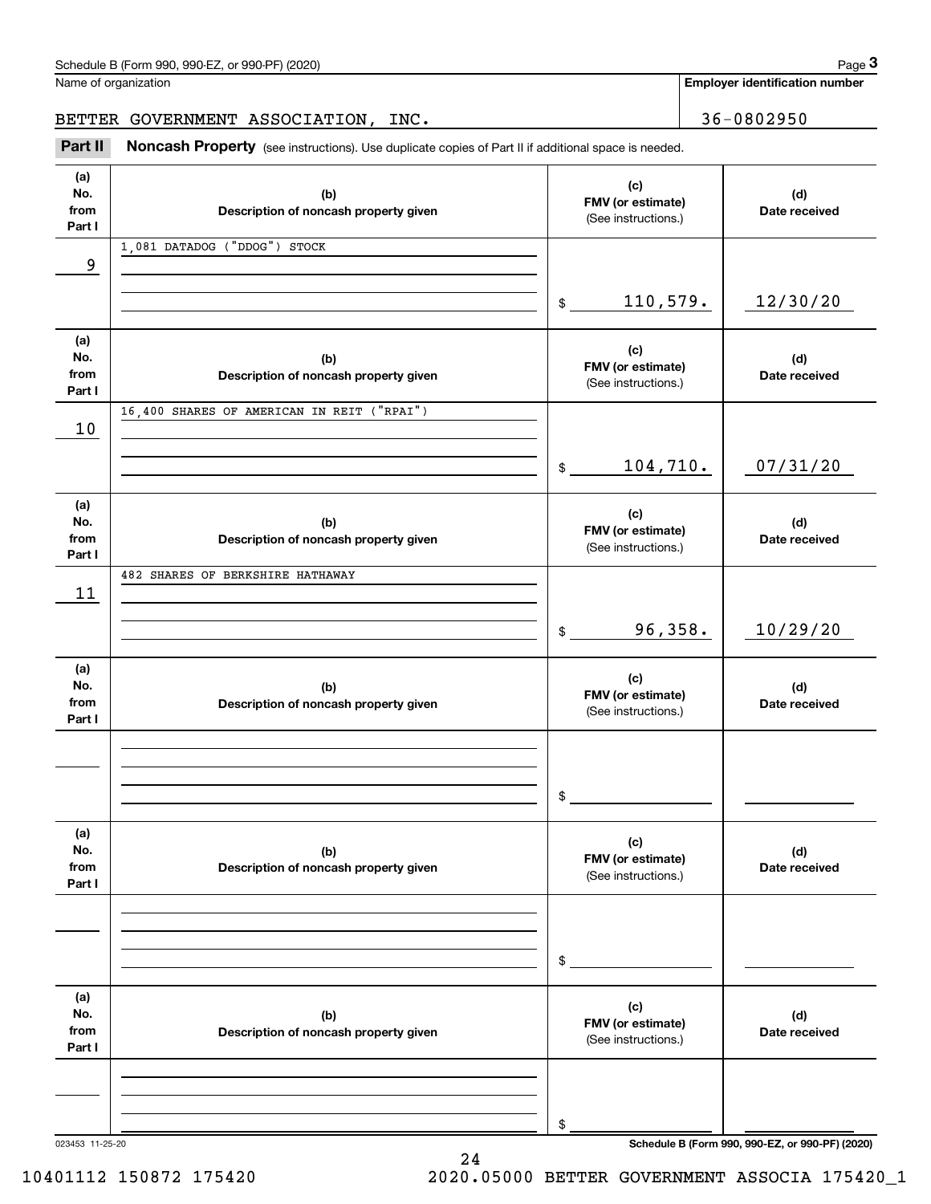Name of organization

BETTER GOVERNMENT ASSOCIATION, INC.

**Employer identification number**

36-0802950

**Part II Noncash Property** (see instructions). Use duplicate copies of Part II if additional space is needed.

| (a) No. from Part I | (b) Description of noncash property given | (c) FMV (or estimate) (See instructions.) | (d) Date received |
|---|---|---|---|
| 9 | 1,081 DATADOG ("DDOG") STOCK | $ 110,579. | 12/30/20 |
| 10 | 16,400 SHARES OF AMERICAN IN REIT ("RPAI") | $ 104,710. | 07/31/20 |
| 11 | 482 SHARES OF BERKSHIRE HATHAWAY | $ 96,358. | 10/29/20 |
| | | $ | |
| | | $ | |
| | | $ | |

023453 11-25-20

**Schedule B (Form 990, 990-EZ, or 990-PF) (2020)**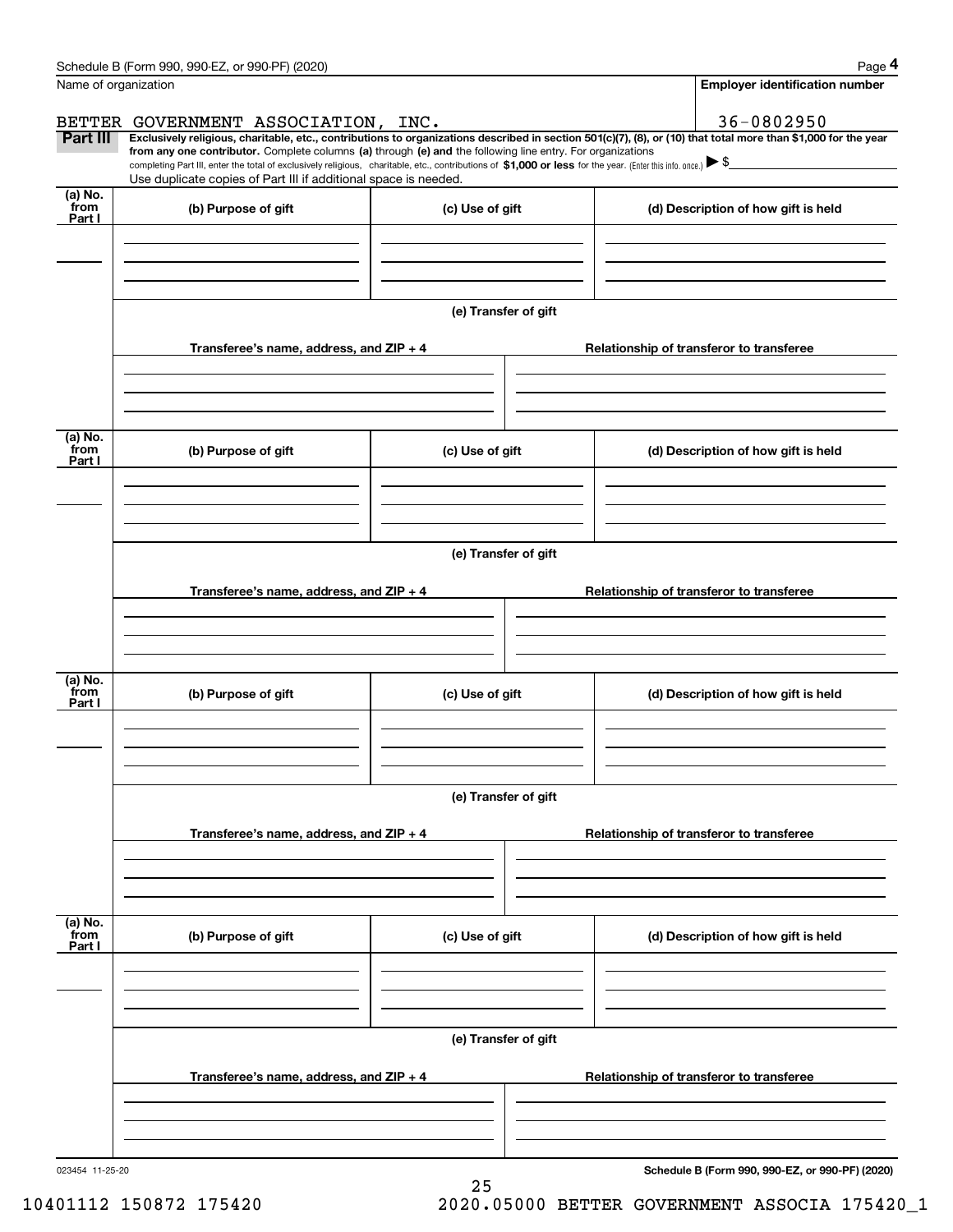Schedule B (Form 990, 990-EZ, or 990-PF) (2020)

Name of organization: BETTER GOVERNMENT ASSOCIATION, INC.

Employer identification number: 36-0802950

**Part III** **Exclusively religious, charitable, etc., contributions to organizations described in section 501(c)(7), (8), or (10) that total more than $1,000 for the year from any one contributor.** Complete columns **(a)** through **(e) and** the following line entry. For organizations completing Part III, enter the total of exclusively religious, charitable, etc., contributions of **$1,000 or less** for the year. (Enter this info. once.) ▶ $

Use duplicate copies of Part III if additional space is needed.

| (a) No. from Part I | (b) Purpose of gift | (c) Use of gift | (d) Description of how gift is held |
|---|---|---|---|
| | | | |

(e) Transfer of gift

| Transferee's name, address, and ZIP + 4 | Relationship of transferor to transferee |
|---|---|
| | |

| (a) No. from Part I | (b) Purpose of gift | (c) Use of gift | (d) Description of how gift is held |
|---|---|---|---|
| | | | |

(e) Transfer of gift

| Transferee's name, address, and ZIP + 4 | Relationship of transferor to transferee |
|---|---|
| | |

| (a) No. from Part I | (b) Purpose of gift | (c) Use of gift | (d) Description of how gift is held |
|---|---|---|---|
| | | | |

(e) Transfer of gift

| Transferee's name, address, and ZIP + 4 | Relationship of transferor to transferee |
|---|---|
| | |

| (a) No. from Part I | (b) Purpose of gift | (c) Use of gift | (d) Description of how gift is held |
|---|---|---|---|
| | | | |

(e) Transfer of gift

| Transferee's name, address, and ZIP + 4 | Relationship of transferor to transferee |
|---|---|
| | |

023454 11-25-20

**Schedule B (Form 990, 990-EZ, or 990-PF) (2020)**

10401112 150872 175420 2020.05000 BETTER GOVERNMENT ASSOCIA 175420_1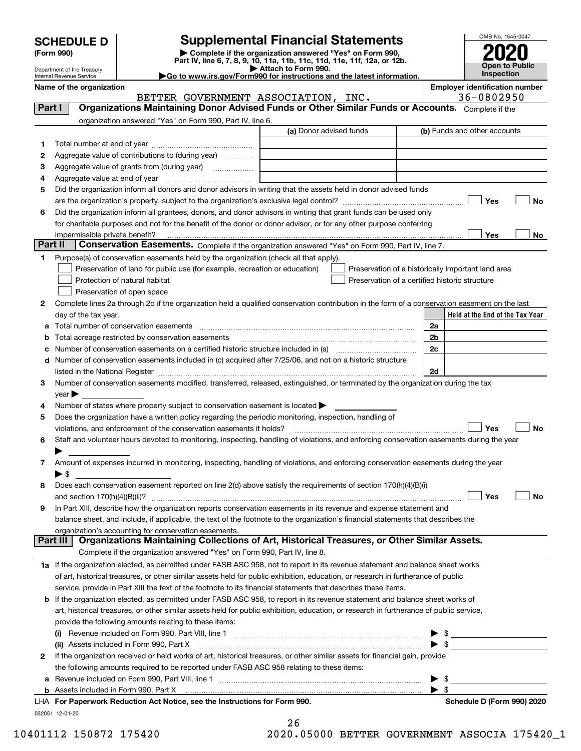# SCHEDULE D (Form 990)

Department of the Treasury
Internal Revenue Service

## Supplemental Financial Statements

▶ Complete if the organization answered "Yes" on Form 990, Part IV, line 6, 7, 8, 9, 10, 11a, 11b, 11c, 11d, 11e, 11f, 12a, or 12b.
▶ Attach to Form 990.
▶ Go to www.irs.gov/Form990 for instructions and the latest information.

OMB No. 1545-0047

**2020**

**Open to Public Inspection**

**Name of the organization:** BETTER GOVERNMENT ASSOCIATION, INC.

**Employer identification number:** 36-0802950

### Part I — Organizations Maintaining Donor Advised Funds or Other Similar Funds or Accounts.
Complete if the organization answered "Yes" on Form 990, Part IV, line 6.

| | | (a) Donor advised funds | (b) Funds and other accounts |
|---|---|---|---|
| 1 | Total number at end of year | | |
| 2 | Aggregate value of contributions to (during year) | | |
| 3 | Aggregate value of grants from (during year) | | |
| 4 | Aggregate value at end of year | | |

5 Did the organization inform all donors and donor advisors in writing that the assets held in donor advised funds are the organization's property, subject to the organization's exclusive legal control? ☐ Yes ☐ No

6 Did the organization inform all grantees, donors, and donor advisors in writing that grant funds can be used only for charitable purposes and not for the benefit of the donor or donor advisor, or for any other purpose conferring impermissible private benefit? ☐ Yes ☐ No

### Part II — Conservation Easements.
Complete if the organization answered "Yes" on Form 990, Part IV, line 7.

1 Purpose(s) of conservation easements held by the organization (check all that apply).

- ☐ Preservation of land for public use (for example, recreation or education)
- ☐ Protection of natural habitat
- ☐ Preservation of open space
- ☐ Preservation of a historically important land area
- ☐ Preservation of a certified historic structure

2 Complete lines 2a through 2d if the organization held a qualified conservation contribution in the form of a conservation easement on the last day of the tax year.

| | | | Held at the End of the Tax Year |
|---|---|---|---|
| a | Total number of conservation easements | 2a | |
| b | Total acreage restricted by conservation easements | 2b | |
| c | Number of conservation easements on a certified historic structure included in (a) | 2c | |
| d | Number of conservation easements included in (c) acquired after 7/25/06, and not on a historic structure listed in the National Register | 2d | |

3 Number of conservation easements modified, transferred, released, extinguished, or terminated by the organization during the tax year ▶

4 Number of states where property subject to conservation easement is located ▶

5 Does the organization have a written policy regarding the periodic monitoring, inspection, handling of violations, and enforcement of the conservation easements it holds? ☐ Yes ☐ No

6 Staff and volunteer hours devoted to monitoring, inspecting, handling of violations, and enforcing conservation easements during the year ▶

7 Amount of expenses incurred in monitoring, inspecting, handling of violations, and enforcing conservation easements during the year ▶ $

8 Does each conservation easement reported on line 2(d) above satisfy the requirements of section 170(h)(4)(B)(i) and section 170(h)(4)(B)(ii)? ☐ Yes ☐ No

9 In Part XIII, describe how the organization reports conservation easements in its revenue and expense statement and balance sheet, and include, if applicable, the text of the footnote to the organization's financial statements that describes the organization's accounting for conservation easements.

### Part III — Organizations Maintaining Collections of Art, Historical Treasures, or Other Similar Assets.
Complete if the organization answered "Yes" on Form 990, Part IV, line 8.

1a If the organization elected, as permitted under FASB ASC 958, not to report in its revenue statement and balance sheet works of art, historical treasures, or other similar assets held for public exhibition, education, or research in furtherance of public service, provide in Part XIII the text of the footnote to its financial statements that describes these items.

b If the organization elected, as permitted under FASB ASC 958, to report in its revenue statement and balance sheet works of art, historical treasures, or other similar assets held for public exhibition, education, or research in furtherance of public service, provide the following amounts relating to these items:

(i) Revenue included on Form 990, Part VIII, line 1 ▶ $

(ii) Assets included in Form 990, Part X ▶ $

2 If the organization received or held works of art, historical treasures, or other similar assets for financial gain, provide the following amounts required to be reported under FASB ASC 958 relating to these items:

a Revenue included on Form 990, Part VIII, line 1 ▶ $

b Assets included in Form 990, Part X ▶ $

LHA **For Paperwork Reduction Act Notice, see the Instructions for Form 990.** **Schedule D (Form 990) 2020**

032051 12-01-20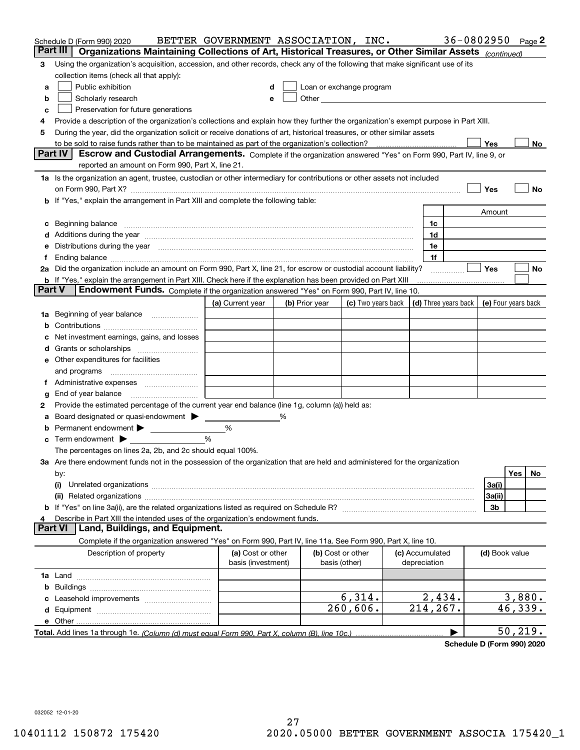Schedule D (Form 990) 2020 BETTER GOVERNMENT ASSOCIATION, INC. 36-0802950 Page 2

**Part III** **Organizations Maintaining Collections of Art, Historical Treasures, or Other Similar Assets** *(continued)*

3 Using the organization's acquisition, accession, and other records, check any of the following that make significant use of its collection items (check all that apply):

a ☐ Public exhibition
b ☐ Scholarly research
c ☐ Preservation for future generations
d ☐ Loan or exchange program
e ☐ Other

4 Provide a description of the organization's collections and explain how they further the organization's exempt purpose in Part XIII.

5 During the year, did the organization solicit or receive donations of art, historical treasures, or other similar assets to be sold to raise funds rather than to be maintained as part of the organization's collection? ☐ Yes ☐ No

**Part IV** **Escrow and Custodial Arrangements.** Complete if the organization answered "Yes" on Form 990, Part IV, line 9, or reported an amount on Form 990, Part X, line 21.

1a Is the organization an agent, trustee, custodian or other intermediary for contributions or other assets not included on Form 990, Part X? ☐ Yes ☐ No

b If "Yes," explain the arrangement in Part XIII and complete the following table:

| | | Amount |
|---|---|---|
| c Beginning balance | 1c | |
| d Additions during the year | 1d | |
| e Distributions during the year | 1e | |
| f Ending balance | 1f | |

2a Did the organization include an amount on Form 990, Part X, line 21, for escrow or custodial account liability? ☐ Yes ☐ No

b If "Yes," explain the arrangement in Part XIII. Check here if the explanation has been provided on Part XIII ☐

**Part V** **Endowment Funds.** Complete if the organization answered "Yes" on Form 990, Part IV, line 10.

| | (a) Current year | (b) Prior year | (c) Two years back | (d) Three years back | (e) Four years back |
|---|---|---|---|---|---|
| 1a Beginning of year balance | | | | | |
| b Contributions | | | | | |
| c Net investment earnings, gains, and losses | | | | | |
| d Grants or scholarships | | | | | |
| e Other expenditures for facilities and programs | | | | | |
| f Administrative expenses | | | | | |
| g End of year balance | | | | | |

2 Provide the estimated percentage of the current year end balance (line 1g, column (a)) held as:

a Board designated or quasi-endowment ▶ ______ %
b Permanent endowment ▶ ______ %
c Term endowment ▶ ______ %

The percentages on lines 2a, 2b, and 2c should equal 100%.

3a Are there endowment funds not in the possession of the organization that are held and administered for the organization by:

| | | Yes | No |
|---|---|---|---|
| (i) Unrelated organizations | 3a(i) | | |
| (ii) Related organizations | 3a(ii) | | |
| b If "Yes" on line 3a(ii), are the related organizations listed as required on Schedule R? | 3b | | |

4 Describe in Part XIII the intended uses of the organization's endowment funds.

**Part VI** **Land, Buildings, and Equipment.**

Complete if the organization answered "Yes" on Form 990, Part IV, line 11a. See Form 990, Part X, line 10.

| Description of property | (a) Cost or other basis (investment) | (b) Cost or other basis (other) | (c) Accumulated depreciation | (d) Book value |
|---|---|---|---|---|
| 1a Land | | | | |
| b Buildings | | | | |
| c Leasehold improvements | | 6,314. | 2,434. | 3,880. |
| d Equipment | | 260,606. | 214,267. | 46,339. |
| e Other | | | | |
| **Total.** Add lines 1a through 1e. *(Column (d) must equal Form 990, Part X, column (B), line 10c.)* | | | ▶ | 50,219. |

**Schedule D (Form 990) 2020**

032052 12-01-20

10401112 150872 175420 2020.05000 BETTER GOVERNMENT ASSOCIA 175420_1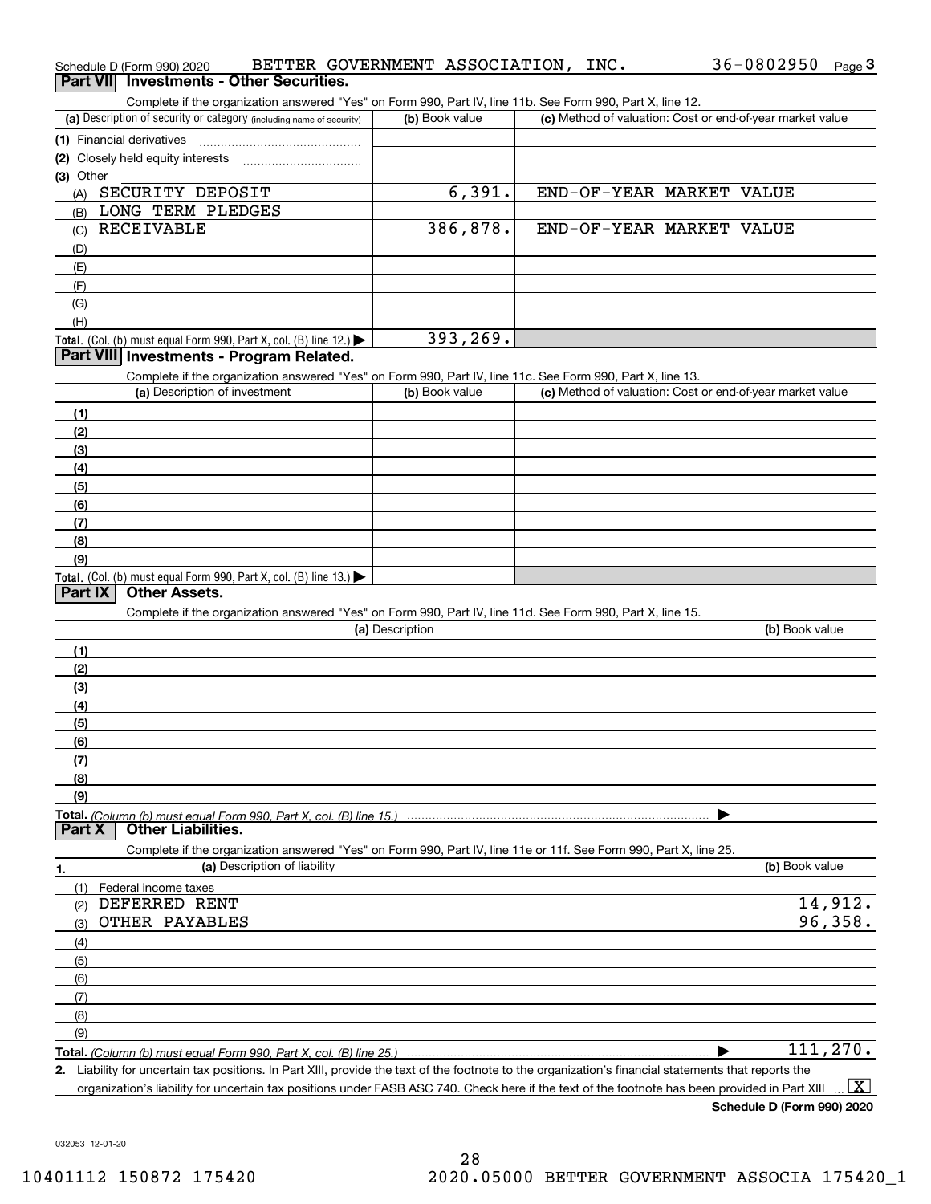Schedule D (Form 990) 2020 BETTER GOVERNMENT ASSOCIATION, INC. 36-0802950 Page 3

## Part VII Investments - Other Securities.

Complete if the organization answered "Yes" on Form 990, Part IV, line 11b. See Form 990, Part X, line 12.

| (a) Description of security or category (including name of security) | (b) Book value | (c) Method of valuation: Cost or end-of-year market value |
|---|---|---|
| (1) Financial derivatives | | |
| (2) Closely held equity interests | | |
| (3) Other | | |
| (A) SECURITY DEPOSIT | 6,391. | END-OF-YEAR MARKET VALUE |
| (B) LONG TERM PLEDGES | | |
| (C) RECEIVABLE | 386,878. | END-OF-YEAR MARKET VALUE |
| (D) | | |
| (E) | | |
| (F) | | |
| (G) | | |
| (H) | | |
| Total. (Col. (b) must equal Form 990, Part X, col. (B) line 12.) | 393,269. | |

## Part VIII Investments - Program Related.

Complete if the organization answered "Yes" on Form 990, Part IV, line 11c. See Form 990, Part X, line 13.

| (a) Description of investment | (b) Book value | (c) Method of valuation: Cost or end-of-year market value |
|---|---|---|
| (1) | | |
| (2) | | |
| (3) | | |
| (4) | | |
| (5) | | |
| (6) | | |
| (7) | | |
| (8) | | |
| (9) | | |
| Total. (Col. (b) must equal Form 990, Part X, col. (B) line 13.) | | |

## Part IX Other Assets.

Complete if the organization answered "Yes" on Form 990, Part IV, line 11d. See Form 990, Part X, line 15.

| (a) Description | (b) Book value |
|---|---|
| (1) | |
| (2) | |
| (3) | |
| (4) | |
| (5) | |
| (6) | |
| (7) | |
| (8) | |
| (9) | |
| Total. (Column (b) must equal Form 990, Part X, col. (B) line 15.) | |

## Part X Other Liabilities.

Complete if the organization answered "Yes" on Form 990, Part IV, line 11e or 11f. See Form 990, Part X, line 25.

| 1. (a) Description of liability | (b) Book value |
|---|---|
| (1) Federal income taxes | |
| (2) DEFERRED RENT | 14,912. |
| (3) OTHER PAYABLES | 96,358. |
| (4) | |
| (5) | |
| (6) | |
| (7) | |
| (8) | |
| (9) | |
| Total. (Column (b) must equal Form 990, Part X, col. (B) line 25.) | 111,270. |

2. Liability for uncertain tax positions. In Part XIII, provide the text of the footnote to the organization's financial statements that reports the organization's liability for uncertain tax positions under FASB ASC 740. Check here if the text of the footnote has been provided in Part XIII [X]

Schedule D (Form 990) 2020

032053 12-01-20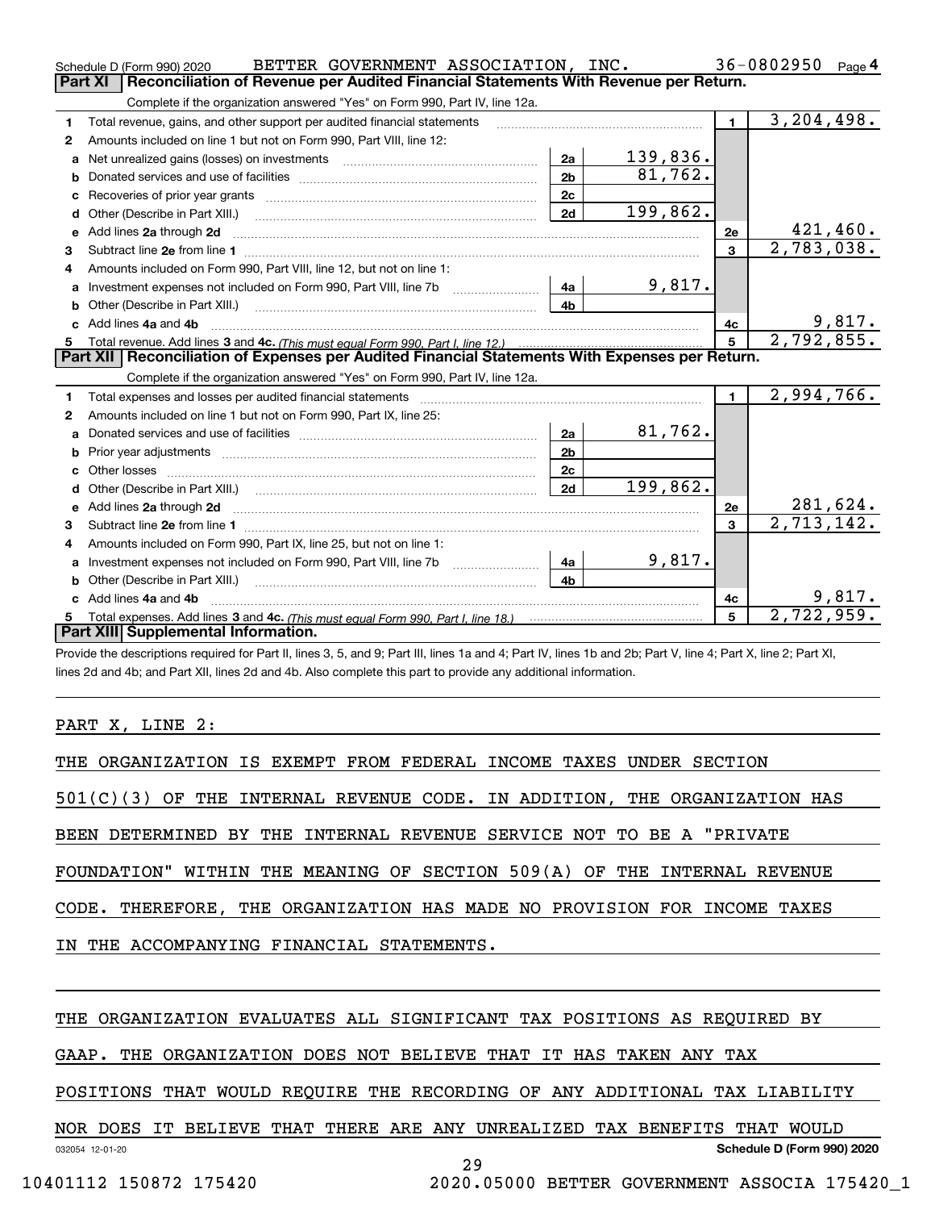Schedule D (Form 990) 2020 BETTER GOVERNMENT ASSOCIATION, INC. 36-0802950 Page 4

## Part XI Reconciliation of Revenue per Audited Financial Statements With Revenue per Return.

Complete if the organization answered "Yes" on Form 990, Part IV, line 12a.

| | | | | | |
|---|---|---|---|---|---|
| 1 | Total revenue, gains, and other support per audited financial statements | | | 1 | 3,204,498. |
| 2 | Amounts included on line 1 but not on Form 990, Part VIII, line 12: | | | | |
| a | Net unrealized gains (losses) on investments | 2a | 139,836. | | |
| b | Donated services and use of facilities | 2b | 81,762. | | |
| c | Recoveries of prior year grants | 2c | | | |
| d | Other (Describe in Part XIII.) | 2d | 199,862. | | |
| e | Add lines 2a through 2d | | | 2e | 421,460. |
| 3 | Subtract line 2e from line 1 | | | 3 | 2,783,038. |
| 4 | Amounts included on Form 990, Part VIII, line 12, but not on line 1: | | | | |
| a | Investment expenses not included on Form 990, Part VIII, line 7b | 4a | 9,817. | | |
| b | Other (Describe in Part XIII.) | 4b | | | |
| c | Add lines 4a and 4b | | | 4c | 9,817. |
| 5 | Total revenue. Add lines 3 and 4c. *(This must equal Form 990, Part I, line 12.)* | | | 5 | 2,792,855. |

## Part XII Reconciliation of Expenses per Audited Financial Statements With Expenses per Return.

Complete if the organization answered "Yes" on Form 990, Part IV, line 12a.

| | | | | | |
|---|---|---|---|---|---|
| 1 | Total expenses and losses per audited financial statements | | | 1 | 2,994,766. |
| 2 | Amounts included on line 1 but not on Form 990, Part IX, line 25: | | | | |
| a | Donated services and use of facilities | 2a | 81,762. | | |
| b | Prior year adjustments | 2b | | | |
| c | Other losses | 2c | | | |
| d | Other (Describe in Part XIII.) | 2d | 199,862. | | |
| e | Add lines 2a through 2d | | | 2e | 281,624. |
| 3 | Subtract line 2e from line 1 | | | 3 | 2,713,142. |
| 4 | Amounts included on Form 990, Part IX, line 25, but not on line 1: | | | | |
| a | Investment expenses not included on Form 990, Part VIII, line 7b | 4a | 9,817. | | |
| b | Other (Describe in Part XIII.) | 4b | | | |
| c | Add lines 4a and 4b | | | 4c | 9,817. |
| 5 | Total expenses. Add lines 3 and 4c. *(This must equal Form 990, Part I, line 18.)* | | | 5 | 2,722,959. |

## Part XIII Supplemental Information.

Provide the descriptions required for Part II, lines 3, 5, and 9; Part III, lines 1a and 4; Part IV, lines 1b and 2b; Part V, line 4; Part X, line 2; Part XI, lines 2d and 4b; and Part XII, lines 2d and 4b. Also complete this part to provide any additional information.

PART X, LINE 2:

THE ORGANIZATION IS EXEMPT FROM FEDERAL INCOME TAXES UNDER SECTION 501(C)(3) OF THE INTERNAL REVENUE CODE. IN ADDITION, THE ORGANIZATION HAS BEEN DETERMINED BY THE INTERNAL REVENUE SERVICE NOT TO BE A "PRIVATE FOUNDATION" WITHIN THE MEANING OF SECTION 509(A) OF THE INTERNAL REVENUE CODE. THEREFORE, THE ORGANIZATION HAS MADE NO PROVISION FOR INCOME TAXES IN THE ACCOMPANYING FINANCIAL STATEMENTS.

THE ORGANIZATION EVALUATES ALL SIGNIFICANT TAX POSITIONS AS REQUIRED BY GAAP. THE ORGANIZATION DOES NOT BELIEVE THAT IT HAS TAKEN ANY TAX POSITIONS THAT WOULD REQUIRE THE RECORDING OF ANY ADDITIONAL TAX LIABILITY NOR DOES IT BELIEVE THAT THERE ARE ANY UNREALIZED TAX BENEFITS THAT WOULD

032054 12-01-20 Schedule D (Form 990) 2020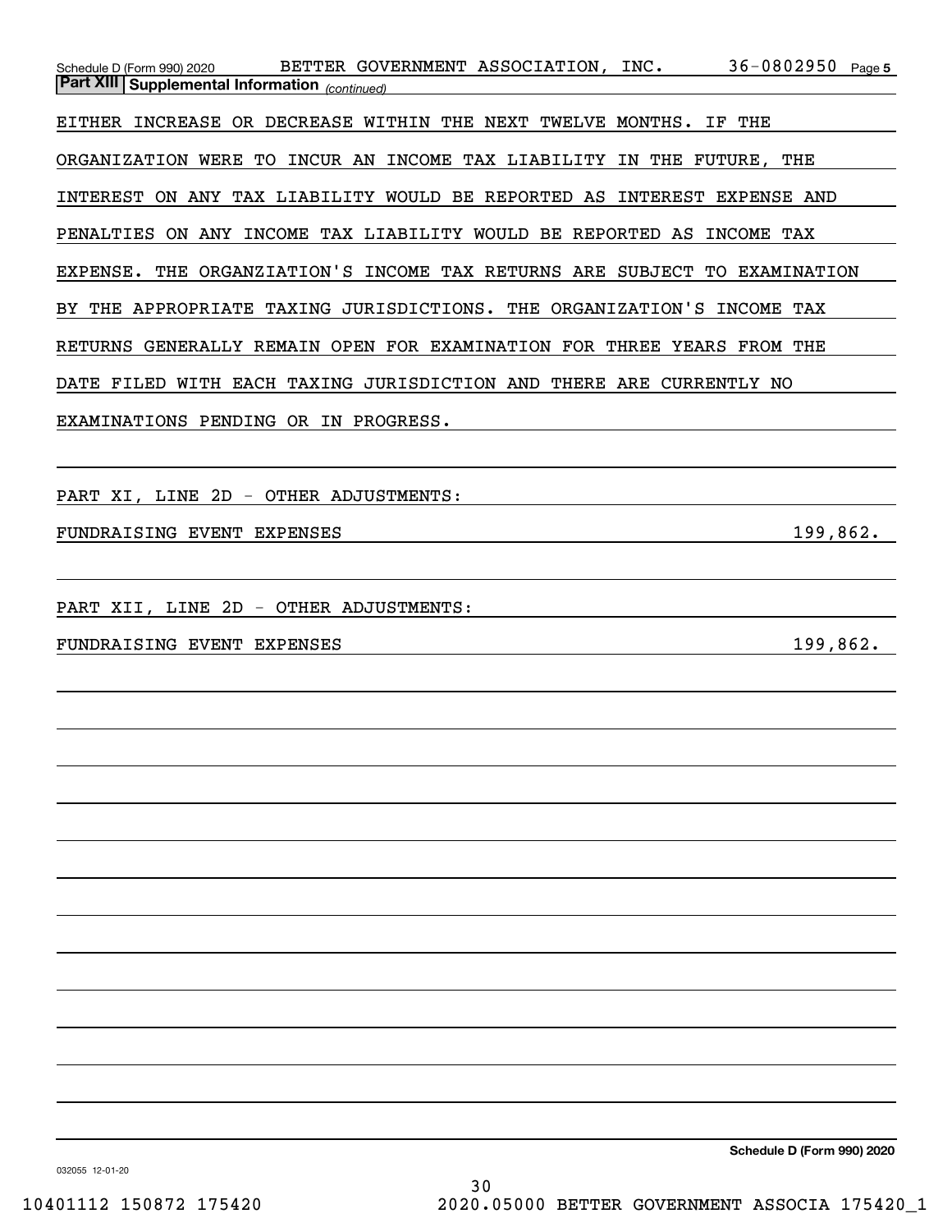## Part XIII Supplemental Information *(continued)*

EITHER INCREASE OR DECREASE WITHIN THE NEXT TWELVE MONTHS. IF THE ORGANIZATION WERE TO INCUR AN INCOME TAX LIABILITY IN THE FUTURE, THE INTEREST ON ANY TAX LIABILITY WOULD BE REPORTED AS INTEREST EXPENSE AND PENALTIES ON ANY INCOME TAX LIABILITY WOULD BE REPORTED AS INCOME TAX EXPENSE. THE ORGANZIATION'S INCOME TAX RETURNS ARE SUBJECT TO EXAMINATION BY THE APPROPRIATE TAXING JURISDICTIONS. THE ORGANIZATION'S INCOME TAX RETURNS GENERALLY REMAIN OPEN FOR EXAMINATION FOR THREE YEARS FROM THE DATE FILED WITH EACH TAXING JURISDICTION AND THERE ARE CURRENTLY NO EXAMINATIONS PENDING OR IN PROGRESS.

PART XI, LINE 2D - OTHER ADJUSTMENTS:

| | |
|---|---|
| FUNDRAISING EVENT EXPENSES | 199,862. |

PART XII, LINE 2D - OTHER ADJUSTMENTS:

| | |
|---|---|
| FUNDRAISING EVENT EXPENSES | 199,862. |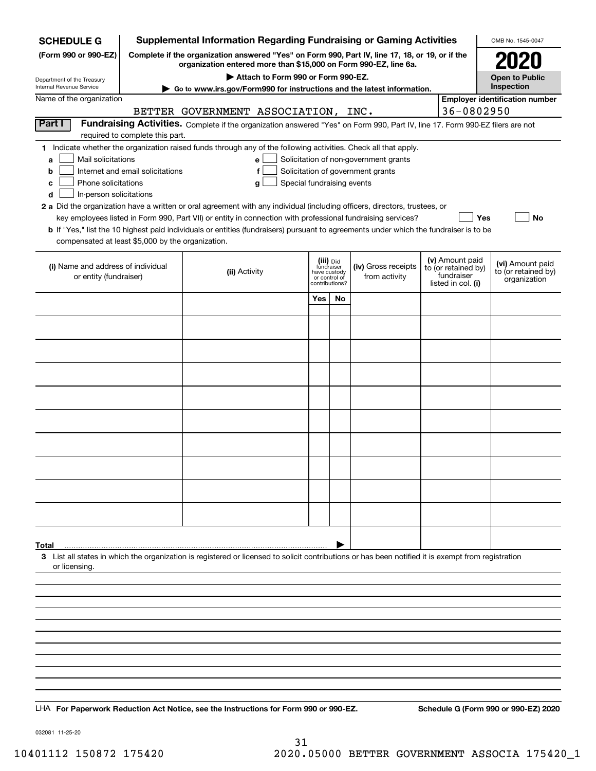**SCHEDULE G (Form 990 or 990-EZ)**

Department of the Treasury
Internal Revenue Service

# Supplemental Information Regarding Fundraising or Gaming Activities

**Complete if the organization answered "Yes" on Form 990, Part IV, line 17, 18, or 19, or if the organization entered more than $15,000 on Form 990-EZ, line 6a.**

**▶ Attach to Form 990 or Form 990-EZ.**

**▶ Go to www.irs.gov/Form990 for instructions and the latest information.**

OMB No. 1545-0047

**2020**

**Open to Public Inspection**

Name of the organization: BETTER GOVERNMENT ASSOCIATION, INC.

**Employer identification number:** 36-0802950

**Part I** **Fundraising Activities.** Complete if the organization answered "Yes" on Form 990, Part IV, line 17. Form 990-EZ filers are not required to complete this part.

**1** Indicate whether the organization raised funds through any of the following activities. Check all that apply.

- **a** ☐ Mail solicitations
- **b** ☐ Internet and email solicitations
- **c** ☐ Phone solicitations
- **d** ☐ In-person solicitations
- **e** ☐ Solicitation of non-government grants
- **f** ☐ Solicitation of government grants
- **g** ☐ Special fundraising events

**2 a** Did the organization have a written or oral agreement with any individual (including officers, directors, trustees, or key employees listed in Form 990, Part VII) or entity in connection with professional fundraising services? ☐ **Yes** ☐ **No**

**b** If "Yes," list the 10 highest paid individuals or entities (fundraisers) pursuant to agreements under which the fundraiser is to be compensated at least $5,000 by the organization.

| (i) Name and address of individual or entity (fundraiser) | (ii) Activity | (iii) Did fundraiser have custody or control of contributions? | | (iv) Gross receipts from activity | (v) Amount paid to (or retained by) fundraiser listed in col. (i) | (vi) Amount paid to (or retained by) organization |
|---|---|---|---|---|---|---|
| | | Yes | No | | | |
| | | | | | | |
| | | | | | | |
| | | | | | | |
| | | | | | | |
| | | | | | | |
| | | | | | | |
| | | | | | | |
| | | | | | | |
| | | | | | | |
| | | | | | | |
| **Total** ▶ | | | | | | |

**3** List all states in which the organization is registered or licensed to solicit contributions or has been notified it is exempt from registration or licensing.

LHA **For Paperwork Reduction Act Notice, see the Instructions for Form 990 or 990-EZ.** **Schedule G (Form 990 or 990-EZ) 2020**

032081 11-25-20

10401112 150872 175420 2020.05000 BETTER GOVERNMENT ASSOCIA 175420_1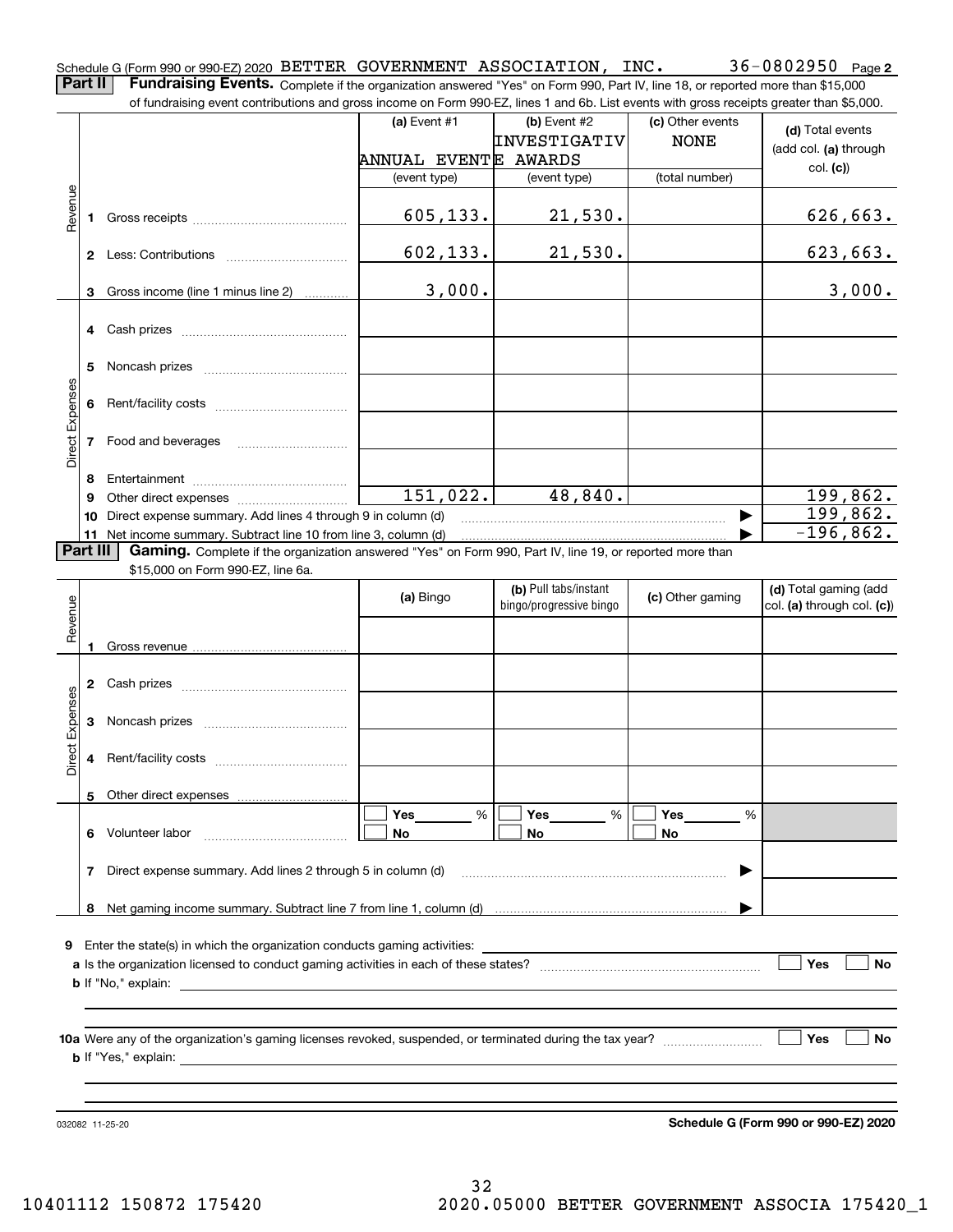Schedule G (Form 990 or 990-EZ) 2020 BETTER GOVERNMENT ASSOCIATION, INC. 36-0802950 Page 2

**Part II** **Fundraising Events.** Complete if the organization answered "Yes" on Form 990, Part IV, line 18, or reported more than $15,000 of fundraising event contributions and gross income on Form 990-EZ, lines 1 and 6b. List events with gross receipts greater than $5,000.

| | | (a) Event #1 ANNUAL EVENT (event type) | (b) Event #2 INVESTIGATIVE AWARDS (event type) | (c) Other events NONE (total number) | (d) Total events (add col. (a) through col. (c)) |
|---|---|---|---|---|---|
| Revenue | 1 Gross receipts | 605,133. | 21,530. | | 626,663. |
| | 2 Less: Contributions | 602,133. | 21,530. | | 623,663. |
| | 3 Gross income (line 1 minus line 2) | 3,000. | | | 3,000. |
| Direct Expenses | 4 Cash prizes | | | | |
| | 5 Noncash prizes | | | | |
| | 6 Rent/facility costs | | | | |
| | 7 Food and beverages | | | | |
| | 8 Entertainment | | | | |
| | 9 Other direct expenses | 151,022. | 48,840. | | 199,862. |
| | 10 Direct expense summary. Add lines 4 through 9 in column (d) | | | ▶ | 199,862. |
| | 11 Net income summary. Subtract line 10 from line 3, column (d) | | | ▶ | -196,862. |

**Part III** **Gaming.** Complete if the organization answered "Yes" on Form 990, Part IV, line 19, or reported more than $15,000 on Form 990-EZ, line 6a.

| | | (a) Bingo | (b) Pull tabs/instant bingo/progressive bingo | (c) Other gaming | (d) Total gaming (add col. (a) through col. (c)) |
|---|---|---|---|---|---|
| Revenue | 1 Gross revenue | | | | |
| Direct Expenses | 2 Cash prizes | | | | |
| | 3 Noncash prizes | | | | |
| | 4 Rent/facility costs | | | | |
| | 5 Other direct expenses | | | | |
| | 6 Volunteer labor | ☐ Yes ___ % ☐ No | ☐ Yes ___ % ☐ No | ☐ Yes ___ % ☐ No | |
| | 7 Direct expense summary. Add lines 2 through 5 in column (d) | | | ▶ | |
| | 8 Net gaming income summary. Subtract line 7 from line 1, column (d) | | | ▶ | |

**9** Enter the state(s) in which the organization conducts gaming activities: ______________________

**a** Is the organization licensed to conduct gaming activities in each of these states? ☐ Yes ☐ No

**b** If "No," explain: ______________________

**10a** Were any of the organization's gaming licenses revoked, suspended, or terminated during the tax year? ☐ Yes ☐ No

**b** If "Yes," explain: ______________________

032082 11-25-20

**Schedule G (Form 990 or 990-EZ) 2020**

10401112 150872 175420 2020.05000 BETTER GOVERNMENT ASSOCIA 175420_1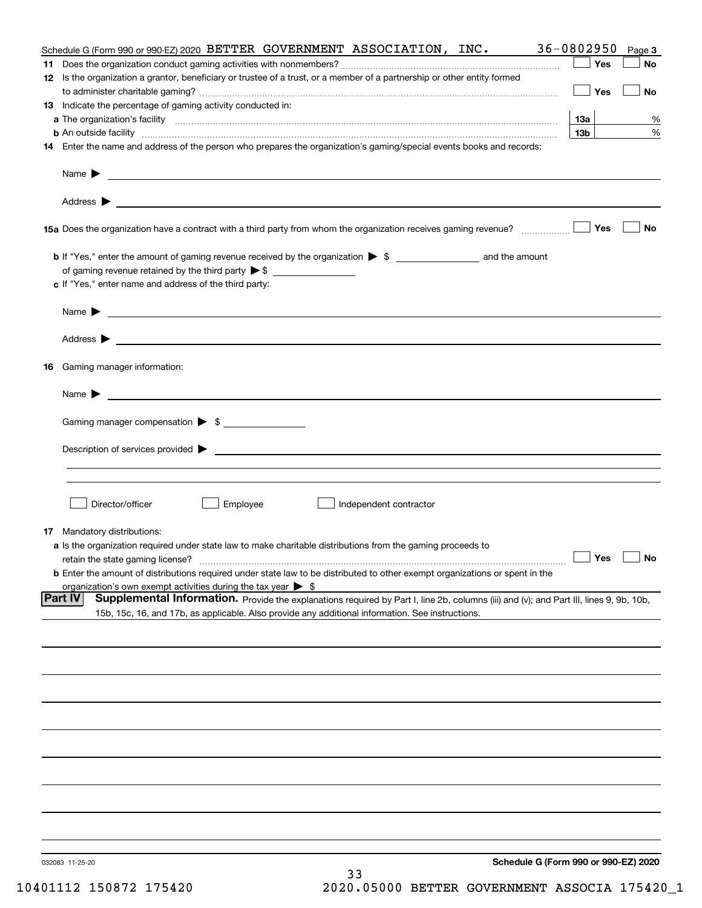Schedule G (Form 990 or 990-EZ) 2020 BETTER GOVERNMENT ASSOCIATION, INC. 36-0802950 Page **3**

**11** Does the organization conduct gaming activities with nonmembers? ☐ Yes ☐ No

**12** Is the organization a grantor, beneficiary or trustee of a trust, or a member of a partnership or other entity formed to administer charitable gaming? ☐ Yes ☐ No

**13** Indicate the percentage of gaming activity conducted in:

**a** The organization's facility **13a** %

**b** An outside facility **13b** %

**14** Enter the name and address of the person who prepares the organization's gaming/special events books and records:

Name ▶

Address ▶

**15a** Does the organization have a contract with a third party from whom the organization receives gaming revenue? ☐ Yes ☐ No

**b** If "Yes," enter the amount of gaming revenue received by the organization ▶ $ ______ and the amount of gaming revenue retained by the third party ▶ $ ______

**c** If "Yes," enter name and address of the third party:

Name ▶

Address ▶

**16** Gaming manager information:

Name ▶

Gaming manager compensation ▶ $

Description of services provided ▶

☐ Director/officer ☐ Employee ☐ Independent contractor

**17** Mandatory distributions:

**a** Is the organization required under state law to make charitable distributions from the gaming proceeds to retain the state gaming license? ☐ Yes ☐ No

**b** Enter the amount of distributions required under state law to be distributed to other exempt organizations or spent in the organization's own exempt activities during the tax year ▶ $

**Part IV** **Supplemental Information.** Provide the explanations required by Part I, line 2b, columns (iii) and (v); and Part III, lines 9, 9b, 10b, 15b, 15c, 16, and 17b, as applicable. Also provide any additional information. See instructions.

032083 11-25-20 **Schedule G (Form 990 or 990-EZ) 2020**

10401112 150872 175420 2020.05000 BETTER GOVERNMENT ASSOCIA 175420_1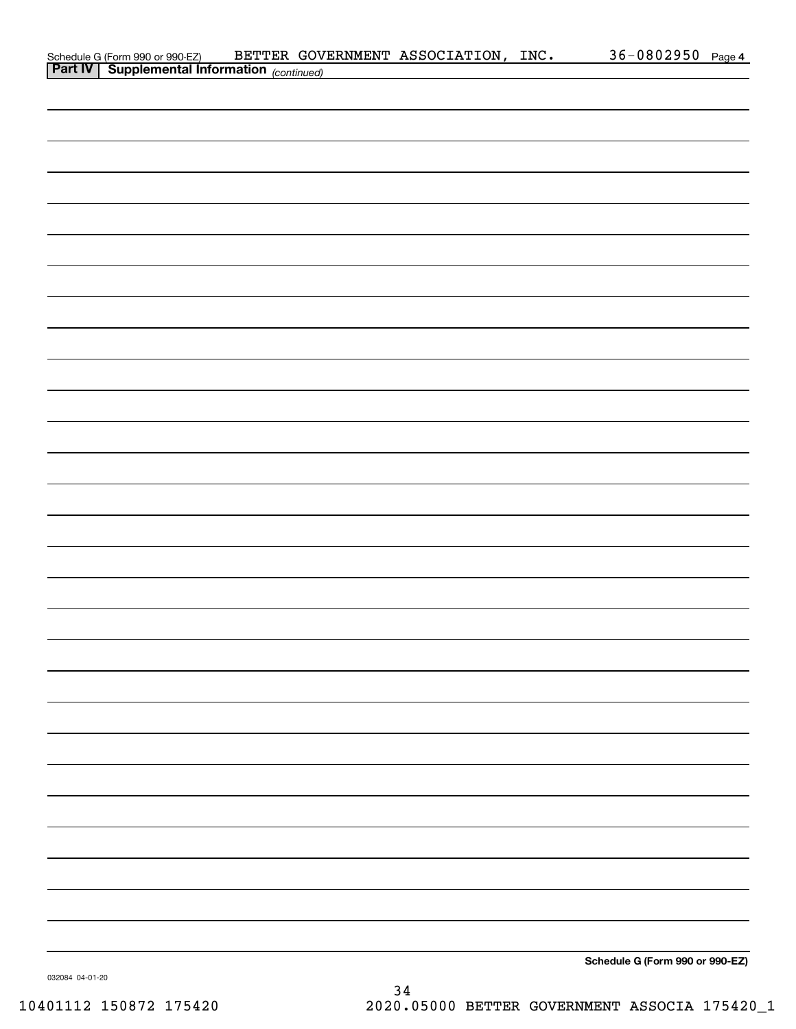Schedule G (Form 990 or 990-EZ) BETTER GOVERNMENT ASSOCIATION, INC. 36-0802950 Page 4

**Part IV | Supplemental Information** *(continued)*

**Schedule G (Form 990 or 990-EZ)**

032084 04-01-20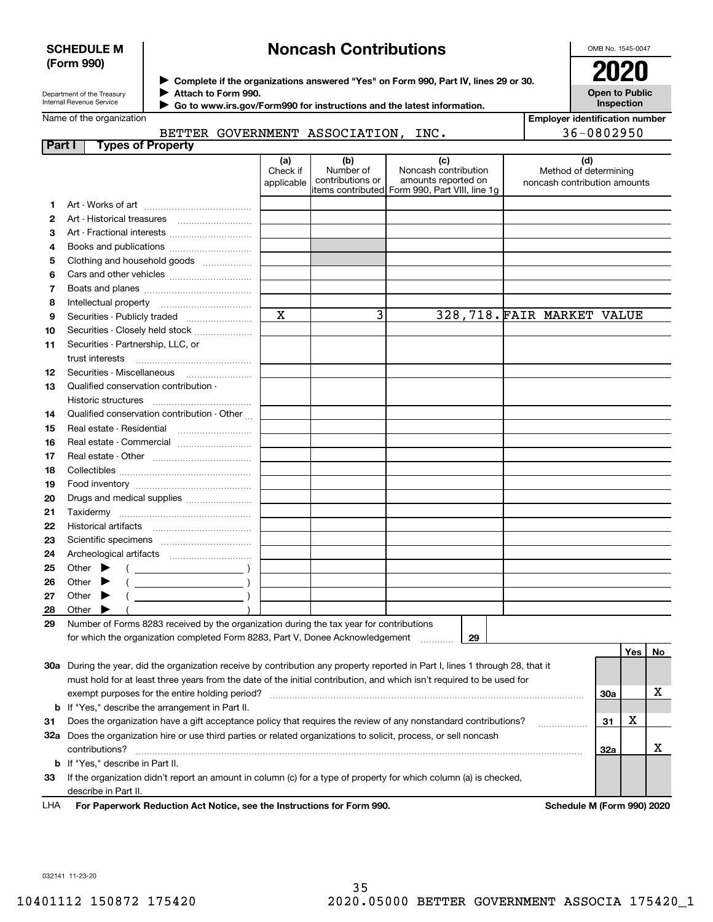**SCHEDULE M (Form 990)**

Department of the Treasury
Internal Revenue Service

# Noncash Contributions

▶ Complete if the organizations answered "Yes" on Form 990, Part IV, lines 29 or 30.
▶ Attach to Form 990.
▶ Go to www.irs.gov/Form990 for instructions and the latest information.

OMB No. 1545-0047

**2020**

**Open to Public Inspection**

Name of the organization: BETTER GOVERNMENT ASSOCIATION, INC.

Employer identification number: 36-0802950

## Part I Types of Property

| | | (a) Check if applicable | (b) Number of contributions or items contributed | (c) Noncash contribution amounts reported on Form 990, Part VIII, line 1g | (d) Method of determining noncash contribution amounts |
|---|---|---|---|---|---|
| 1 | Art - Works of art | | | | |
| 2 | Art - Historical treasures | | | | |
| 3 | Art - Fractional interests | | | | |
| 4 | Books and publications | | | | |
| 5 | Clothing and household goods | | | | |
| 6 | Cars and other vehicles | | | | |
| 7 | Boats and planes | | | | |
| 8 | Intellectual property | | | | |
| 9 | Securities - Publicly traded | X | 3 | 328,718. | FAIR MARKET VALUE |
| 10 | Securities - Closely held stock | | | | |
| 11 | Securities - Partnership, LLC, or trust interests | | | | |
| 12 | Securities - Miscellaneous | | | | |
| 13 | Qualified conservation contribution - Historic structures | | | | |
| 14 | Qualified conservation contribution - Other | | | | |
| 15 | Real estate - Residential | | | | |
| 16 | Real estate - Commercial | | | | |
| 17 | Real estate - Other | | | | |
| 18 | Collectibles | | | | |
| 19 | Food inventory | | | | |
| 20 | Drugs and medical supplies | | | | |
| 21 | Taxidermy | | | | |
| 22 | Historical artifacts | | | | |
| 23 | Scientific specimens | | | | |
| 24 | Archeological artifacts | | | | |
| 25 | Other ▶ ( ) | | | | |
| 26 | Other ▶ ( ) | | | | |
| 27 | Other ▶ ( ) | | | | |
| 28 | Other ▶ ( ) | | | | |

29 Number of Forms 8283 received by the organization during the tax year for contributions for which the organization completed Form 8283, Part V, Donee Acknowledgement ..... **29**

| | | | Yes | No |
|---|---|---|---|---|
| 30a | During the year, did the organization receive by contribution any property reported in Part I, lines 1 through 28, that it must hold for at least three years from the date of the initial contribution, and which isn't required to be used for exempt purposes for the entire holding period? | 30a | | X |
| b | If "Yes," describe the arrangement in Part II. | | | |
| 31 | Does the organization have a gift acceptance policy that requires the review of any nonstandard contributions? | 31 | X | |
| 32a | Does the organization hire or use third parties or related organizations to solicit, process, or sell noncash contributions? | 32a | | X |
| b | If "Yes," describe in Part II. | | | |
| 33 | If the organization didn't report an amount in column (c) for a type of property for which column (a) is checked, describe in Part II. | | | |

LHA **For Paperwork Reduction Act Notice, see the Instructions for Form 990.** **Schedule M (Form 990) 2020**

032141 11-23-20

10401112 150872 175420 2020.05000 BETTER GOVERNMENT ASSOCIA 175420_1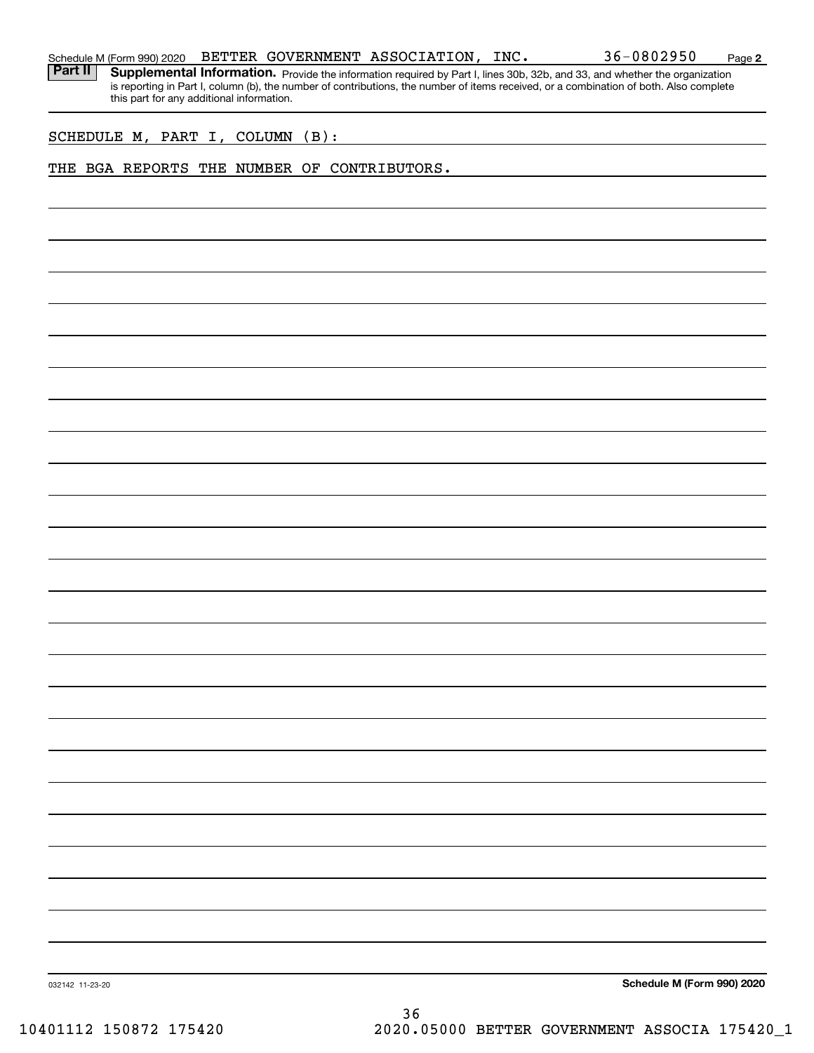Schedule M (Form 990) 2020 BETTER GOVERNMENT ASSOCIATION, INC. 36-0802950 Page 2

**Part II** **Supplemental Information.** Provide the information required by Part I, lines 30b, 32b, and 33, and whether the organization is reporting in Part I, column (b), the number of contributions, the number of items received, or a combination of both. Also complete this part for any additional information.

SCHEDULE M, PART I, COLUMN (B):

THE BGA REPORTS THE NUMBER OF CONTRIBUTORS.

032142 11-23-20

**Schedule M (Form 990) 2020**

10401112 150872 175420 2020.05000 BETTER GOVERNMENT ASSOCIA 175420_1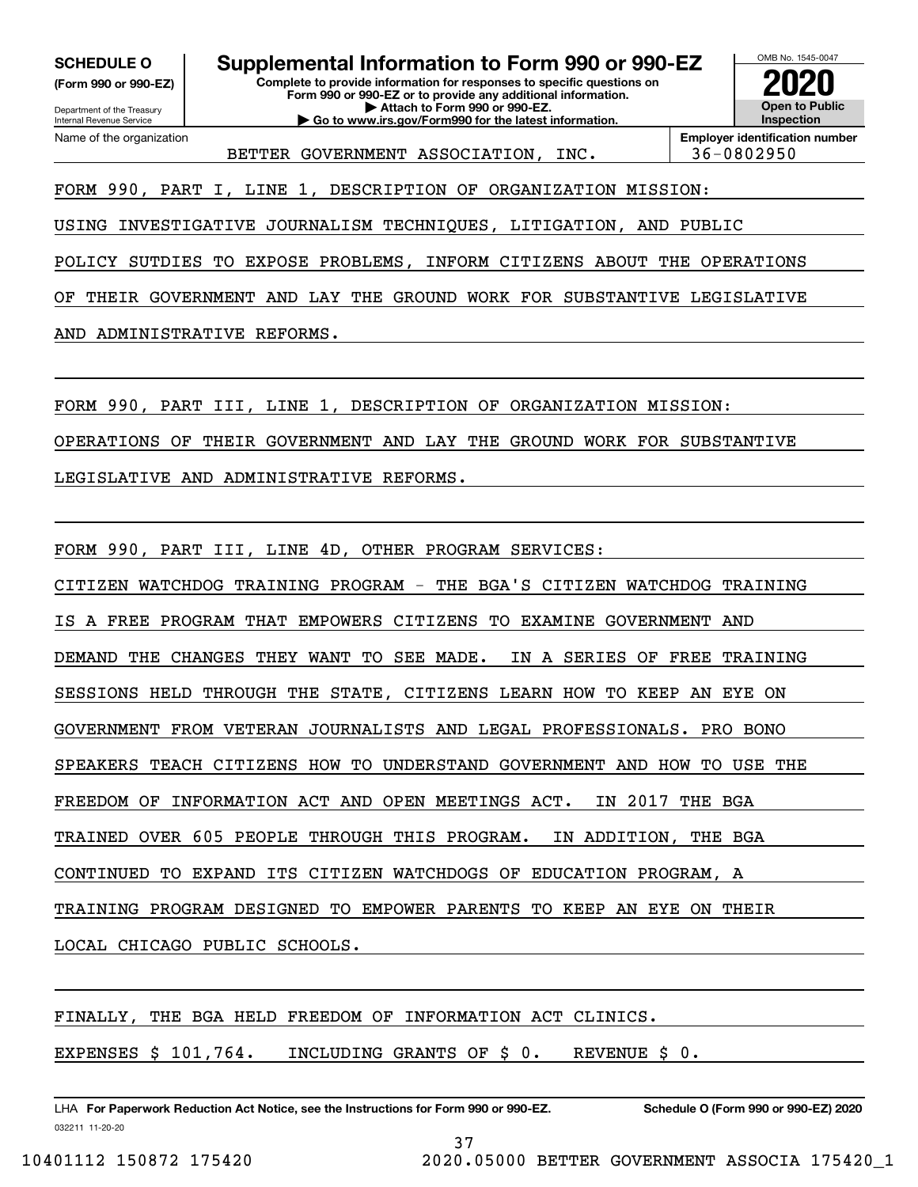**SCHEDULE O** (Form 990 or 990-EZ)

Department of the Treasury
Internal Revenue Service

# Supplemental Information to Form 990 or 990-EZ

**Complete to provide information for responses to specific questions on Form 990 or 990-EZ or to provide any additional information.**
**▶ Attach to Form 990 or 990-EZ.**
**▶ Go to www.irs.gov/Form990 for the latest information.**

OMB No. 1545-0047

**2020**

**Open to Public Inspection**

| Name of the organization | Employer identification number |
|---|---|
| BETTER GOVERNMENT ASSOCIATION, INC. | 36-0802950 |

FORM 990, PART I, LINE 1, DESCRIPTION OF ORGANIZATION MISSION:

USING INVESTIGATIVE JOURNALISM TECHNIQUES, LITIGATION, AND PUBLIC POLICY SUTDIES TO EXPOSE PROBLEMS, INFORM CITIZENS ABOUT THE OPERATIONS OF THEIR GOVERNMENT AND LAY THE GROUND WORK FOR SUBSTANTIVE LEGISLATIVE AND ADMINISTRATIVE REFORMS.

FORM 990, PART III, LINE 1, DESCRIPTION OF ORGANIZATION MISSION:

OPERATIONS OF THEIR GOVERNMENT AND LAY THE GROUND WORK FOR SUBSTANTIVE LEGISLATIVE AND ADMINISTRATIVE REFORMS.

FORM 990, PART III, LINE 4D, OTHER PROGRAM SERVICES:

CITIZEN WATCHDOG TRAINING PROGRAM - THE BGA'S CITIZEN WATCHDOG TRAINING IS A FREE PROGRAM THAT EMPOWERS CITIZENS TO EXAMINE GOVERNMENT AND DEMAND THE CHANGES THEY WANT TO SEE MADE. IN A SERIES OF FREE TRAINING SESSIONS HELD THROUGH THE STATE, CITIZENS LEARN HOW TO KEEP AN EYE ON GOVERNMENT FROM VETERAN JOURNALISTS AND LEGAL PROFESSIONALS. PRO BONO SPEAKERS TEACH CITIZENS HOW TO UNDERSTAND GOVERNMENT AND HOW TO USE THE FREEDOM OF INFORMATION ACT AND OPEN MEETINGS ACT. IN 2017 THE BGA TRAINED OVER 605 PEOPLE THROUGH THIS PROGRAM. IN ADDITION, THE BGA CONTINUED TO EXPAND ITS CITIZEN WATCHDOGS OF EDUCATION PROGRAM, A TRAINING PROGRAM DESIGNED TO EMPOWER PARENTS TO KEEP AN EYE ON THEIR LOCAL CHICAGO PUBLIC SCHOOLS.

FINALLY, THE BGA HELD FREEDOM OF INFORMATION ACT CLINICS.

EXPENSES $ 101,764. INCLUDING GRANTS OF $ 0. REVENUE $ 0.

LHA **For Paperwork Reduction Act Notice, see the Instructions for Form 990 or 990-EZ.** **Schedule O (Form 990 or 990-EZ) 2020**

032211 11-20-20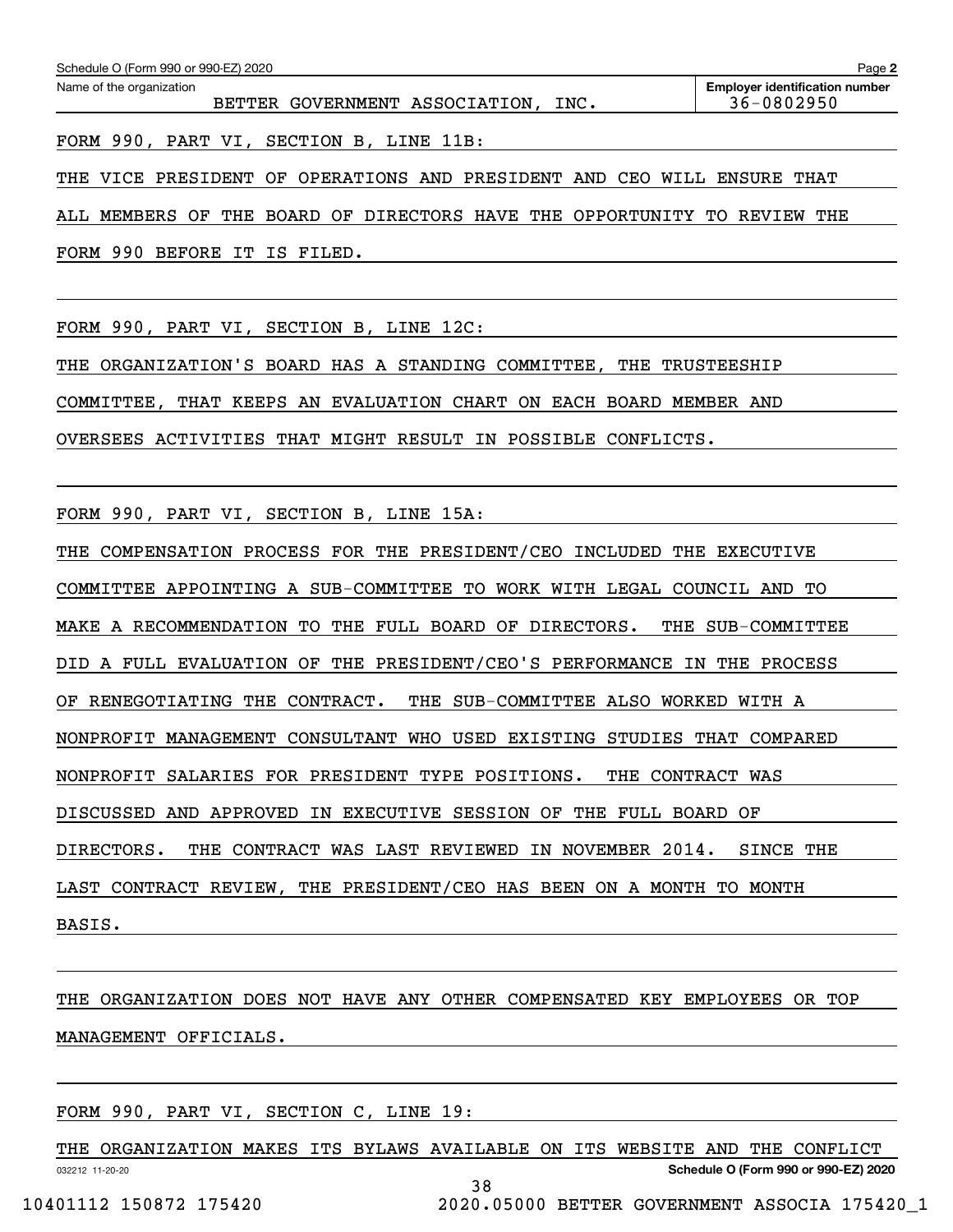Schedule O (Form 990 or 990-EZ) 2020

Name of the organization: BETTER GOVERNMENT ASSOCIATION, INC.

Employer identification number: 36-0802950

FORM 990, PART VI, SECTION B, LINE 11B:

THE VICE PRESIDENT OF OPERATIONS AND PRESIDENT AND CEO WILL ENSURE THAT ALL MEMBERS OF THE BOARD OF DIRECTORS HAVE THE OPPORTUNITY TO REVIEW THE FORM 990 BEFORE IT IS FILED.

FORM 990, PART VI, SECTION B, LINE 12C:

THE ORGANIZATION'S BOARD HAS A STANDING COMMITTEE, THE TRUSTEESHIP COMMITTEE, THAT KEEPS AN EVALUATION CHART ON EACH BOARD MEMBER AND OVERSEES ACTIVITIES THAT MIGHT RESULT IN POSSIBLE CONFLICTS.

FORM 990, PART VI, SECTION B, LINE 15A:

THE COMPENSATION PROCESS FOR THE PRESIDENT/CEO INCLUDED THE EXECUTIVE COMMITTEE APPOINTING A SUB-COMMITTEE TO WORK WITH LEGAL COUNCIL AND TO MAKE A RECOMMENDATION TO THE FULL BOARD OF DIRECTORS. THE SUB-COMMITTEE DID A FULL EVALUATION OF THE PRESIDENT/CEO'S PERFORMANCE IN THE PROCESS OF RENEGOTIATING THE CONTRACT. THE SUB-COMMITTEE ALSO WORKED WITH A NONPROFIT MANAGEMENT CONSULTANT WHO USED EXISTING STUDIES THAT COMPARED NONPROFIT SALARIES FOR PRESIDENT TYPE POSITIONS. THE CONTRACT WAS DISCUSSED AND APPROVED IN EXECUTIVE SESSION OF THE FULL BOARD OF DIRECTORS. THE CONTRACT WAS LAST REVIEWED IN NOVEMBER 2014. SINCE THE LAST CONTRACT REVIEW, THE PRESIDENT/CEO HAS BEEN ON A MONTH TO MONTH BASIS.

THE ORGANIZATION DOES NOT HAVE ANY OTHER COMPENSATED KEY EMPLOYEES OR TOP MANAGEMENT OFFICIALS.

FORM 990, PART VI, SECTION C, LINE 19:

THE ORGANIZATION MAKES ITS BYLAWS AVAILABLE ON ITS WEBSITE AND THE CONFLICT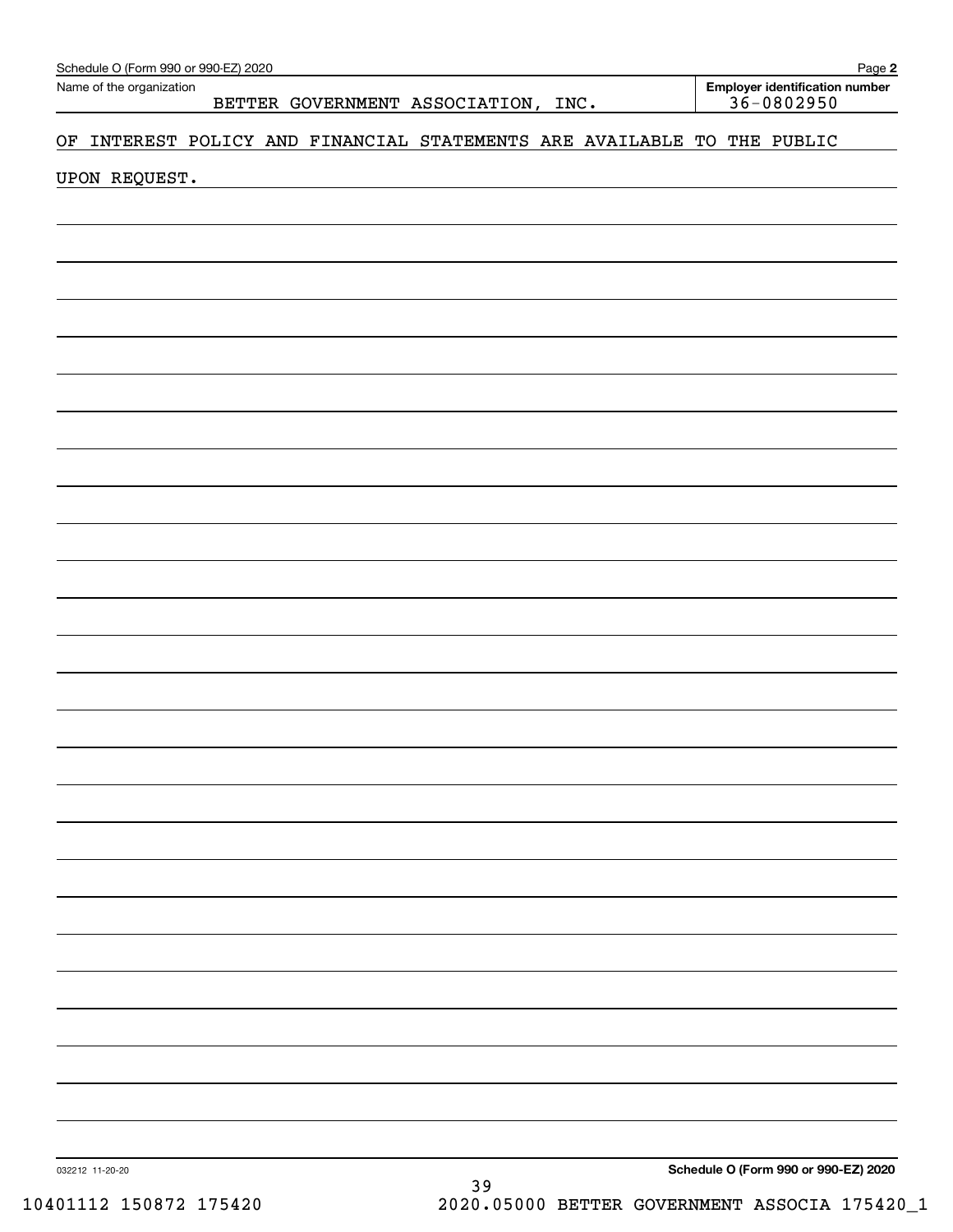Schedule O (Form 990 or 990-EZ) 2020

Name of the organization: BETTER GOVERNMENT ASSOCIATION, INC.

Employer identification number: 36-0802950

OF INTEREST POLICY AND FINANCIAL STATEMENTS ARE AVAILABLE TO THE PUBLIC UPON REQUEST.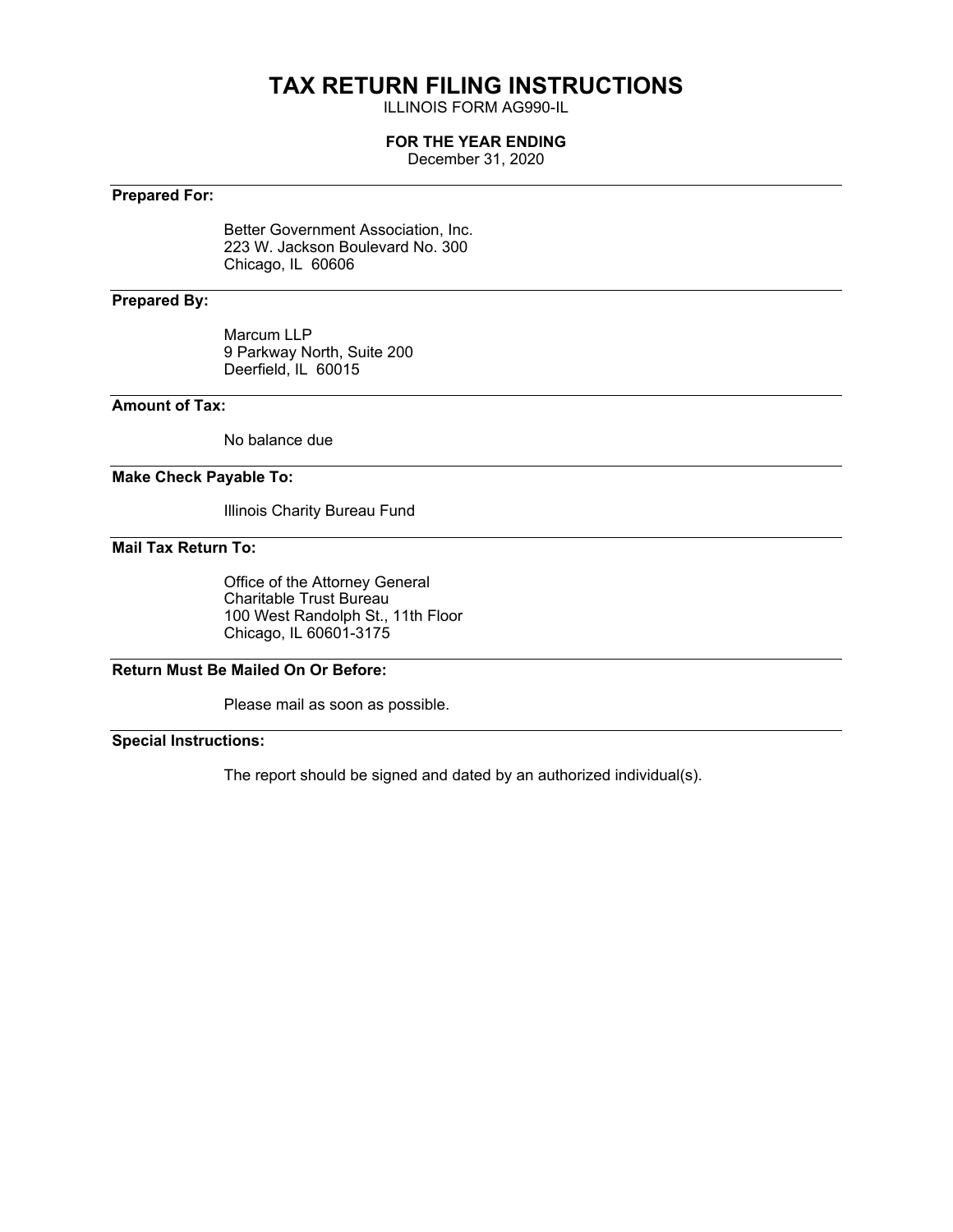# TAX RETURN FILING INSTRUCTIONS

ILLINOIS FORM AG990-IL

**FOR THE YEAR ENDING**

December 31, 2020

**Prepared For:**

Better Government Association, Inc.
223 W. Jackson Boulevard No. 300
Chicago, IL 60606

**Prepared By:**

Marcum LLP
9 Parkway North, Suite 200
Deerfield, IL 60015

**Amount of Tax:**

No balance due

**Make Check Payable To:**

Illinois Charity Bureau Fund

**Mail Tax Return To:**

Office of the Attorney General
Charitable Trust Bureau
100 West Randolph St., 11th Floor
Chicago, IL 60601-3175

**Return Must Be Mailed On Or Before:**

Please mail as soon as possible.

**Special Instructions:**

The report should be signed and dated by an authorized individual(s).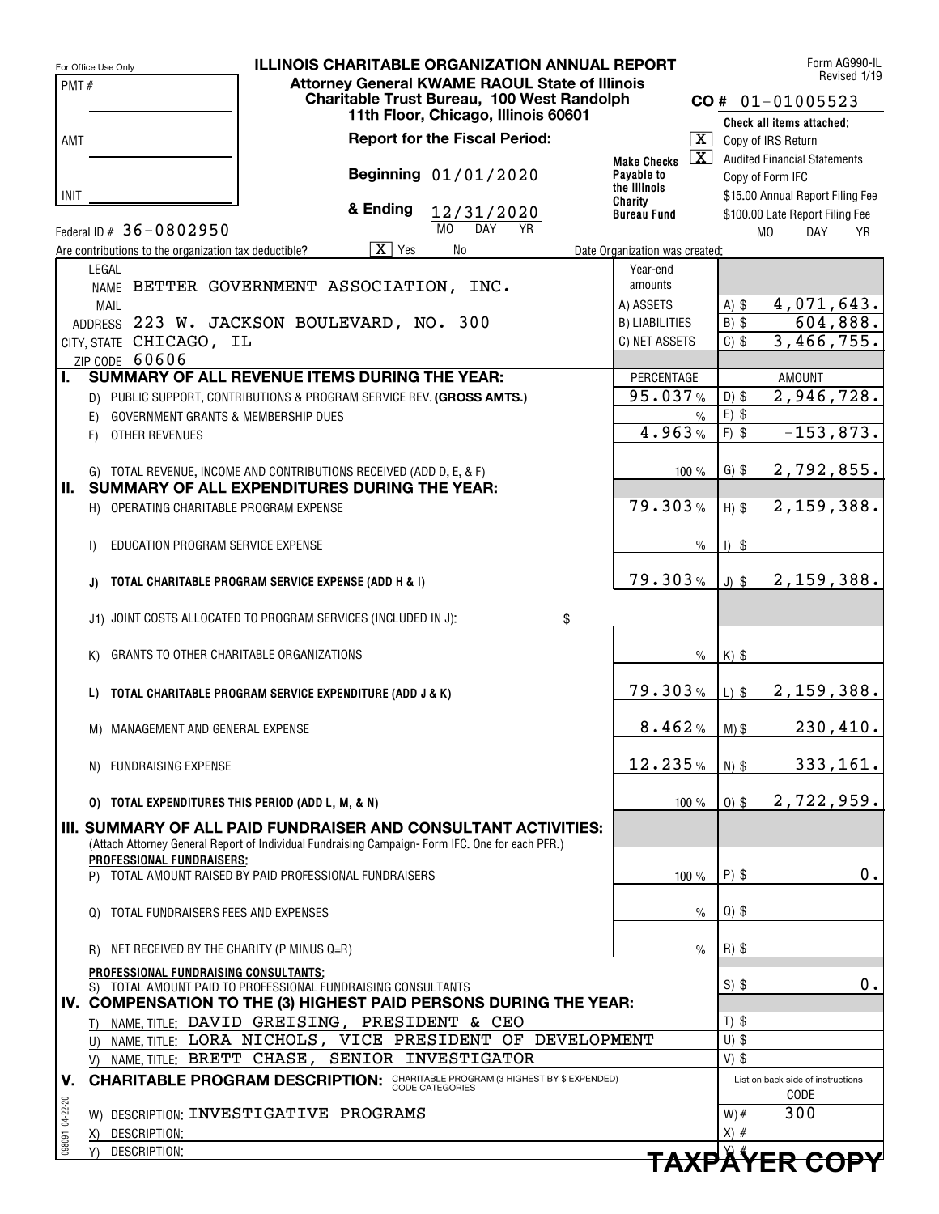For Office Use Only

PMT #

AMT

INIT

# ILLINOIS CHARITABLE ORGANIZATION ANNUAL REPORT

**Attorney General KWAME RAOUL State of Illinois**
**Charitable Trust Bureau, 100 West Randolph**
**11th Floor, Chicago, Illinois 60601**

Form AG990-IL
Revised 1/19

**CO #** 01-01005523

**Report for the Fiscal Period:**

**Beginning** 01/01/2020

**& Ending** 12/31/2020
MO DAY YR

**Make Checks Payable to the Illinois Charity Bureau Fund**

Check all items attached:
- [X] Copy of IRS Return
- [X] Audited Financial Statements
- [ ] Copy of Form IFC
- [ ] $15.00 Annual Report Filing Fee
- [ ] $100.00 Late Report Filing Fee

MO DAY YR

Federal ID # 36-0802950

Are contributions to the organization tax deductible? [X] Yes [ ] No

Date Organization was created:

LEGAL NAME BETTER GOVERNMENT ASSOCIATION, INC.

MAIL ADDRESS 223 W. JACKSON BOULEVARD, NO. 300

CITY, STATE CHICAGO, IL

ZIP CODE 60606

| Year-end amounts | |
|---|---|
| A) ASSETS | A) $ 4,071,643. |
| B) LIABILITIES | B) $ 604,888. |
| C) NET ASSETS | C) $ 3,466,755. |

| | PERCENTAGE | AMOUNT |
|---|---|---|
| **I. SUMMARY OF ALL REVENUE ITEMS DURING THE YEAR:** | | |
| D) PUBLIC SUPPORT, CONTRIBUTIONS & PROGRAM SERVICE REV. **(GROSS AMTS.)** | 95.037% | D) $ 2,946,728. |
| E) GOVERNMENT GRANTS & MEMBERSHIP DUES | % | E) $ |
| F) OTHER REVENUES | 4.963% | F) $ -153,873. |
| G) TOTAL REVENUE, INCOME AND CONTRIBUTIONS RECEIVED (ADD D, E, & F) | 100 % | G) $ 2,792,855. |
| **II. SUMMARY OF ALL EXPENDITURES DURING THE YEAR:** | | |
| H) OPERATING CHARITABLE PROGRAM EXPENSE | 79.303% | H) $ 2,159,388. |
| I) EDUCATION PROGRAM SERVICE EXPENSE | % | I) $ |
| **J) TOTAL CHARITABLE PROGRAM SERVICE EXPENSE (ADD H & I)** | 79.303% | J) $ 2,159,388. |
| J1) JOINT COSTS ALLOCATED TO PROGRAM SERVICES (INCLUDED IN J): $ | | |
| K) GRANTS TO OTHER CHARITABLE ORGANIZATIONS | % | K) $ |
| **L) TOTAL CHARITABLE PROGRAM SERVICE EXPENDITURE (ADD J & K)** | 79.303% | L) $ 2,159,388. |
| M) MANAGEMENT AND GENERAL EXPENSE | 8.462% | M) $ 230,410. |
| N) FUNDRAISING EXPENSE | 12.235% | N) $ 333,161. |
| **O) TOTAL EXPENDITURES THIS PERIOD (ADD L, M, & N)** | 100 % | O) $ 2,722,959. |

**III. SUMMARY OF ALL PAID FUNDRAISER AND CONSULTANT ACTIVITIES:**
(Attach Attorney General Report of Individual Fundraising Campaign- Form IFC. One for each PFR.)

| | PERCENTAGE | AMOUNT |
|---|---|---|
| **PROFESSIONAL FUNDRAISERS:** | | |
| P) TOTAL AMOUNT RAISED BY PAID PROFESSIONAL FUNDRAISERS | 100 % | P) $ 0. |
| Q) TOTAL FUNDRAISERS FEES AND EXPENSES | % | Q) $ |
| R) NET RECEIVED BY THE CHARITY (P MINUS Q=R) | % | R) $ |
| **PROFESSIONAL FUNDRAISING CONSULTANTS:** | | |
| S) TOTAL AMOUNT PAID TO PROFESSIONAL FUNDRAISING CONSULTANTS | | S) $ 0. |

**IV. COMPENSATION TO THE (3) HIGHEST PAID PERSONS DURING THE YEAR:**

| | |
|---|---|
| T) NAME, TITLE: DAVID GREISING, PRESIDENT & CEO | T) $ |
| U) NAME, TITLE: LORA NICHOLS, VICE PRESIDENT OF DEVELOPMENT | U) $ |
| V) NAME, TITLE: BRETT CHASE, SENIOR INVESTIGATOR | V) $ |

**V. CHARITABLE PROGRAM DESCRIPTION:** CHARITABLE PROGRAM (3 HIGHEST BY $ EXPENDED) CODE CATEGORIES

List on back side of instructions

| | CODE |
|---|---|
| W) DESCRIPTION: INVESTIGATIVE PROGRAMS | W) # 300 |
| X) DESCRIPTION: | X) # |
| Y) DESCRIPTION: | Y) # |

098091 04-22-20

**TAXPAYER COPY**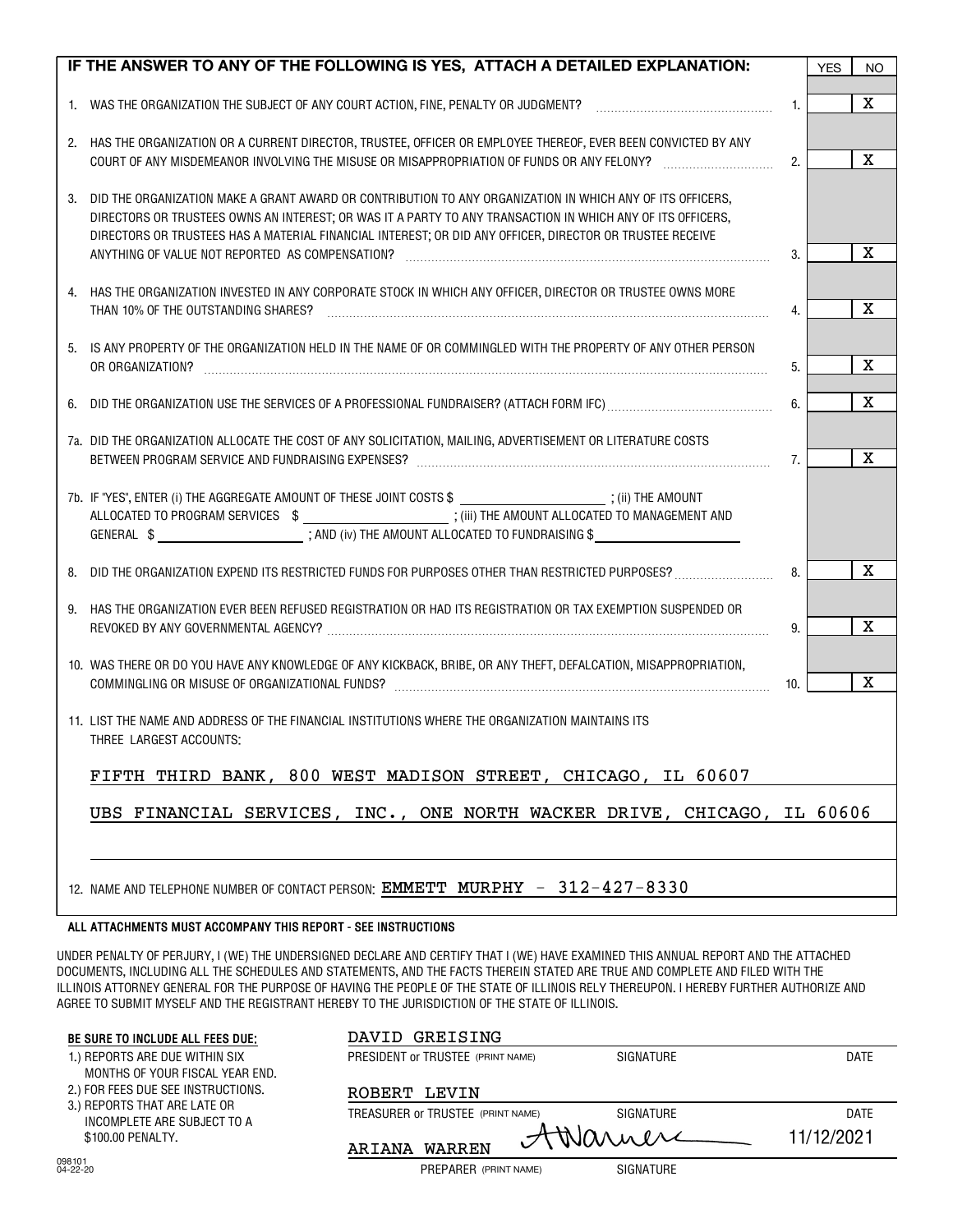| IF THE ANSWER TO ANY OF THE FOLLOWING IS YES, ATTACH A DETAILED EXPLANATION: | | YES | NO |
|---|---|---|---|
| 1. WAS THE ORGANIZATION THE SUBJECT OF ANY COURT ACTION, FINE, PENALTY OR JUDGMENT? | 1. | | X |
| 2. HAS THE ORGANIZATION OR A CURRENT DIRECTOR, TRUSTEE, OFFICER OR EMPLOYEE THEREOF, EVER BEEN CONVICTED BY ANY COURT OF ANY MISDEMEANOR INVOLVING THE MISUSE OR MISAPPROPRIATION OF FUNDS OR ANY FELONY? | 2. | | X |
| 3. DID THE ORGANIZATION MAKE A GRANT AWARD OR CONTRIBUTION TO ANY ORGANIZATION IN WHICH ANY OF ITS OFFICERS, DIRECTORS OR TRUSTEES OWNS AN INTEREST; OR WAS IT A PARTY TO ANY TRANSACTION IN WHICH ANY OF ITS OFFICERS, DIRECTORS OR TRUSTEES HAS A MATERIAL FINANCIAL INTEREST; OR DID ANY OFFICER, DIRECTOR OR TRUSTEE RECEIVE ANYTHING OF VALUE NOT REPORTED AS COMPENSATION? | 3. | | X |
| 4. HAS THE ORGANIZATION INVESTED IN ANY CORPORATE STOCK IN WHICH ANY OFFICER, DIRECTOR OR TRUSTEE OWNS MORE THAN 10% OF THE OUTSTANDING SHARES? | 4. | | X |
| 5. IS ANY PROPERTY OF THE ORGANIZATION HELD IN THE NAME OF OR COMMINGLED WITH THE PROPERTY OF ANY OTHER PERSON OR ORGANIZATION? | 5. | | X |
| 6. DID THE ORGANIZATION USE THE SERVICES OF A PROFESSIONAL FUNDRAISER? (ATTACH FORM IFC) | 6. | | X |
| 7a. DID THE ORGANIZATION ALLOCATE THE COST OF ANY SOLICITATION, MAILING, ADVERTISEMENT OR LITERATURE COSTS BETWEEN PROGRAM SERVICE AND FUNDRAISING EXPENSES? | 7. | | X |
| 7b. IF "YES", ENTER (i) THE AGGREGATE AMOUNT OF THESE JOINT COSTS $ ______ ; (ii) THE AMOUNT ALLOCATED TO PROGRAM SERVICES $ ______ ; (iii) THE AMOUNT ALLOCATED TO MANAGEMENT AND GENERAL $ ______ ; AND (iv) THE AMOUNT ALLOCATED TO FUNDRAISING $ ______ | | | |
| 8. DID THE ORGANIZATION EXPEND ITS RESTRICTED FUNDS FOR PURPOSES OTHER THAN RESTRICTED PURPOSES? | 8. | | X |
| 9. HAS THE ORGANIZATION EVER BEEN REFUSED REGISTRATION OR HAD ITS REGISTRATION OR TAX EXEMPTION SUSPENDED OR REVOKED BY ANY GOVERNMENTAL AGENCY? | 9. | | X |
| 10. WAS THERE OR DO YOU HAVE ANY KNOWLEDGE OF ANY KICKBACK, BRIBE, OR ANY THEFT, DEFALCATION, MISAPPROPRIATION, COMMINGLING OR MISUSE OF ORGANIZATIONAL FUNDS? | 10. | | X |

11. LIST THE NAME AND ADDRESS OF THE FINANCIAL INSTITUTIONS WHERE THE ORGANIZATION MAINTAINS ITS THREE LARGEST ACCOUNTS:

FIFTH THIRD BANK, 800 WEST MADISON STREET, CHICAGO, IL 60607

UBS FINANCIAL SERVICES, INC., ONE NORTH WACKER DRIVE, CHICAGO, IL 60606

12. NAME AND TELEPHONE NUMBER OF CONTACT PERSON: EMMETT MURPHY - 312-427-8330

**ALL ATTACHMENTS MUST ACCOMPANY THIS REPORT - SEE INSTRUCTIONS**

UNDER PENALTY OF PERJURY, I (WE) THE UNDERSIGNED DECLARE AND CERTIFY THAT I (WE) HAVE EXAMINED THIS ANNUAL REPORT AND THE ATTACHED DOCUMENTS, INCLUDING ALL THE SCHEDULES AND STATEMENTS, AND THE FACTS THEREIN STATED ARE TRUE AND COMPLETE AND FILED WITH THE ILLINOIS ATTORNEY GENERAL FOR THE PURPOSE OF HAVING THE PEOPLE OF THE STATE OF ILLINOIS RELY THEREUPON. I HEREBY FURTHER AUTHORIZE AND AGREE TO SUBMIT MYSELF AND THE REGISTRANT HEREBY TO THE JURISDICTION OF THE STATE OF ILLINOIS.

**BE SURE TO INCLUDE ALL FEES DUE:**
1.) REPORTS ARE DUE WITHIN SIX MONTHS OF YOUR FISCAL YEAR END.
2.) FOR FEES DUE SEE INSTRUCTIONS.
3.) REPORTS THAT ARE LATE OR INCOMPLETE ARE SUBJECT TO A $100.00 PENALTY.

| PRINT NAME | SIGNATURE | DATE |
|---|---|---|
| DAVID GREISING<br>PRESIDENT or TRUSTEE (PRINT NAME) | SIGNATURE | DATE |
| ROBERT LEVIN<br>TREASURER or TRUSTEE (PRINT NAME) | SIGNATURE | DATE |
| ARIANA WARREN<br>PREPARER (PRINT NAME) | AWarren<br>SIGNATURE | 11/12/2021 |

098101
04-22-20